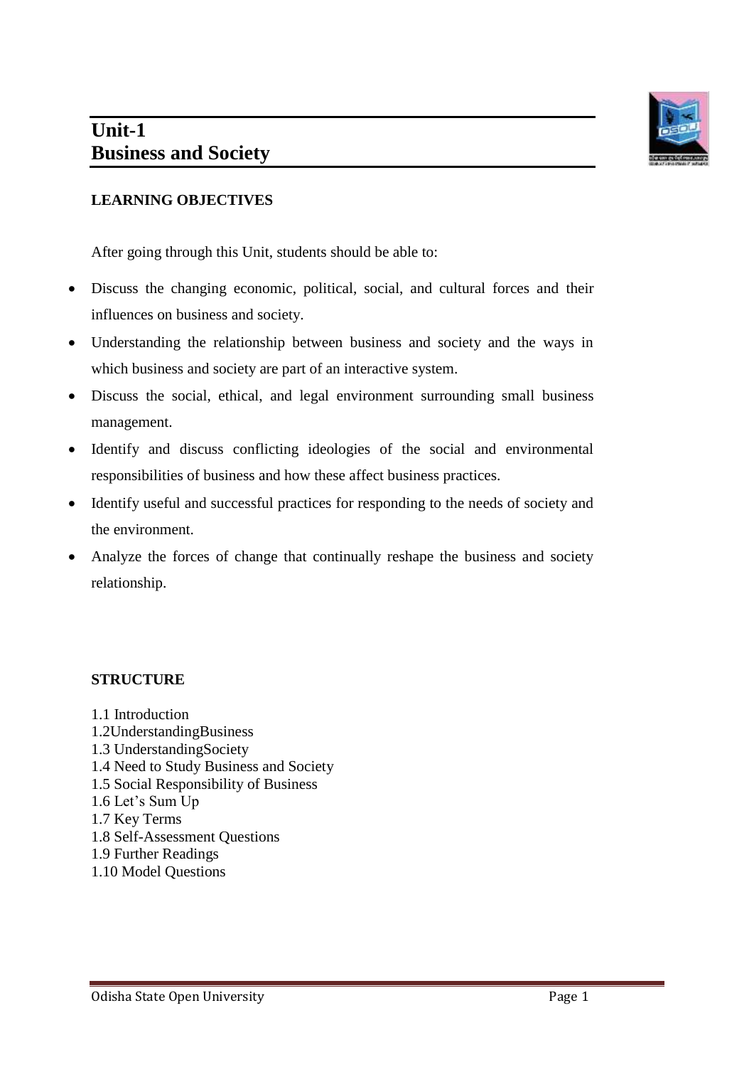# Unit-1
# Business and Society

**LEARNING OBJECTIVES**

After going through this Unit, students should be able to:

- Discuss the changing economic, political, social, and cultural forces and their influences on business and society.
- Understanding the relationship between business and society and the ways in which business and society are part of an interactive system.
- Discuss the social, ethical, and legal environment surrounding small business management.
- Identify and discuss conflicting ideologies of the social and environmental responsibilities of business and how these affect business practices.
- Identify useful and successful practices for responding to the needs of society and the environment.
- Analyze the forces of change that continually reshape the business and society relationship.

**STRUCTURE**

1.1 Introduction
1.2UnderstandingBusiness
1.3 UnderstandingSociety
1.4 Need to Study Business and Society
1.5 Social Responsibility of Business
1.6 Let's Sum Up
1.7 Key Terms
1.8 Self-Assessment Questions
1.9 Further Readings
1.10 Model Questions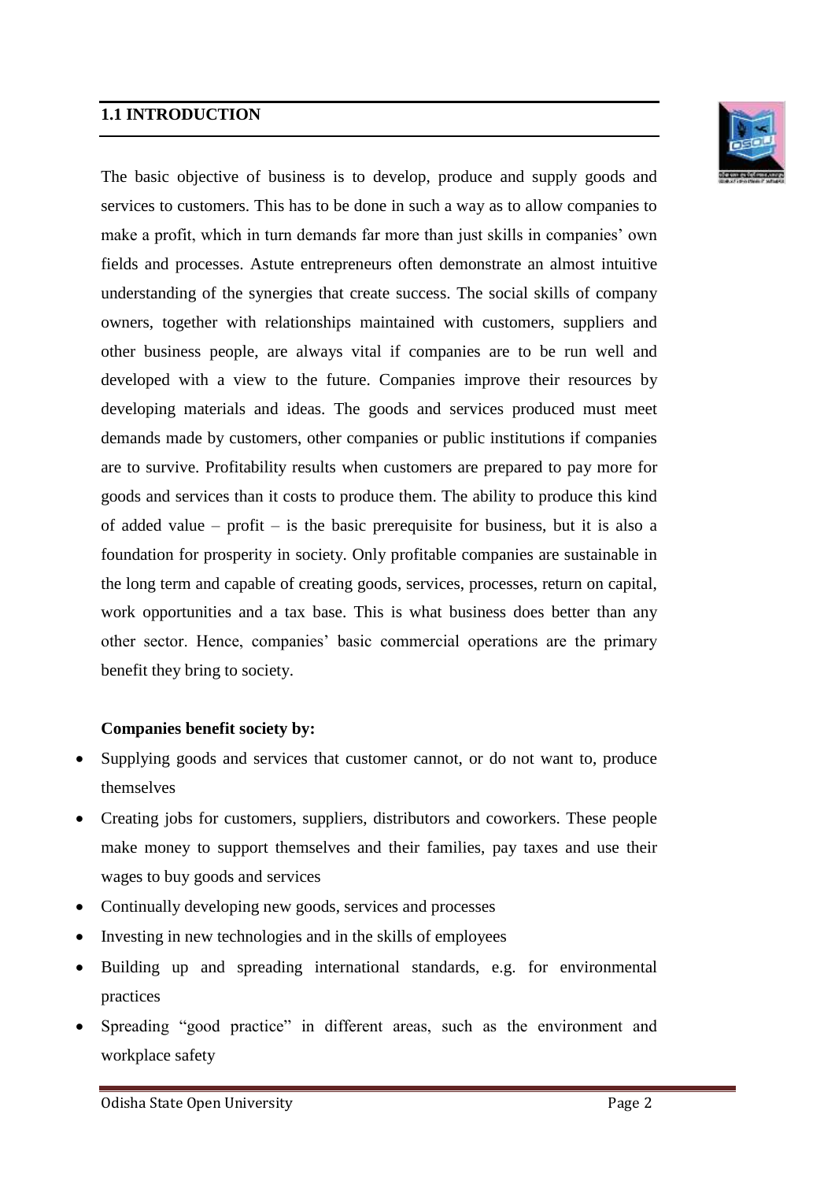## 1.1 INTRODUCTION

The basic objective of business is to develop, produce and supply goods and services to customers. This has to be done in such a way as to allow companies to make a profit, which in turn demands far more than just skills in companies' own fields and processes. Astute entrepreneurs often demonstrate an almost intuitive understanding of the synergies that create success. The social skills of company owners, together with relationships maintained with customers, suppliers and other business people, are always vital if companies are to be run well and developed with a view to the future. Companies improve their resources by developing materials and ideas. The goods and services produced must meet demands made by customers, other companies or public institutions if companies are to survive. Profitability results when customers are prepared to pay more for goods and services than it costs to produce them. The ability to produce this kind of added value – profit – is the basic prerequisite for business, but it is also a foundation for prosperity in society. Only profitable companies are sustainable in the long term and capable of creating goods, services, processes, return on capital, work opportunities and a tax base. This is what business does better than any other sector. Hence, companies' basic commercial operations are the primary benefit they bring to society.

**Companies benefit society by:**

- Supplying goods and services that customer cannot, or do not want to, produce themselves
- Creating jobs for customers, suppliers, distributors and coworkers. These people make money to support themselves and their families, pay taxes and use their wages to buy goods and services
- Continually developing new goods, services and processes
- Investing in new technologies and in the skills of employees
- Building up and spreading international standards, e.g. for environmental practices
- Spreading "good practice" in different areas, such as the environment and workplace safety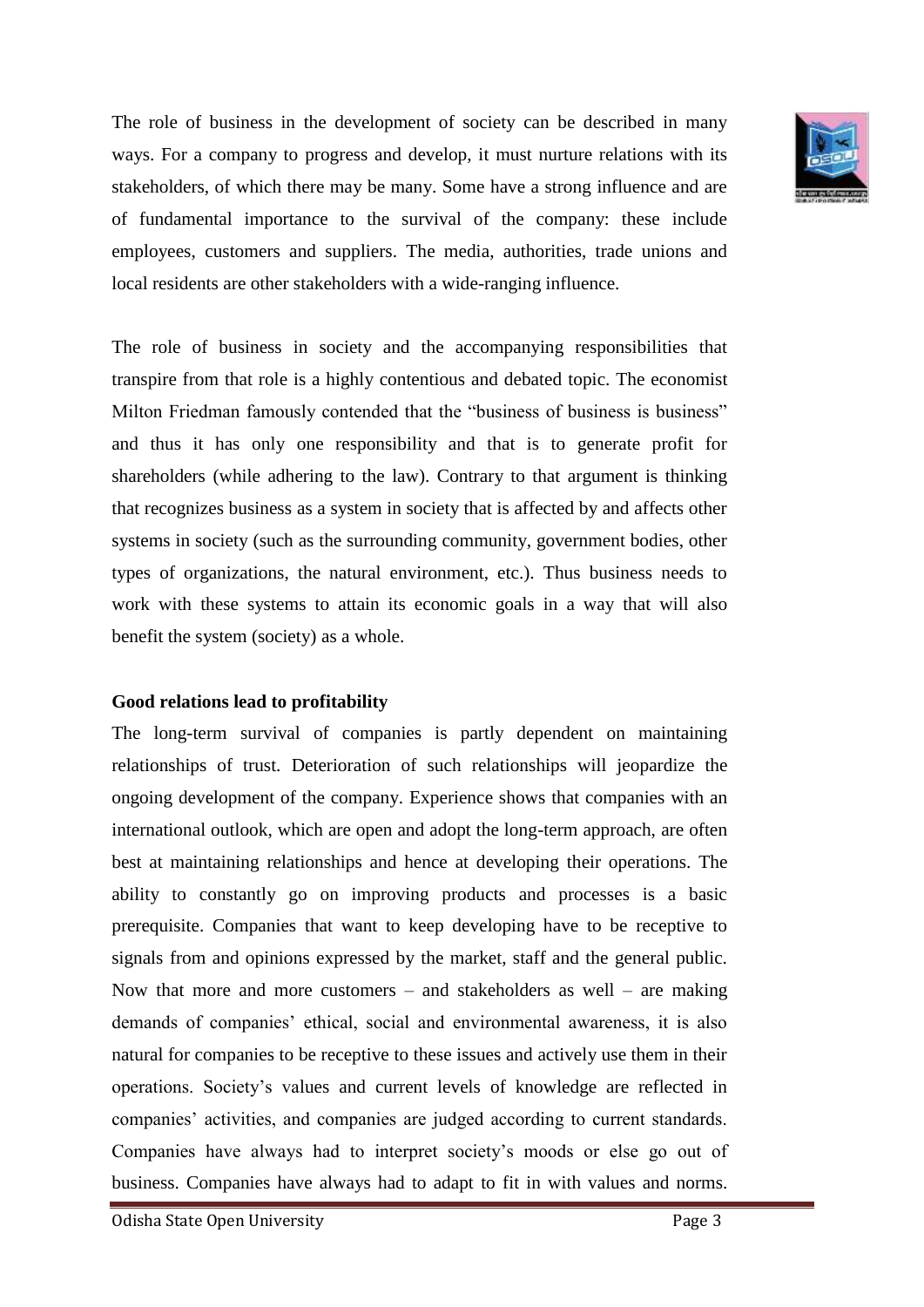The role of business in the development of society can be described in many ways. For a company to progress and develop, it must nurture relations with its stakeholders, of which there may be many. Some have a strong influence and are of fundamental importance to the survival of the company: these include employees, customers and suppliers. The media, authorities, trade unions and local residents are other stakeholders with a wide-ranging influence.

The role of business in society and the accompanying responsibilities that transpire from that role is a highly contentious and debated topic. The economist Milton Friedman famously contended that the "business of business is business" and thus it has only one responsibility and that is to generate profit for shareholders (while adhering to the law). Contrary to that argument is thinking that recognizes business as a system in society that is affected by and affects other systems in society (such as the surrounding community, government bodies, other types of organizations, the natural environment, etc.). Thus business needs to work with these systems to attain its economic goals in a way that will also benefit the system (society) as a whole.

**Good relations lead to profitability**

The long-term survival of companies is partly dependent on maintaining relationships of trust. Deterioration of such relationships will jeopardize the ongoing development of the company. Experience shows that companies with an international outlook, which are open and adopt the long-term approach, are often best at maintaining relationships and hence at developing their operations. The ability to constantly go on improving products and processes is a basic prerequisite. Companies that want to keep developing have to be receptive to signals from and opinions expressed by the market, staff and the general public. Now that more and more customers – and stakeholders as well – are making demands of companies' ethical, social and environmental awareness, it is also natural for companies to be receptive to these issues and actively use them in their operations. Society's values and current levels of knowledge are reflected in companies' activities, and companies are judged according to current standards. Companies have always had to interpret society's moods or else go out of business. Companies have always had to adapt to fit in with values and norms.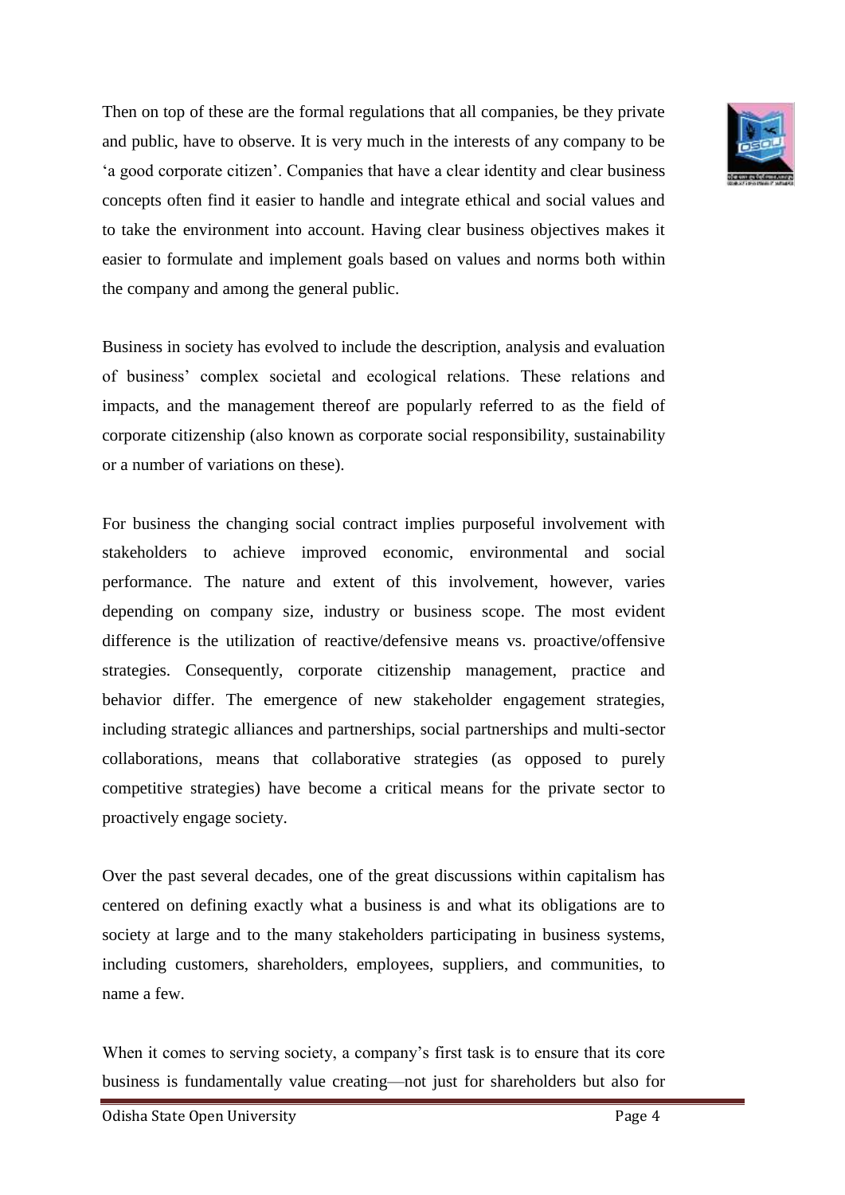Then on top of these are the formal regulations that all companies, be they private and public, have to observe. It is very much in the interests of any company to be 'a good corporate citizen'. Companies that have a clear identity and clear business concepts often find it easier to handle and integrate ethical and social values and to take the environment into account. Having clear business objectives makes it easier to formulate and implement goals based on values and norms both within the company and among the general public.

Business in society has evolved to include the description, analysis and evaluation of business' complex societal and ecological relations. These relations and impacts, and the management thereof are popularly referred to as the field of corporate citizenship (also known as corporate social responsibility, sustainability or a number of variations on these).

For business the changing social contract implies purposeful involvement with stakeholders to achieve improved economic, environmental and social performance. The nature and extent of this involvement, however, varies depending on company size, industry or business scope. The most evident difference is the utilization of reactive/defensive means vs. proactive/offensive strategies. Consequently, corporate citizenship management, practice and behavior differ. The emergence of new stakeholder engagement strategies, including strategic alliances and partnerships, social partnerships and multi-sector collaborations, means that collaborative strategies (as opposed to purely competitive strategies) have become a critical means for the private sector to proactively engage society.

Over the past several decades, one of the great discussions within capitalism has centered on defining exactly what a business is and what its obligations are to society at large and to the many stakeholders participating in business systems, including customers, shareholders, employees, suppliers, and communities, to name a few.

When it comes to serving society, a company's first task is to ensure that its core business is fundamentally value creating—not just for shareholders but also for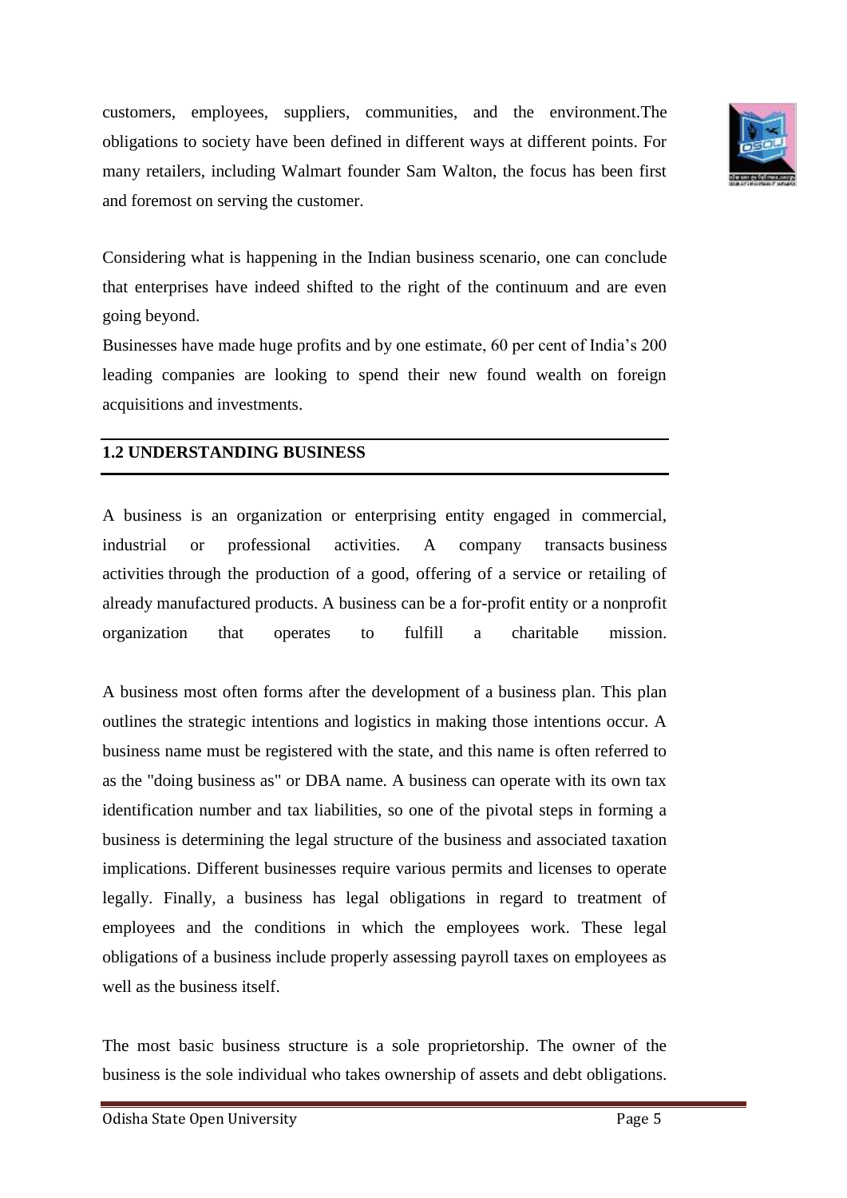customers, employees, suppliers, communities, and the environment.The obligations to society have been defined in different ways at different points. For many retailers, including Walmart founder Sam Walton, the focus has been first and foremost on serving the customer.

Considering what is happening in the Indian business scenario, one can conclude that enterprises have indeed shifted to the right of the continuum and are even going beyond.

Businesses have made huge profits and by one estimate, 60 per cent of India's 200 leading companies are looking to spend their new found wealth on foreign acquisitions and investments.

## 1.2 UNDERSTANDING BUSINESS

A business is an organization or enterprising entity engaged in commercial, industrial or professional activities. A company transacts business activities through the production of a good, offering of a service or retailing of already manufactured products. A business can be a for-profit entity or a nonprofit organization that operates to fulfill a charitable mission.

A business most often forms after the development of a business plan. This plan outlines the strategic intentions and logistics in making those intentions occur. A business name must be registered with the state, and this name is often referred to as the "doing business as" or DBA name. A business can operate with its own tax identification number and tax liabilities, so one of the pivotal steps in forming a business is determining the legal structure of the business and associated taxation implications. Different businesses require various permits and licenses to operate legally. Finally, a business has legal obligations in regard to treatment of employees and the conditions in which the employees work. These legal obligations of a business include properly assessing payroll taxes on employees as well as the business itself.

The most basic business structure is a sole proprietorship. The owner of the business is the sole individual who takes ownership of assets and debt obligations.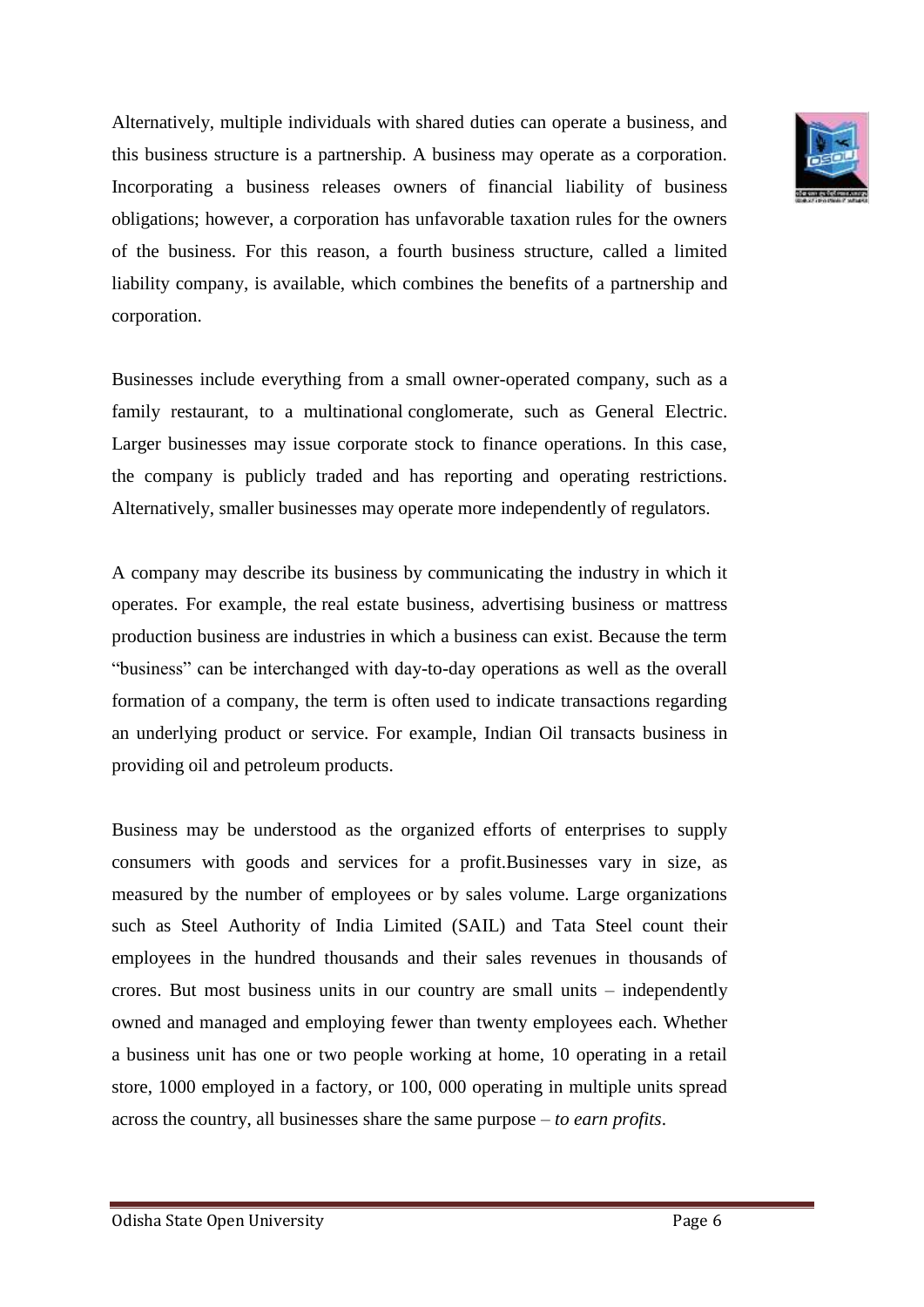Alternatively, multiple individuals with shared duties can operate a business, and this business structure is a partnership. A business may operate as a corporation. Incorporating a business releases owners of financial liability of business obligations; however, a corporation has unfavorable taxation rules for the owners of the business. For this reason, a fourth business structure, called a limited liability company, is available, which combines the benefits of a partnership and corporation.

Businesses include everything from a small owner-operated company, such as a family restaurant, to a multinational conglomerate, such as General Electric. Larger businesses may issue corporate stock to finance operations. In this case, the company is publicly traded and has reporting and operating restrictions. Alternatively, smaller businesses may operate more independently of regulators.

A company may describe its business by communicating the industry in which it operates. For example, the real estate business, advertising business or mattress production business are industries in which a business can exist. Because the term "business" can be interchanged with day-to-day operations as well as the overall formation of a company, the term is often used to indicate transactions regarding an underlying product or service. For example, Indian Oil transacts business in providing oil and petroleum products.

Business may be understood as the organized efforts of enterprises to supply consumers with goods and services for a profit.Businesses vary in size, as measured by the number of employees or by sales volume. Large organizations such as Steel Authority of India Limited (SAIL) and Tata Steel count their employees in the hundred thousands and their sales revenues in thousands of crores. But most business units in our country are small units – independently owned and managed and employing fewer than twenty employees each. Whether a business unit has one or two people working at home, 10 operating in a retail store, 1000 employed in a factory, or 100, 000 operating in multiple units spread across the country, all businesses share the same purpose – *to earn profits*.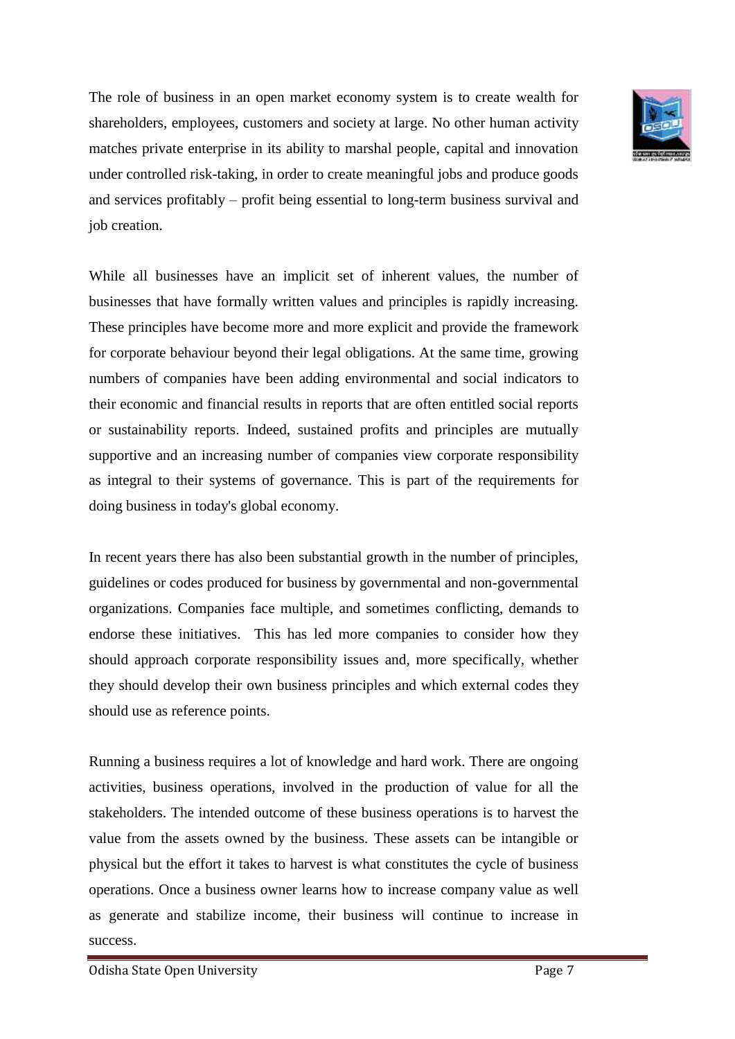The role of business in an open market economy system is to create wealth for shareholders, employees, customers and society at large. No other human activity matches private enterprise in its ability to marshal people, capital and innovation under controlled risk-taking, in order to create meaningful jobs and produce goods and services profitably – profit being essential to long-term business survival and job creation.

While all businesses have an implicit set of inherent values, the number of businesses that have formally written values and principles is rapidly increasing. These principles have become more and more explicit and provide the framework for corporate behaviour beyond their legal obligations. At the same time, growing numbers of companies have been adding environmental and social indicators to their economic and financial results in reports that are often entitled social reports or sustainability reports. Indeed, sustained profits and principles are mutually supportive and an increasing number of companies view corporate responsibility as integral to their systems of governance. This is part of the requirements for doing business in today's global economy.

In recent years there has also been substantial growth in the number of principles, guidelines or codes produced for business by governmental and non-governmental organizations. Companies face multiple, and sometimes conflicting, demands to endorse these initiatives. This has led more companies to consider how they should approach corporate responsibility issues and, more specifically, whether they should develop their own business principles and which external codes they should use as reference points.

Running a business requires a lot of knowledge and hard work. There are ongoing activities, business operations, involved in the production of value for all the stakeholders. The intended outcome of these business operations is to harvest the value from the assets owned by the business. These assets can be intangible or physical but the effort it takes to harvest is what constitutes the cycle of business operations. Once a business owner learns how to increase company value as well as generate and stabilize income, their business will continue to increase in success.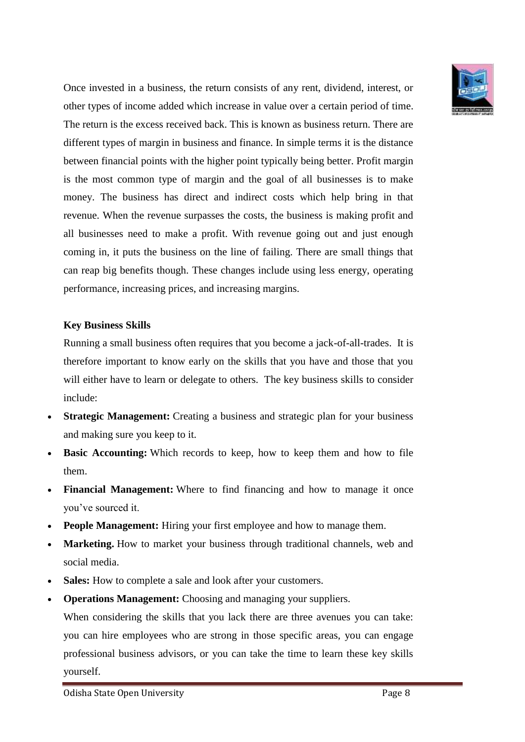Once invested in a business, the return consists of any rent, dividend, interest, or other types of income added which increase in value over a certain period of time. The return is the excess received back. This is known as business return. There are different types of margin in business and finance. In simple terms it is the distance between financial points with the higher point typically being better. Profit margin is the most common type of margin and the goal of all businesses is to make money. The business has direct and indirect costs which help bring in that revenue. When the revenue surpasses the costs, the business is making profit and all businesses need to make a profit. With revenue going out and just enough coming in, it puts the business on the line of failing. There are small things that can reap big benefits though. These changes include using less energy, operating performance, increasing prices, and increasing margins.

**Key Business Skills**

Running a small business often requires that you become a jack-of-all-trades. It is therefore important to know early on the skills that you have and those that you will either have to learn or delegate to others. The key business skills to consider include:

- **Strategic Management:** Creating a business and strategic plan for your business and making sure you keep to it.
- **Basic Accounting:** Which records to keep, how to keep them and how to file them.
- **Financial Management:** Where to find financing and how to manage it once you've sourced it.
- **People Management:** Hiring your first employee and how to manage them.
- **Marketing.** How to market your business through traditional channels, web and social media.
- **Sales:** How to complete a sale and look after your customers.
- **Operations Management:** Choosing and managing your suppliers.

When considering the skills that you lack there are three avenues you can take: you can hire employees who are strong in those specific areas, you can engage professional business advisors, or you can take the time to learn these key skills yourself.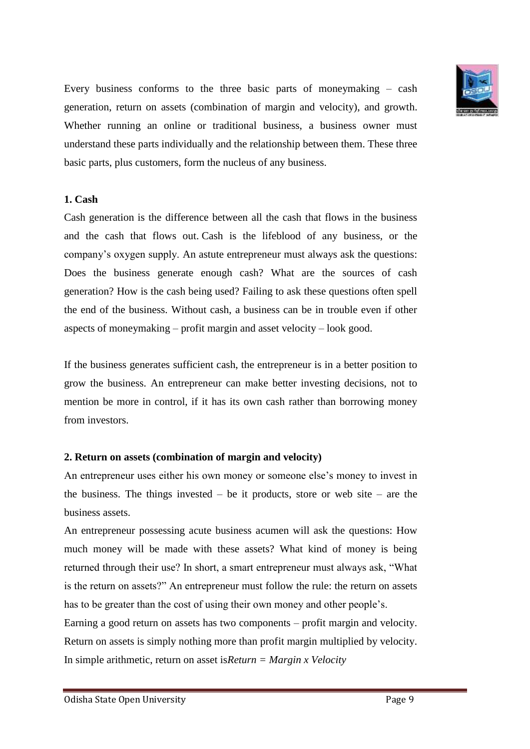Every business conforms to the three basic parts of moneymaking – cash generation, return on assets (combination of margin and velocity), and growth. Whether running an online or traditional business, a business owner must understand these parts individually and the relationship between them. These three basic parts, plus customers, form the nucleus of any business.

**1. Cash**

Cash generation is the difference between all the cash that flows in the business and the cash that flows out. Cash is the lifeblood of any business, or the company's oxygen supply. An astute entrepreneur must always ask the questions: Does the business generate enough cash? What are the sources of cash generation? How is the cash being used? Failing to ask these questions often spell the end of the business. Without cash, a business can be in trouble even if other aspects of moneymaking – profit margin and asset velocity – look good.

If the business generates sufficient cash, the entrepreneur is in a better position to grow the business. An entrepreneur can make better investing decisions, not to mention be more in control, if it has its own cash rather than borrowing money from investors.

**2. Return on assets (combination of margin and velocity)**

An entrepreneur uses either his own money or someone else's money to invest in the business. The things invested – be it products, store or web site – are the business assets.

An entrepreneur possessing acute business acumen will ask the questions: How much money will be made with these assets? What kind of money is being returned through their use? In short, a smart entrepreneur must always ask, "What is the return on assets?" An entrepreneur must follow the rule: the return on assets has to be greater than the cost of using their own money and other people's.

Earning a good return on assets has two components – profit margin and velocity. Return on assets is simply nothing more than profit margin multiplied by velocity. In simple arithmetic, return on asset is*Return = Margin x Velocity*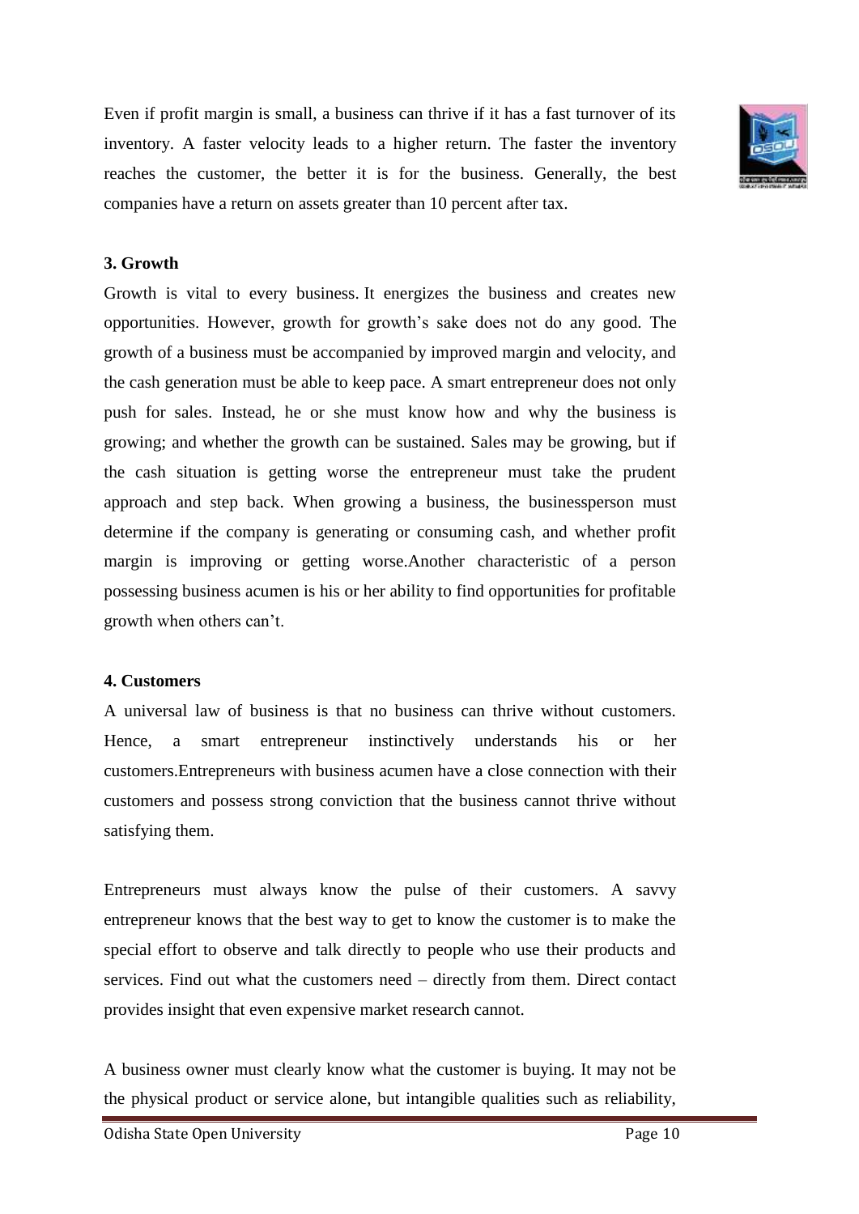Even if profit margin is small, a business can thrive if it has a fast turnover of its inventory. A faster velocity leads to a higher return. The faster the inventory reaches the customer, the better it is for the business. Generally, the best companies have a return on assets greater than 10 percent after tax.

**3. Growth**

Growth is vital to every business. It energizes the business and creates new opportunities. However, growth for growth's sake does not do any good. The growth of a business must be accompanied by improved margin and velocity, and the cash generation must be able to keep pace. A smart entrepreneur does not only push for sales. Instead, he or she must know how and why the business is growing; and whether the growth can be sustained. Sales may be growing, but if the cash situation is getting worse the entrepreneur must take the prudent approach and step back. When growing a business, the businessperson must determine if the company is generating or consuming cash, and whether profit margin is improving or getting worse.Another characteristic of a person possessing business acumen is his or her ability to find opportunities for profitable growth when others can't.

**4. Customers**

A universal law of business is that no business can thrive without customers. Hence, a smart entrepreneur instinctively understands his or her customers.Entrepreneurs with business acumen have a close connection with their customers and possess strong conviction that the business cannot thrive without satisfying them.

Entrepreneurs must always know the pulse of their customers. A savvy entrepreneur knows that the best way to get to know the customer is to make the special effort to observe and talk directly to people who use their products and services. Find out what the customers need – directly from them. Direct contact provides insight that even expensive market research cannot.

A business owner must clearly know what the customer is buying. It may not be the physical product or service alone, but intangible qualities such as reliability,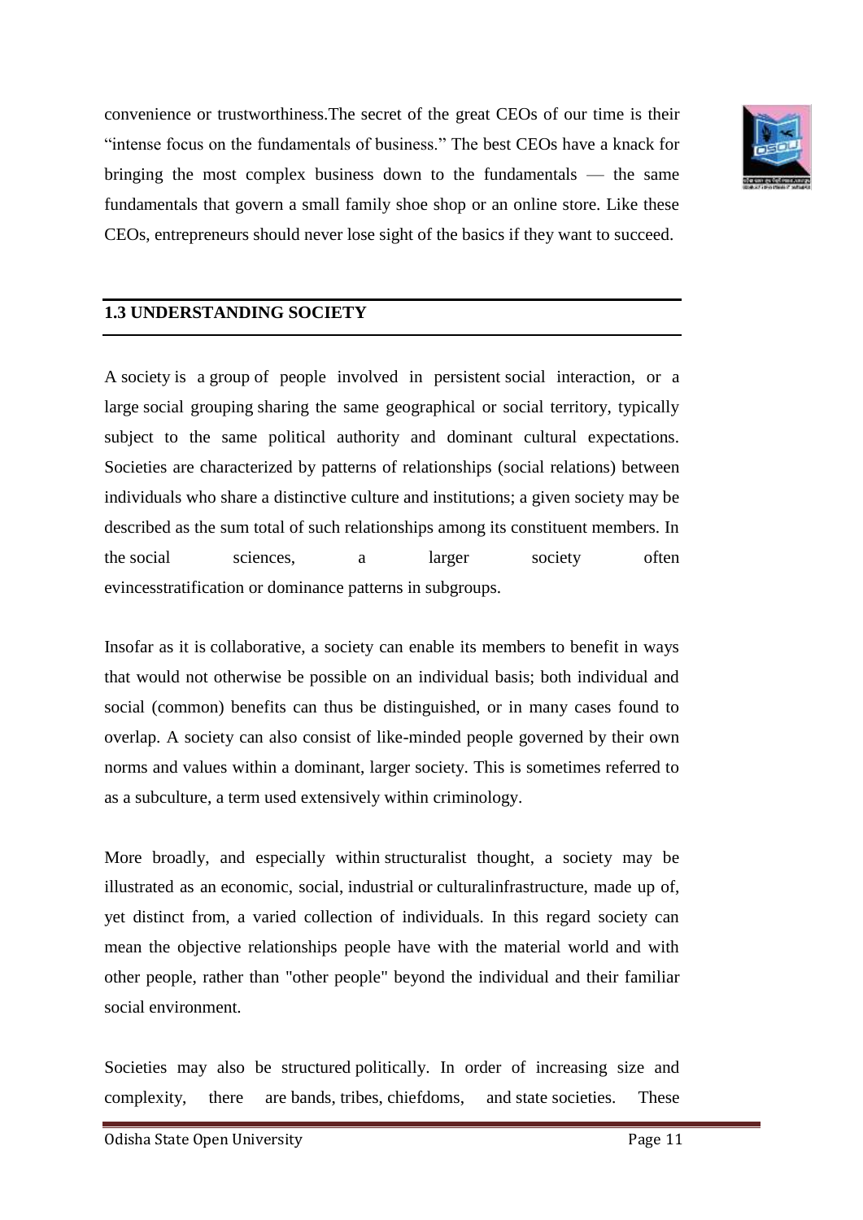convenience or trustworthiness.The secret of the great CEOs of our time is their "intense focus on the fundamentals of business." The best CEOs have a knack for bringing the most complex business down to the fundamentals — the same fundamentals that govern a small family shoe shop or an online store. Like these CEOs, entrepreneurs should never lose sight of the basics if they want to succeed.

## 1.3 UNDERSTANDING SOCIETY

A society is a group of people involved in persistent social interaction, or a large social grouping sharing the same geographical or social territory, typically subject to the same political authority and dominant cultural expectations. Societies are characterized by patterns of relationships (social relations) between individuals who share a distinctive culture and institutions; a given society may be described as the sum total of such relationships among its constituent members. In the social sciences, a larger society often evincesstratification or dominance patterns in subgroups.

Insofar as it is collaborative, a society can enable its members to benefit in ways that would not otherwise be possible on an individual basis; both individual and social (common) benefits can thus be distinguished, or in many cases found to overlap. A society can also consist of like-minded people governed by their own norms and values within a dominant, larger society. This is sometimes referred to as a subculture, a term used extensively within criminology.

More broadly, and especially within structuralist thought, a society may be illustrated as an economic, social, industrial or culturalinfrastructure, made up of, yet distinct from, a varied collection of individuals. In this regard society can mean the objective relationships people have with the material world and with other people, rather than "other people" beyond the individual and their familiar social environment.

Societies may also be structured politically. In order of increasing size and complexity, there are bands, tribes, chiefdoms, and state societies. These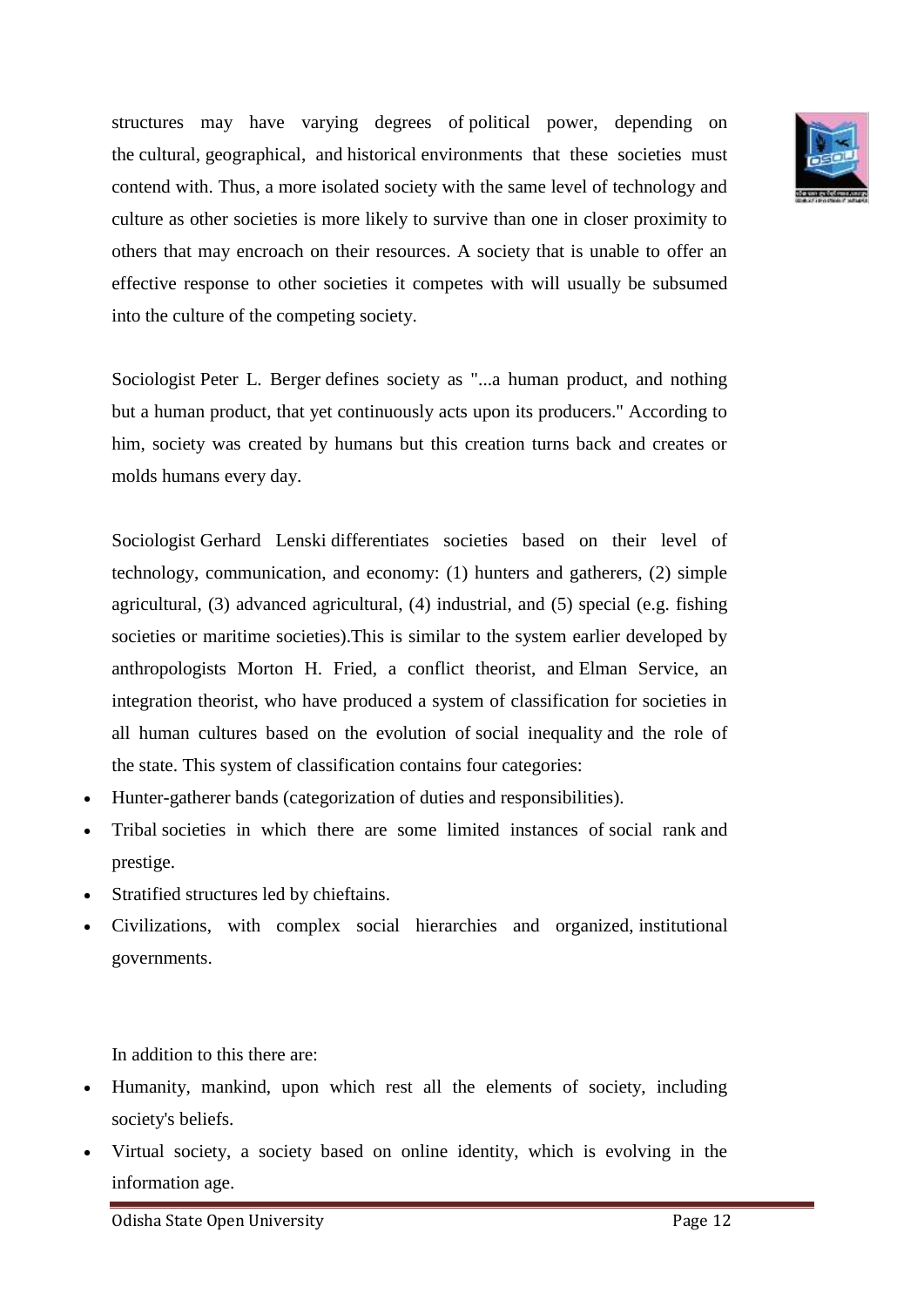structures may have varying degrees of political power, depending on the cultural, geographical, and historical environments that these societies must contend with. Thus, a more isolated society with the same level of technology and culture as other societies is more likely to survive than one in closer proximity to others that may encroach on their resources. A society that is unable to offer an effective response to other societies it competes with will usually be subsumed into the culture of the competing society.

Sociologist Peter L. Berger defines society as "...a human product, and nothing but a human product, that yet continuously acts upon its producers." According to him, society was created by humans but this creation turns back and creates or molds humans every day.

Sociologist Gerhard Lenski differentiates societies based on their level of technology, communication, and economy: (1) hunters and gatherers, (2) simple agricultural, (3) advanced agricultural, (4) industrial, and (5) special (e.g. fishing societies or maritime societies).This is similar to the system earlier developed by anthropologists Morton H. Fried, a conflict theorist, and Elman Service, an integration theorist, who have produced a system of classification for societies in all human cultures based on the evolution of social inequality and the role of the state. This system of classification contains four categories:

- Hunter-gatherer bands (categorization of duties and responsibilities).
- Tribal societies in which there are some limited instances of social rank and prestige.
- Stratified structures led by chieftains.
- Civilizations, with complex social hierarchies and organized, institutional governments.

In addition to this there are:

- Humanity, mankind, upon which rest all the elements of society, including society's beliefs.
- Virtual society, a society based on online identity, which is evolving in the information age.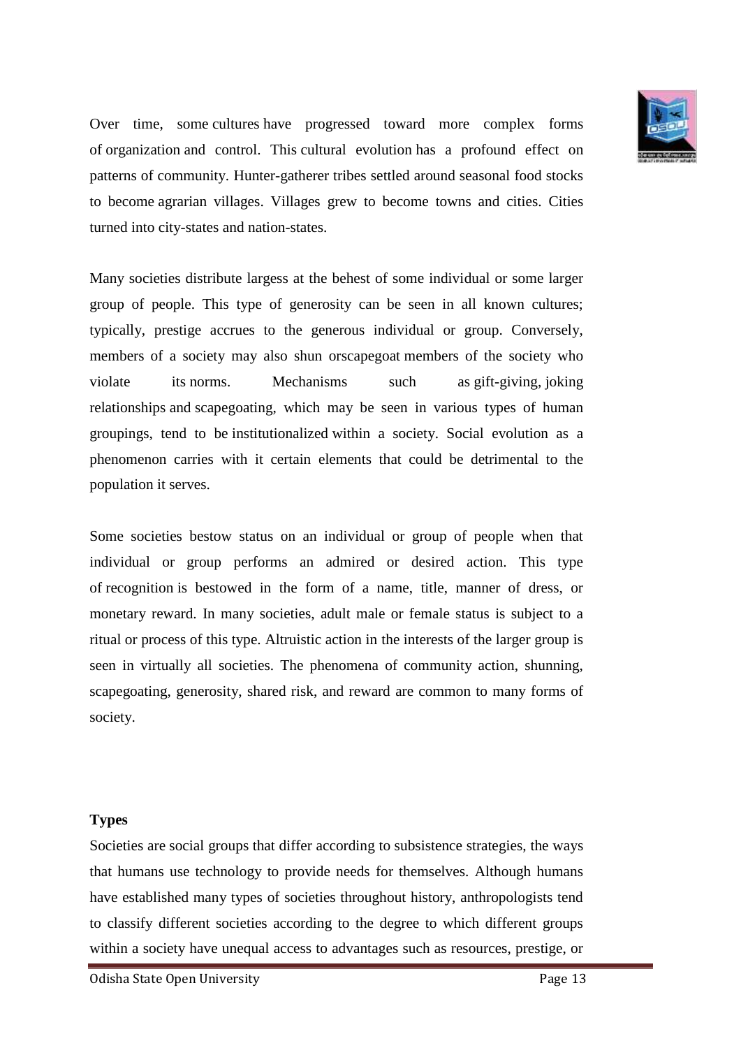Over time, some cultures have progressed toward more complex forms of organization and control. This cultural evolution has a profound effect on patterns of community. Hunter-gatherer tribes settled around seasonal food stocks to become agrarian villages. Villages grew to become towns and cities. Cities turned into city-states and nation-states.

Many societies distribute largess at the behest of some individual or some larger group of people. This type of generosity can be seen in all known cultures; typically, prestige accrues to the generous individual or group. Conversely, members of a society may also shun orscapegoat members of the society who violate its norms. Mechanisms such as gift-giving, joking relationships and scapegoating, which may be seen in various types of human groupings, tend to be institutionalized within a society. Social evolution as a phenomenon carries with it certain elements that could be detrimental to the population it serves.

Some societies bestow status on an individual or group of people when that individual or group performs an admired or desired action. This type of recognition is bestowed in the form of a name, title, manner of dress, or monetary reward. In many societies, adult male or female status is subject to a ritual or process of this type. Altruistic action in the interests of the larger group is seen in virtually all societies. The phenomena of community action, shunning, scapegoating, generosity, shared risk, and reward are common to many forms of society.

**Types**

Societies are social groups that differ according to subsistence strategies, the ways that humans use technology to provide needs for themselves. Although humans have established many types of societies throughout history, anthropologists tend to classify different societies according to the degree to which different groups within a society have unequal access to advantages such as resources, prestige, or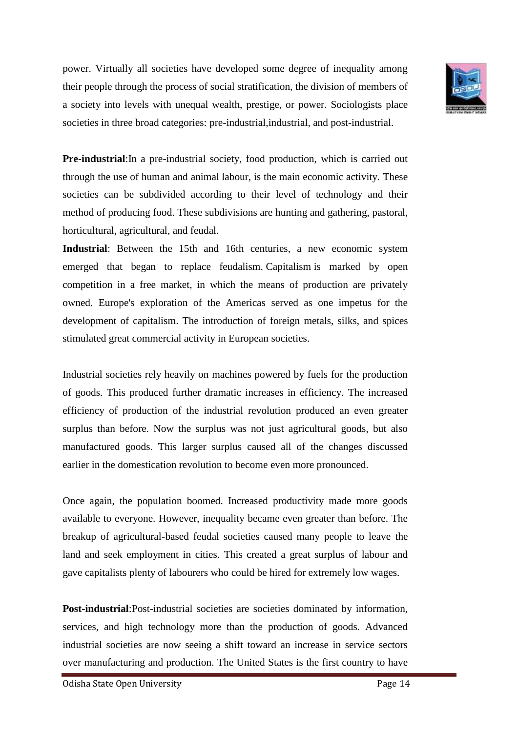power. Virtually all societies have developed some degree of inequality among their people through the process of social stratification, the division of members of a society into levels with unequal wealth, prestige, or power. Sociologists place societies in three broad categories: pre-industrial,industrial, and post-industrial.

**Pre-industrial**:In a pre-industrial society, food production, which is carried out through the use of human and animal labour, is the main economic activity. These societies can be subdivided according to their level of technology and their method of producing food. These subdivisions are hunting and gathering, pastoral, horticultural, agricultural, and feudal.

**Industrial**: Between the 15th and 16th centuries, a new economic system emerged that began to replace feudalism. Capitalism is marked by open competition in a free market, in which the means of production are privately owned. Europe's exploration of the Americas served as one impetus for the development of capitalism. The introduction of foreign metals, silks, and spices stimulated great commercial activity in European societies.

Industrial societies rely heavily on machines powered by fuels for the production of goods. This produced further dramatic increases in efficiency. The increased efficiency of production of the industrial revolution produced an even greater surplus than before. Now the surplus was not just agricultural goods, but also manufactured goods. This larger surplus caused all of the changes discussed earlier in the domestication revolution to become even more pronounced.

Once again, the population boomed. Increased productivity made more goods available to everyone. However, inequality became even greater than before. The breakup of agricultural-based feudal societies caused many people to leave the land and seek employment in cities. This created a great surplus of labour and gave capitalists plenty of labourers who could be hired for extremely low wages.

**Post-industrial**:Post-industrial societies are societies dominated by information, services, and high technology more than the production of goods. Advanced industrial societies are now seeing a shift toward an increase in service sectors over manufacturing and production. The United States is the first country to have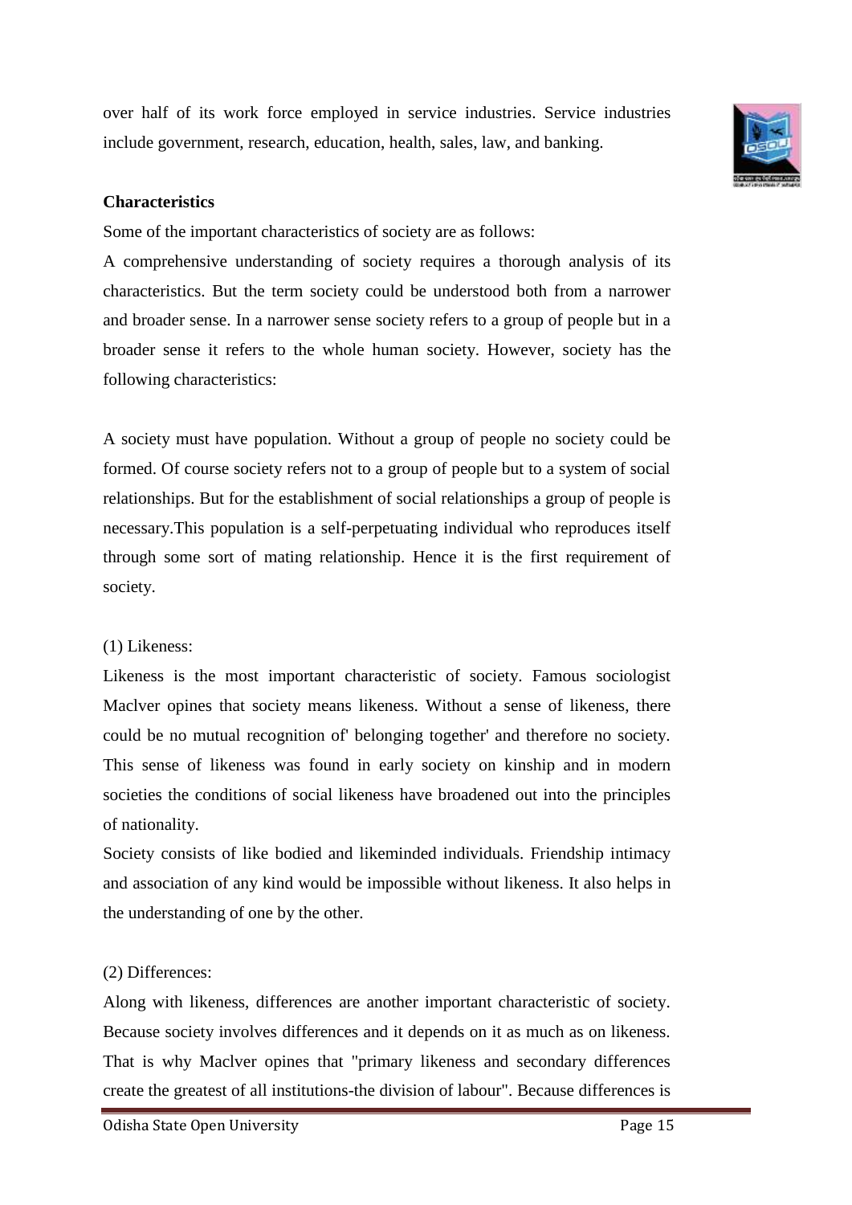over half of its work force employed in service industries. Service industries include government, research, education, health, sales, law, and banking.

**Characteristics**

Some of the important characteristics of society are as follows:

A comprehensive understanding of society requires a thorough analysis of its characteristics. But the term society could be understood both from a narrower and broader sense. In a narrower sense society refers to a group of people but in a broader sense it refers to the whole human society. However, society has the following characteristics:

A society must have population. Without a group of people no society could be formed. Of course society refers not to a group of people but to a system of social relationships. But for the establishment of social relationships a group of people is necessary.This population is a self-perpetuating individual who reproduces itself through some sort of mating relationship. Hence it is the first requirement of society.

(1) Likeness:

Likeness is the most important characteristic of society. Famous sociologist Maclver opines that society means likeness. Without a sense of likeness, there could be no mutual recognition of' belonging together' and therefore no society. This sense of likeness was found in early society on kinship and in modern societies the conditions of social likeness have broadened out into the principles of nationality.

Society consists of like bodied and likeminded individuals. Friendship intimacy and association of any kind would be impossible without likeness. It also helps in the understanding of one by the other.

(2) Differences:

Along with likeness, differences are another important characteristic of society. Because society involves differences and it depends on it as much as on likeness. That is why Maclver opines that "primary likeness and secondary differences create the greatest of all institutions-the division of labour". Because differences is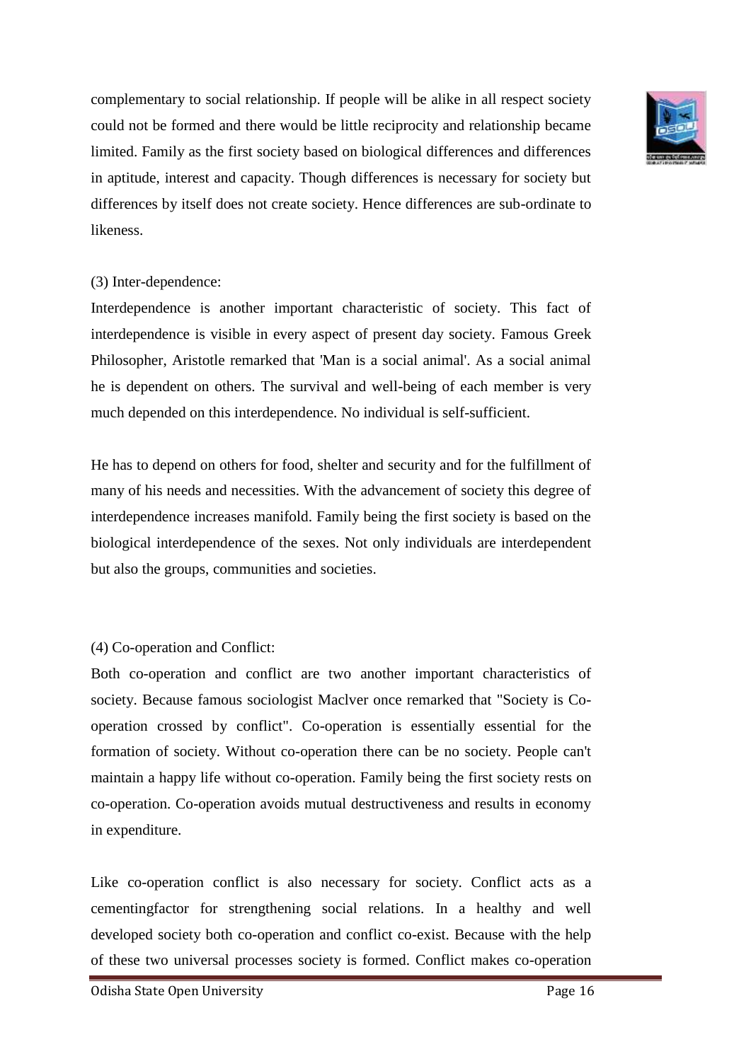complementary to social relationship. If people will be alike in all respect society could not be formed and there would be little reciprocity and relationship became limited. Family as the first society based on biological differences and differences in aptitude, interest and capacity. Though differences is necessary for society but differences by itself does not create society. Hence differences are sub-ordinate to likeness.

(3) Inter-dependence:

Interdependence is another important characteristic of society. This fact of interdependence is visible in every aspect of present day society. Famous Greek Philosopher, Aristotle remarked that 'Man is a social animal'. As a social animal he is dependent on others. The survival and well-being of each member is very much depended on this interdependence. No individual is self-sufficient.

He has to depend on others for food, shelter and security and for the fulfillment of many of his needs and necessities. With the advancement of society this degree of interdependence increases manifold. Family being the first society is based on the biological interdependence of the sexes. Not only individuals are interdependent but also the groups, communities and societies.

(4) Co-operation and Conflict:

Both co-operation and conflict are two another important characteristics of society. Because famous sociologist Maclver once remarked that "Society is Co-operation crossed by conflict". Co-operation is essentially essential for the formation of society. Without co-operation there can be no society. People can't maintain a happy life without co-operation. Family being the first society rests on co-operation. Co-operation avoids mutual destructiveness and results in economy in expenditure.

Like co-operation conflict is also necessary for society. Conflict acts as a cementingfactor for strengthening social relations. In a healthy and well developed society both co-operation and conflict co-exist. Because with the help of these two universal processes society is formed. Conflict makes co-operation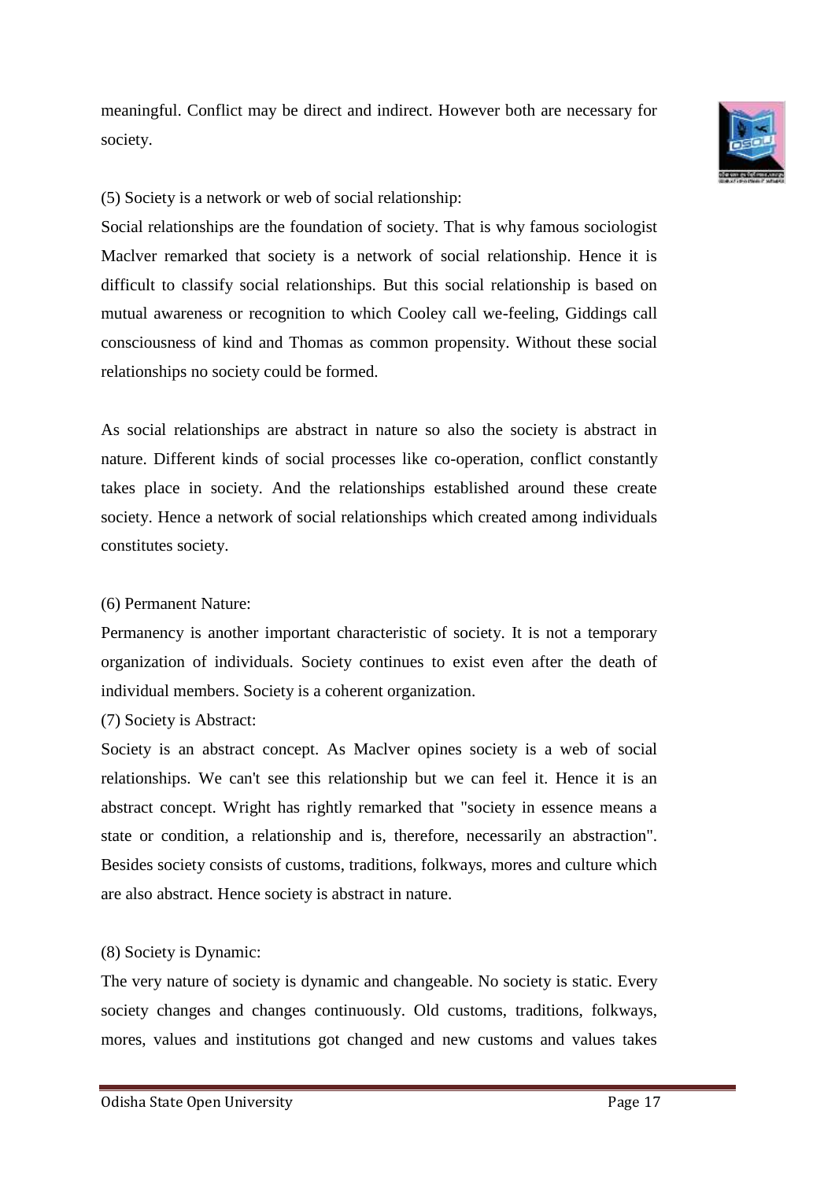meaningful. Conflict may be direct and indirect. However both are necessary for society.

(5) Society is a network or web of social relationship:

Social relationships are the foundation of society. That is why famous sociologist Maclver remarked that society is a network of social relationship. Hence it is difficult to classify social relationships. But this social relationship is based on mutual awareness or recognition to which Cooley call we-feeling, Giddings call consciousness of kind and Thomas as common propensity. Without these social relationships no society could be formed.

As social relationships are abstract in nature so also the society is abstract in nature. Different kinds of social processes like co-operation, conflict constantly takes place in society. And the relationships established around these create society. Hence a network of social relationships which created among individuals constitutes society.

(6) Permanent Nature:

Permanency is another important characteristic of society. It is not a temporary organization of individuals. Society continues to exist even after the death of individual members. Society is a coherent organization.

(7) Society is Abstract:

Society is an abstract concept. As Maclver opines society is a web of social relationships. We can't see this relationship but we can feel it. Hence it is an abstract concept. Wright has rightly remarked that "society in essence means a state or condition, a relationship and is, therefore, necessarily an abstraction". Besides society consists of customs, traditions, folkways, mores and culture which are also abstract. Hence society is abstract in nature.

(8) Society is Dynamic:

The very nature of society is dynamic and changeable. No society is static. Every society changes and changes continuously. Old customs, traditions, folkways, mores, values and institutions got changed and new customs and values takes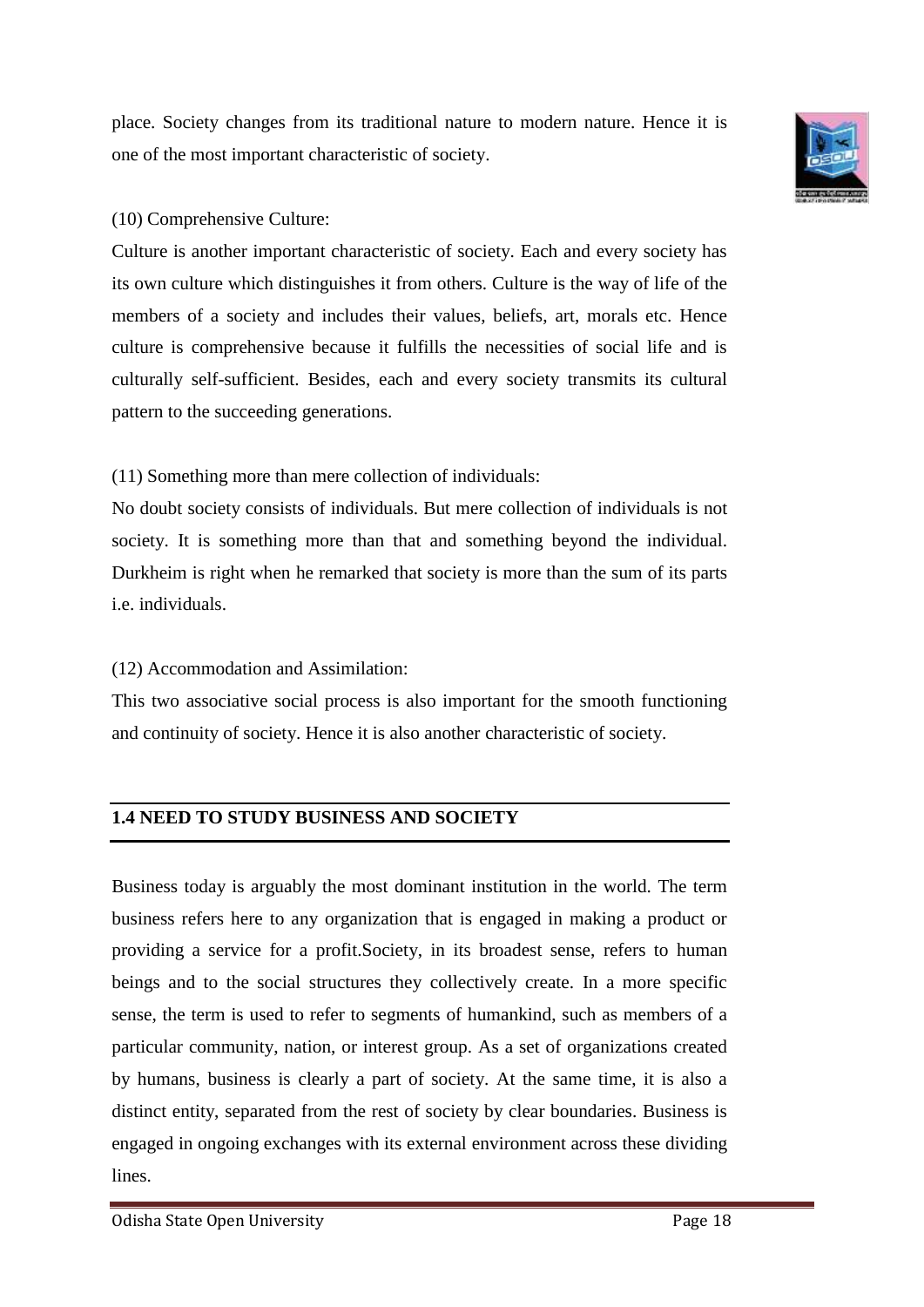place. Society changes from its traditional nature to modern nature. Hence it is one of the most important characteristic of society.

(10) Comprehensive Culture:

Culture is another important characteristic of society. Each and every society has its own culture which distinguishes it from others. Culture is the way of life of the members of a society and includes their values, beliefs, art, morals etc. Hence culture is comprehensive because it fulfills the necessities of social life and is culturally self-sufficient. Besides, each and every society transmits its cultural pattern to the succeeding generations.

(11) Something more than mere collection of individuals:

No doubt society consists of individuals. But mere collection of individuals is not society. It is something more than that and something beyond the individual. Durkheim is right when he remarked that society is more than the sum of its parts i.e. individuals.

(12) Accommodation and Assimilation:

This two associative social process is also important for the smooth functioning and continuity of society. Hence it is also another characteristic of society.

## 1.4 NEED TO STUDY BUSINESS AND SOCIETY

Business today is arguably the most dominant institution in the world. The term business refers here to any organization that is engaged in making a product or providing a service for a profit.Society, in its broadest sense, refers to human beings and to the social structures they collectively create. In a more specific sense, the term is used to refer to segments of humankind, such as members of a particular community, nation, or interest group. As a set of organizations created by humans, business is clearly a part of society. At the same time, it is also a distinct entity, separated from the rest of society by clear boundaries. Business is engaged in ongoing exchanges with its external environment across these dividing lines.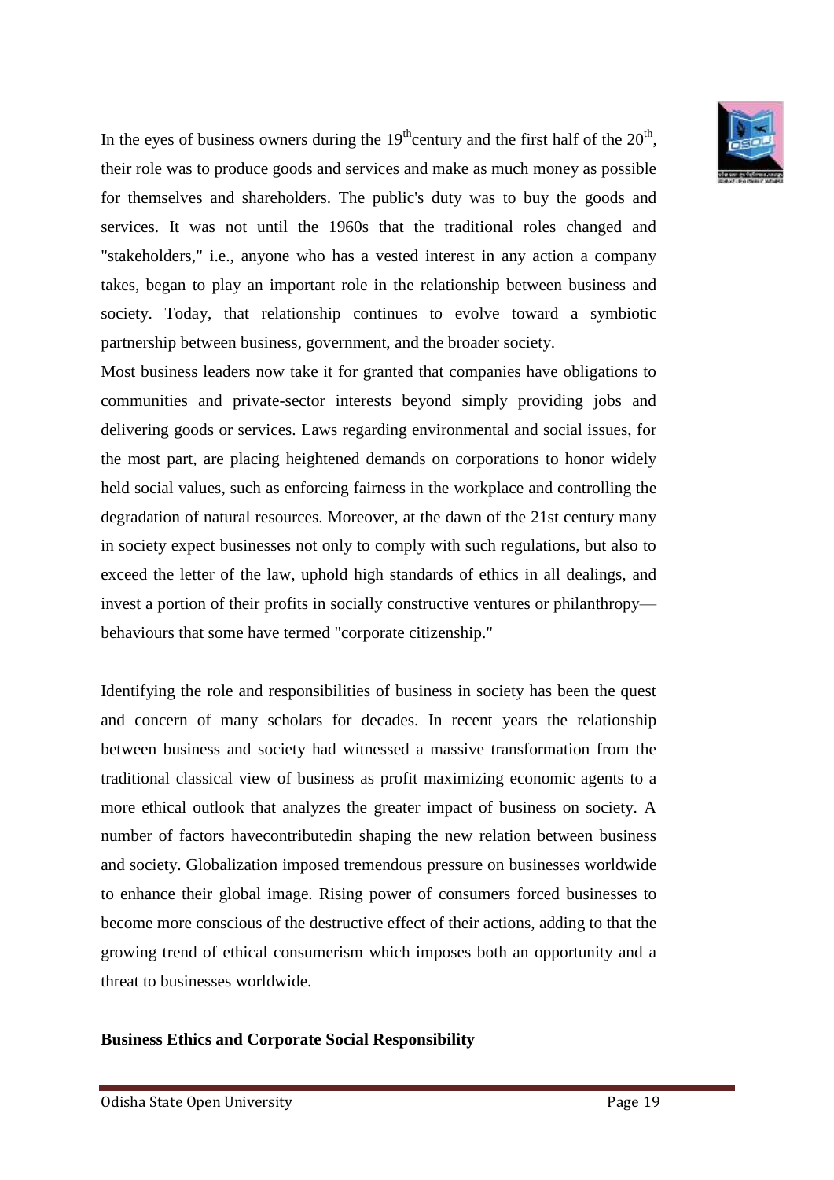In the eyes of business owners during the $19^{th}$century and the first half of the $20^{th}$, their role was to produce goods and services and make as much money as possible for themselves and shareholders. The public's duty was to buy the goods and services. It was not until the 1960s that the traditional roles changed and "stakeholders," i.e., anyone who has a vested interest in any action a company takes, began to play an important role in the relationship between business and society. Today, that relationship continues to evolve toward a symbiotic partnership between business, government, and the broader society.

Most business leaders now take it for granted that companies have obligations to communities and private-sector interests beyond simply providing jobs and delivering goods or services. Laws regarding environmental and social issues, for the most part, are placing heightened demands on corporations to honor widely held social values, such as enforcing fairness in the workplace and controlling the degradation of natural resources. Moreover, at the dawn of the 21st century many in society expect businesses not only to comply with such regulations, but also to exceed the letter of the law, uphold high standards of ethics in all dealings, and invest a portion of their profits in socially constructive ventures or philanthropy—behaviours that some have termed "corporate citizenship."

Identifying the role and responsibilities of business in society has been the quest and concern of many scholars for decades. In recent years the relationship between business and society had witnessed a massive transformation from the traditional classical view of business as profit maximizing economic agents to a more ethical outlook that analyzes the greater impact of business on society. A number of factors havecontributedin shaping the new relation between business and society. Globalization imposed tremendous pressure on businesses worldwide to enhance their global image. Rising power of consumers forced businesses to become more conscious of the destructive effect of their actions, adding to that the growing trend of ethical consumerism which imposes both an opportunity and a threat to businesses worldwide.

**Business Ethics and Corporate Social Responsibility**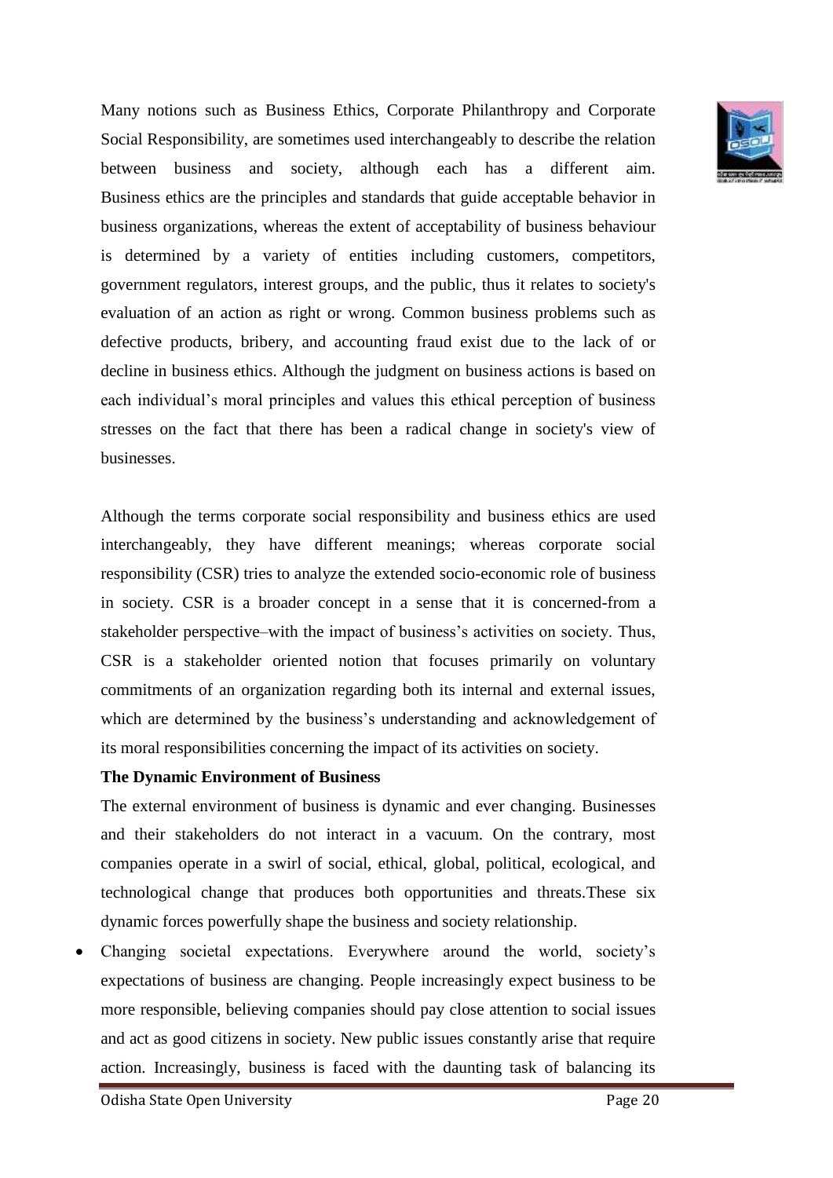Many notions such as Business Ethics, Corporate Philanthropy and Corporate Social Responsibility, are sometimes used interchangeably to describe the relation between business and society, although each has a different aim. Business ethics are the principles and standards that guide acceptable behavior in business organizations, whereas the extent of acceptability of business behaviour is determined by a variety of entities including customers, competitors, government regulators, interest groups, and the public, thus it relates to society's evaluation of an action as right or wrong. Common business problems such as defective products, bribery, and accounting fraud exist due to the lack of or decline in business ethics. Although the judgment on business actions is based on each individual's moral principles and values this ethical perception of business stresses on the fact that there has been a radical change in society's view of businesses.

Although the terms corporate social responsibility and business ethics are used interchangeably, they have different meanings; whereas corporate social responsibility (CSR) tries to analyze the extended socio-economic role of business in society. CSR is a broader concept in a sense that it is concerned-from a stakeholder perspective–with the impact of business's activities on society. Thus, CSR is a stakeholder oriented notion that focuses primarily on voluntary commitments of an organization regarding both its internal and external issues, which are determined by the business's understanding and acknowledgement of its moral responsibilities concerning the impact of its activities on society.

**The Dynamic Environment of Business**

The external environment of business is dynamic and ever changing. Businesses and their stakeholders do not interact in a vacuum. On the contrary, most companies operate in a swirl of social, ethical, global, political, ecological, and technological change that produces both opportunities and threats.These six dynamic forces powerfully shape the business and society relationship.

- Changing societal expectations. Everywhere around the world, society's expectations of business are changing. People increasingly expect business to be more responsible, believing companies should pay close attention to social issues and act as good citizens in society. New public issues constantly arise that require action. Increasingly, business is faced with the daunting task of balancing its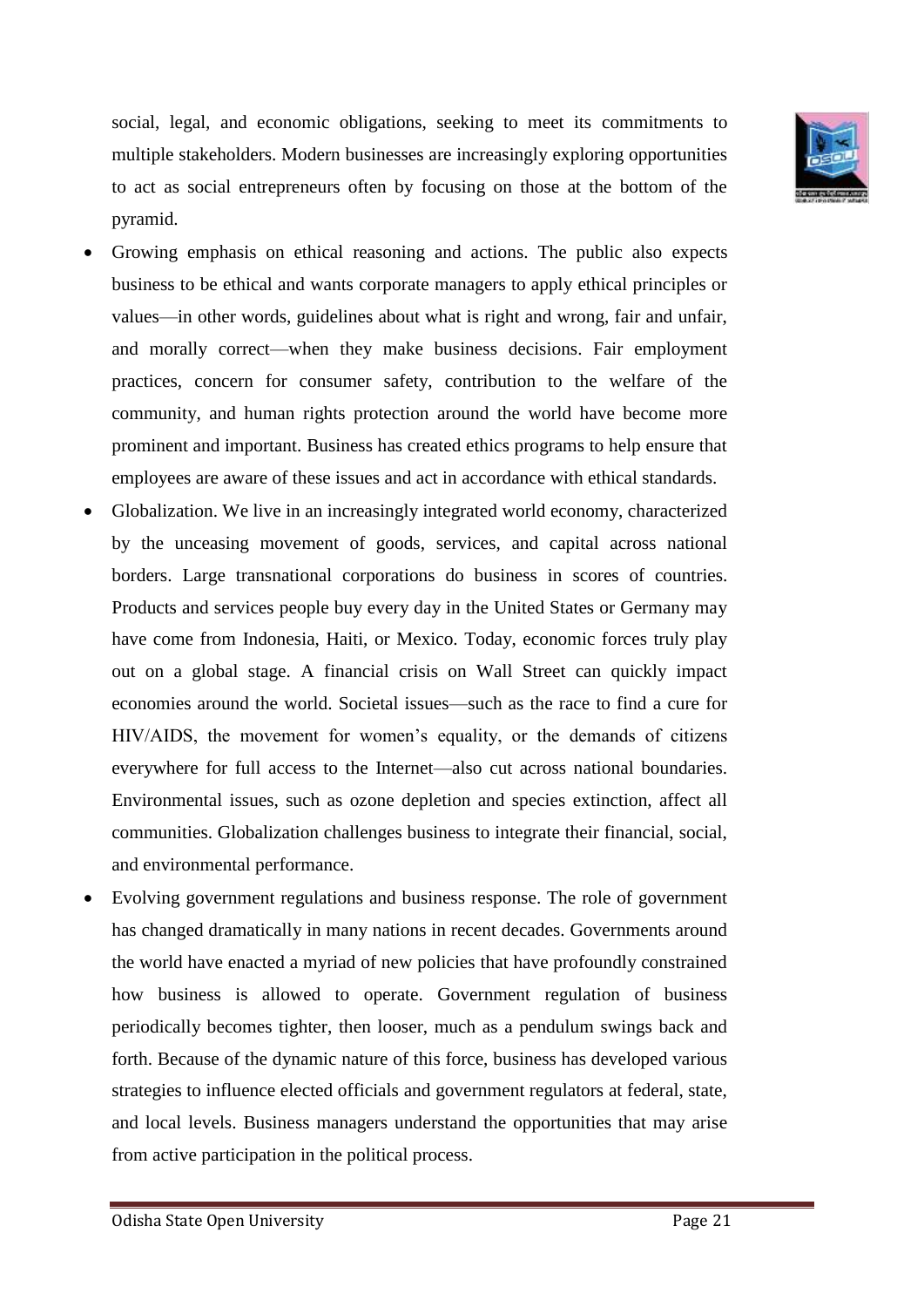social, legal, and economic obligations, seeking to meet its commitments to multiple stakeholders. Modern businesses are increasingly exploring opportunities to act as social entrepreneurs often by focusing on those at the bottom of the pyramid.

- Growing emphasis on ethical reasoning and actions. The public also expects business to be ethical and wants corporate managers to apply ethical principles or values—in other words, guidelines about what is right and wrong, fair and unfair, and morally correct—when they make business decisions. Fair employment practices, concern for consumer safety, contribution to the welfare of the community, and human rights protection around the world have become more prominent and important. Business has created ethics programs to help ensure that employees are aware of these issues and act in accordance with ethical standards.
- Globalization. We live in an increasingly integrated world economy, characterized by the unceasing movement of goods, services, and capital across national borders. Large transnational corporations do business in scores of countries. Products and services people buy every day in the United States or Germany may have come from Indonesia, Haiti, or Mexico. Today, economic forces truly play out on a global stage. A financial crisis on Wall Street can quickly impact economies around the world. Societal issues—such as the race to find a cure for HIV/AIDS, the movement for women's equality, or the demands of citizens everywhere for full access to the Internet—also cut across national boundaries. Environmental issues, such as ozone depletion and species extinction, affect all communities. Globalization challenges business to integrate their financial, social, and environmental performance.
- Evolving government regulations and business response. The role of government has changed dramatically in many nations in recent decades. Governments around the world have enacted a myriad of new policies that have profoundly constrained how business is allowed to operate. Government regulation of business periodically becomes tighter, then looser, much as a pendulum swings back and forth. Because of the dynamic nature of this force, business has developed various strategies to influence elected officials and government regulators at federal, state, and local levels. Business managers understand the opportunities that may arise from active participation in the political process.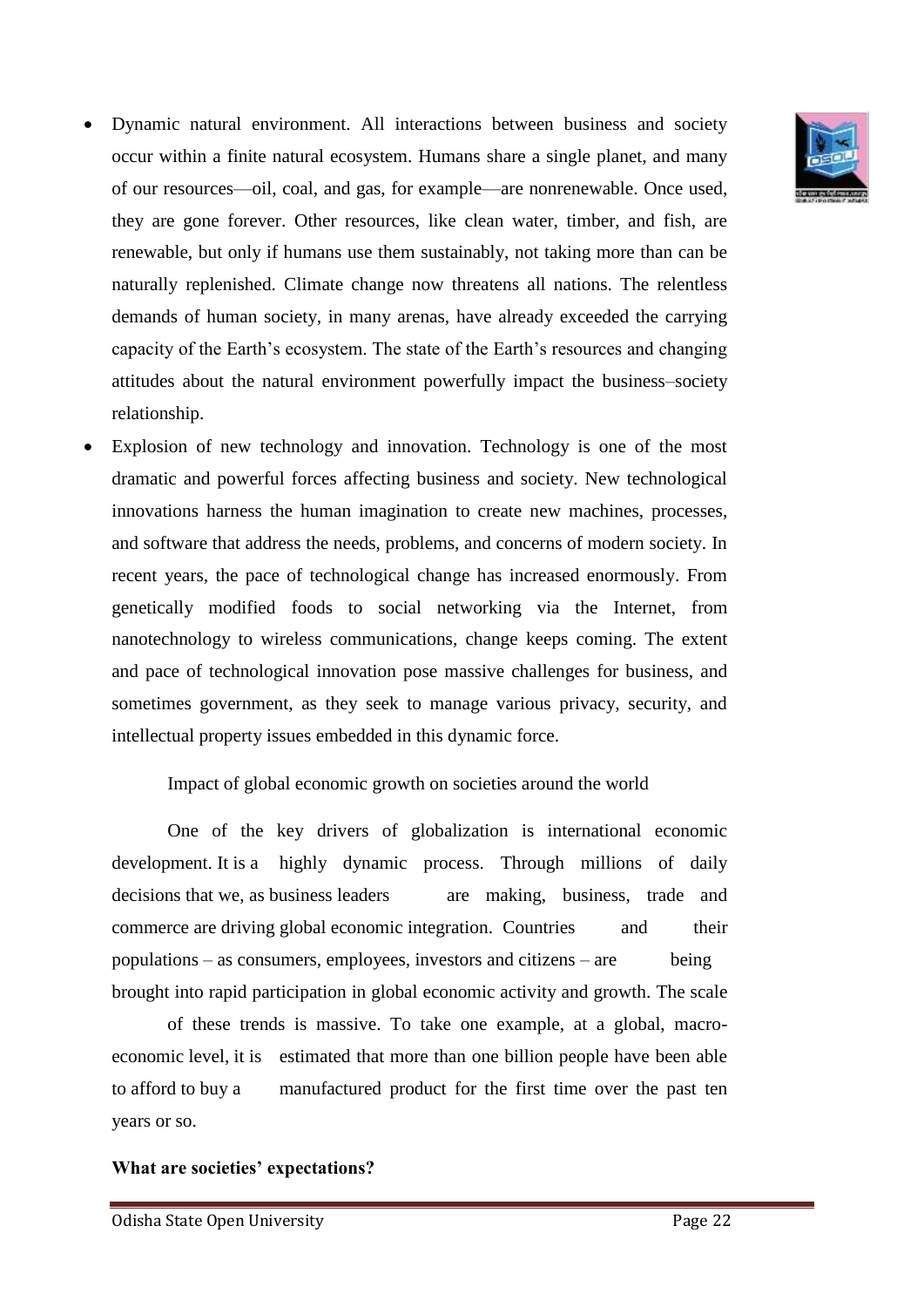- Dynamic natural environment. All interactions between business and society occur within a finite natural ecosystem. Humans share a single planet, and many of our resources—oil, coal, and gas, for example—are nonrenewable. Once used, they are gone forever. Other resources, like clean water, timber, and fish, are renewable, but only if humans use them sustainably, not taking more than can be naturally replenished. Climate change now threatens all nations. The relentless demands of human society, in many arenas, have already exceeded the carrying capacity of the Earth's ecosystem. The state of the Earth's resources and changing attitudes about the natural environment powerfully impact the business–society relationship.
- Explosion of new technology and innovation. Technology is one of the most dramatic and powerful forces affecting business and society. New technological innovations harness the human imagination to create new machines, processes, and software that address the needs, problems, and concerns of modern society. In recent years, the pace of technological change has increased enormously. From genetically modified foods to social networking via the Internet, from nanotechnology to wireless communications, change keeps coming. The extent and pace of technological innovation pose massive challenges for business, and sometimes government, as they seek to manage various privacy, security, and intellectual property issues embedded in this dynamic force.

Impact of global economic growth on societies around the world

One of the key drivers of globalization is international economic development. It is a highly dynamic process. Through millions of daily decisions that we, as business leaders are making, business, trade and commerce are driving global economic integration. Countries and their populations – as consumers, employees, investors and citizens – are being brought into rapid participation in global economic activity and growth. The scale of these trends is massive. To take one example, at a global, macro-economic level, it is estimated that more than one billion people have been able to afford to buy a manufactured product for the first time over the past ten years or so.

**What are societies' expectations?**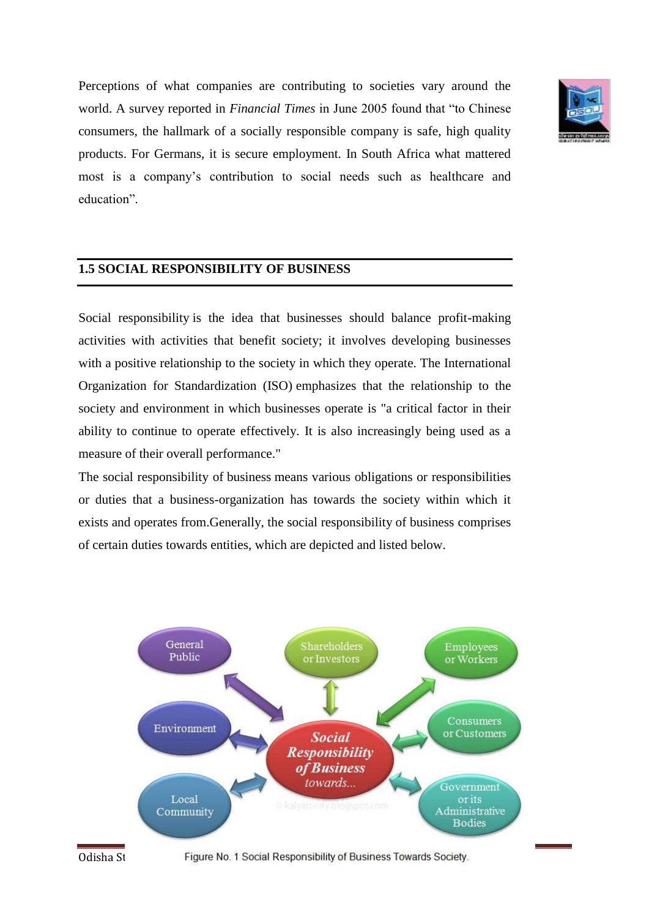Perceptions of what companies are contributing to societies vary around the world. A survey reported in *Financial Times* in June 2005 found that "to Chinese consumers, the hallmark of a socially responsible company is safe, high quality products. For Germans, it is secure employment. In South Africa what mattered most is a company's contribution to social needs such as healthcare and education".

## 1.5 SOCIAL RESPONSIBILITY OF BUSINESS

Social responsibility is the idea that businesses should balance profit-making activities with activities that benefit society; it involves developing businesses with a positive relationship to the society in which they operate. The International Organization for Standardization (ISO) emphasizes that the relationship to the society and environment in which businesses operate is "a critical factor in their ability to continue to operate effectively. It is also increasingly being used as a measure of their overall performance."

The social responsibility of business means various obligations or responsibilities or duties that a business-organization has towards the society within which it exists and operates from.Generally, the social responsibility of business comprises of certain duties towards entities, which are depicted and listed below.

Figure No. 1 Social Responsibility of Business Towards Society.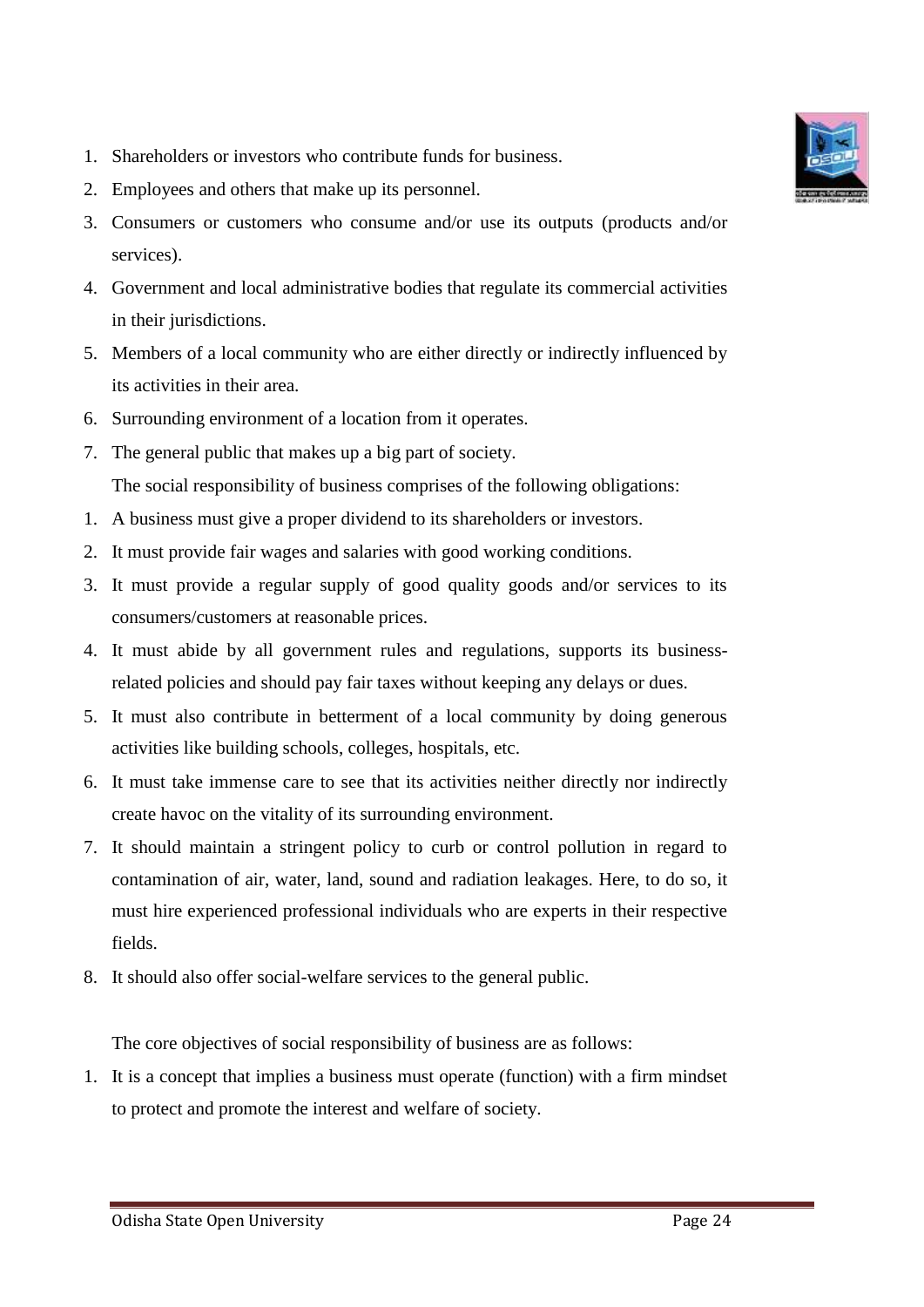1. Shareholders or investors who contribute funds for business.
2. Employees and others that make up its personnel.
3. Consumers or customers who consume and/or use its outputs (products and/or services).
4. Government and local administrative bodies that regulate its commercial activities in their jurisdictions.
5. Members of a local community who are either directly or indirectly influenced by its activities in their area.
6. Surrounding environment of a location from it operates.
7. The general public that makes up a big part of society.

The social responsibility of business comprises of the following obligations:

1. A business must give a proper dividend to its shareholders or investors.
2. It must provide fair wages and salaries with good working conditions.
3. It must provide a regular supply of good quality goods and/or services to its consumers/customers at reasonable prices.
4. It must abide by all government rules and regulations, supports its business-related policies and should pay fair taxes without keeping any delays or dues.
5. It must also contribute in betterment of a local community by doing generous activities like building schools, colleges, hospitals, etc.
6. It must take immense care to see that its activities neither directly nor indirectly create havoc on the vitality of its surrounding environment.
7. It should maintain a stringent policy to curb or control pollution in regard to contamination of air, water, land, sound and radiation leakages. Here, to do so, it must hire experienced professional individuals who are experts in their respective fields.
8. It should also offer social-welfare services to the general public.

The core objectives of social responsibility of business are as follows:

1. It is a concept that implies a business must operate (function) with a firm mindset to protect and promote the interest and welfare of society.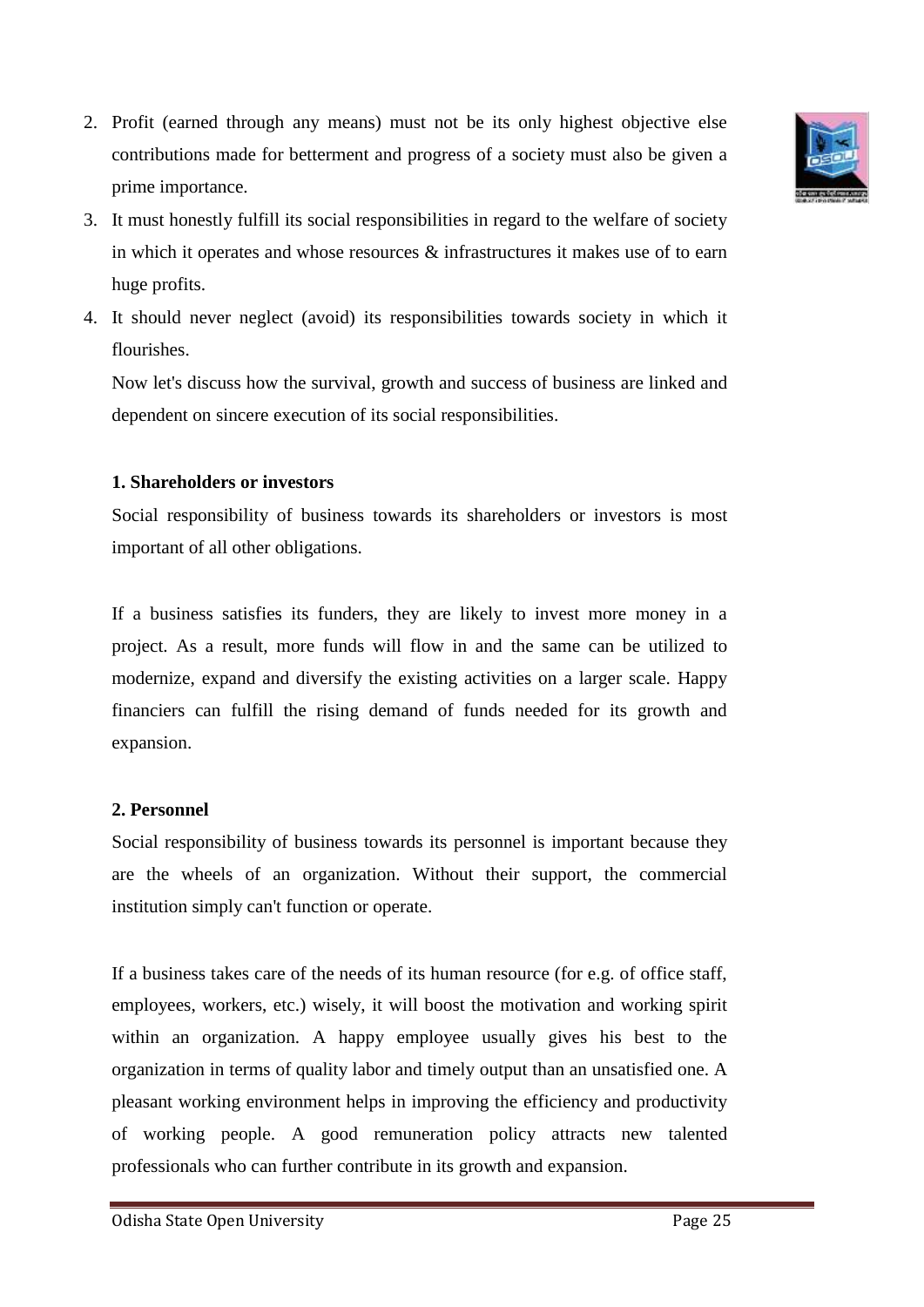2. Profit (earned through any means) must not be its only highest objective else contributions made for betterment and progress of a society must also be given a prime importance.
3. It must honestly fulfill its social responsibilities in regard to the welfare of society in which it operates and whose resources & infrastructures it makes use of to earn huge profits.
4. It should never neglect (avoid) its responsibilities towards society in which it flourishes.

   Now let's discuss how the survival, growth and success of business are linked and dependent on sincere execution of its social responsibilities.

**1. Shareholders or investors**

Social responsibility of business towards its shareholders or investors is most important of all other obligations.

If a business satisfies its funders, they are likely to invest more money in a project. As a result, more funds will flow in and the same can be utilized to modernize, expand and diversify the existing activities on a larger scale. Happy financiers can fulfill the rising demand of funds needed for its growth and expansion.

**2. Personnel**

Social responsibility of business towards its personnel is important because they are the wheels of an organization. Without their support, the commercial institution simply can't function or operate.

If a business takes care of the needs of its human resource (for e.g. of office staff, employees, workers, etc.) wisely, it will boost the motivation and working spirit within an organization. A happy employee usually gives his best to the organization in terms of quality labor and timely output than an unsatisfied one. A pleasant working environment helps in improving the efficiency and productivity of working people. A good remuneration policy attracts new talented professionals who can further contribute in its growth and expansion.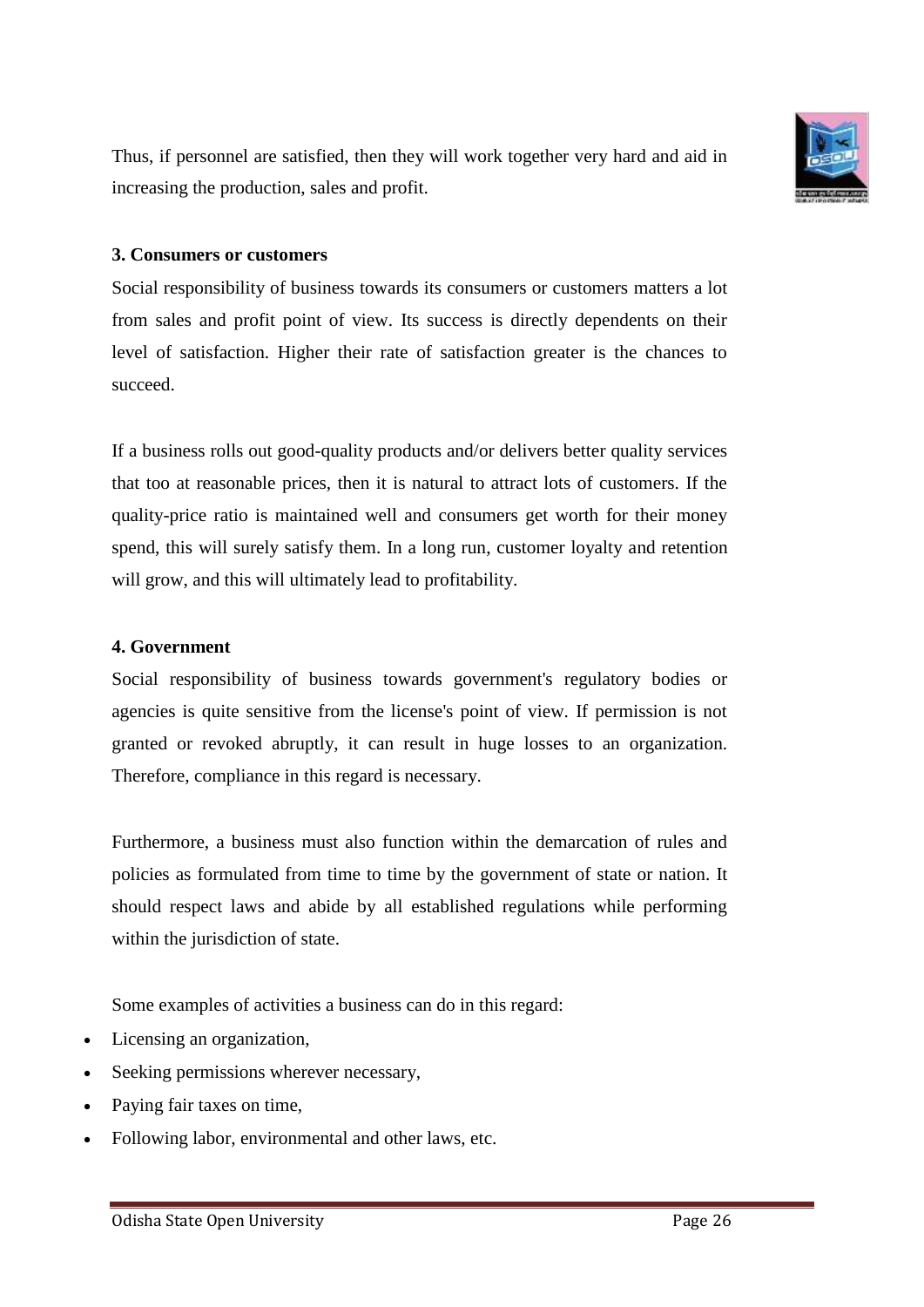Thus, if personnel are satisfied, then they will work together very hard and aid in increasing the production, sales and profit.

**3. Consumers or customers**

Social responsibility of business towards its consumers or customers matters a lot from sales and profit point of view. Its success is directly dependents on their level of satisfaction. Higher their rate of satisfaction greater is the chances to succeed.

If a business rolls out good-quality products and/or delivers better quality services that too at reasonable prices, then it is natural to attract lots of customers. If the quality-price ratio is maintained well and consumers get worth for their money spend, this will surely satisfy them. In a long run, customer loyalty and retention will grow, and this will ultimately lead to profitability.

**4. Government**

Social responsibility of business towards government's regulatory bodies or agencies is quite sensitive from the license's point of view. If permission is not granted or revoked abruptly, it can result in huge losses to an organization. Therefore, compliance in this regard is necessary.

Furthermore, a business must also function within the demarcation of rules and policies as formulated from time to time by the government of state or nation. It should respect laws and abide by all established regulations while performing within the jurisdiction of state.

Some examples of activities a business can do in this regard:

- Licensing an organization,
- Seeking permissions wherever necessary,
- Paying fair taxes on time,
- Following labor, environmental and other laws, etc.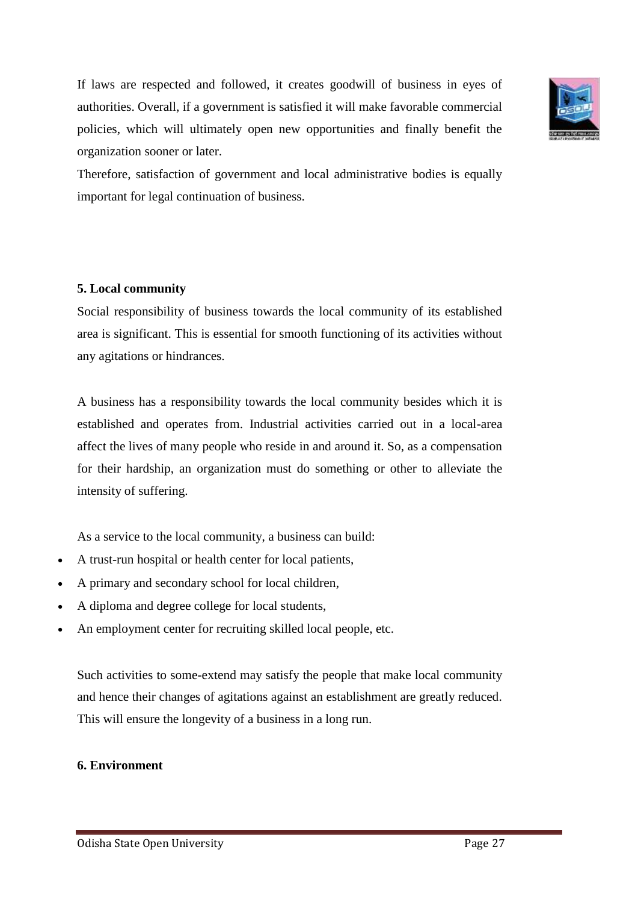If laws are respected and followed, it creates goodwill of business in eyes of authorities. Overall, if a government is satisfied it will make favorable commercial policies, which will ultimately open new opportunities and finally benefit the organization sooner or later.

Therefore, satisfaction of government and local administrative bodies is equally important for legal continuation of business.

**5. Local community**

Social responsibility of business towards the local community of its established area is significant. This is essential for smooth functioning of its activities without any agitations or hindrances.

A business has a responsibility towards the local community besides which it is established and operates from. Industrial activities carried out in a local-area affect the lives of many people who reside in and around it. So, as a compensation for their hardship, an organization must do something or other to alleviate the intensity of suffering.

As a service to the local community, a business can build:

- A trust-run hospital or health center for local patients,
- A primary and secondary school for local children,
- A diploma and degree college for local students,
- An employment center for recruiting skilled local people, etc.

Such activities to some-extend may satisfy the people that make local community and hence their changes of agitations against an establishment are greatly reduced. This will ensure the longevity of a business in a long run.

**6. Environment**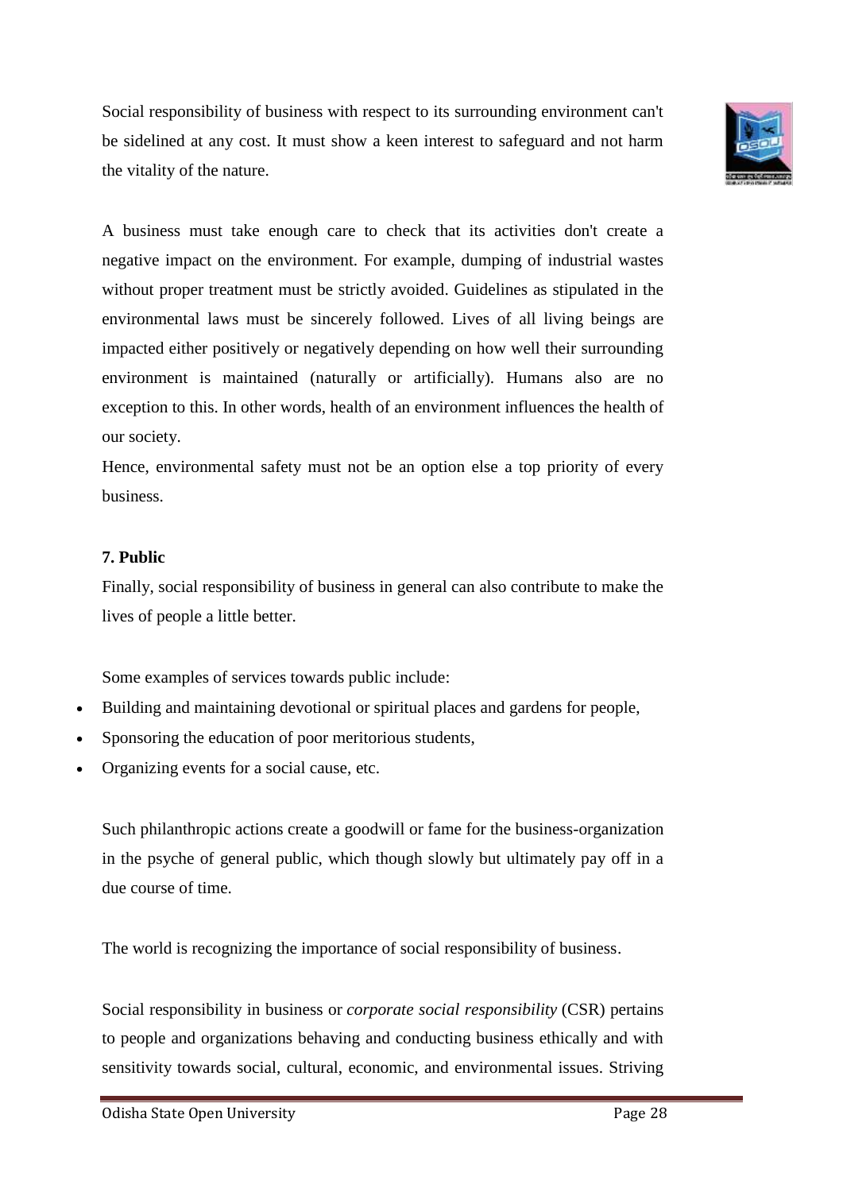Social responsibility of business with respect to its surrounding environment can't be sidelined at any cost. It must show a keen interest to safeguard and not harm the vitality of the nature.

A business must take enough care to check that its activities don't create a negative impact on the environment. For example, dumping of industrial wastes without proper treatment must be strictly avoided. Guidelines as stipulated in the environmental laws must be sincerely followed. Lives of all living beings are impacted either positively or negatively depending on how well their surrounding environment is maintained (naturally or artificially). Humans also are no exception to this. In other words, health of an environment influences the health of our society.

Hence, environmental safety must not be an option else a top priority of every business.

**7. Public**

Finally, social responsibility of business in general can also contribute to make the lives of people a little better.

Some examples of services towards public include:

- Building and maintaining devotional or spiritual places and gardens for people,
- Sponsoring the education of poor meritorious students,
- Organizing events for a social cause, etc.

Such philanthropic actions create a goodwill or fame for the business-organization in the psyche of general public, which though slowly but ultimately pay off in a due course of time.

The world is recognizing the importance of social responsibility of business.

Social responsibility in business or *corporate social responsibility* (CSR) pertains to people and organizations behaving and conducting business ethically and with sensitivity towards social, cultural, economic, and environmental issues. Striving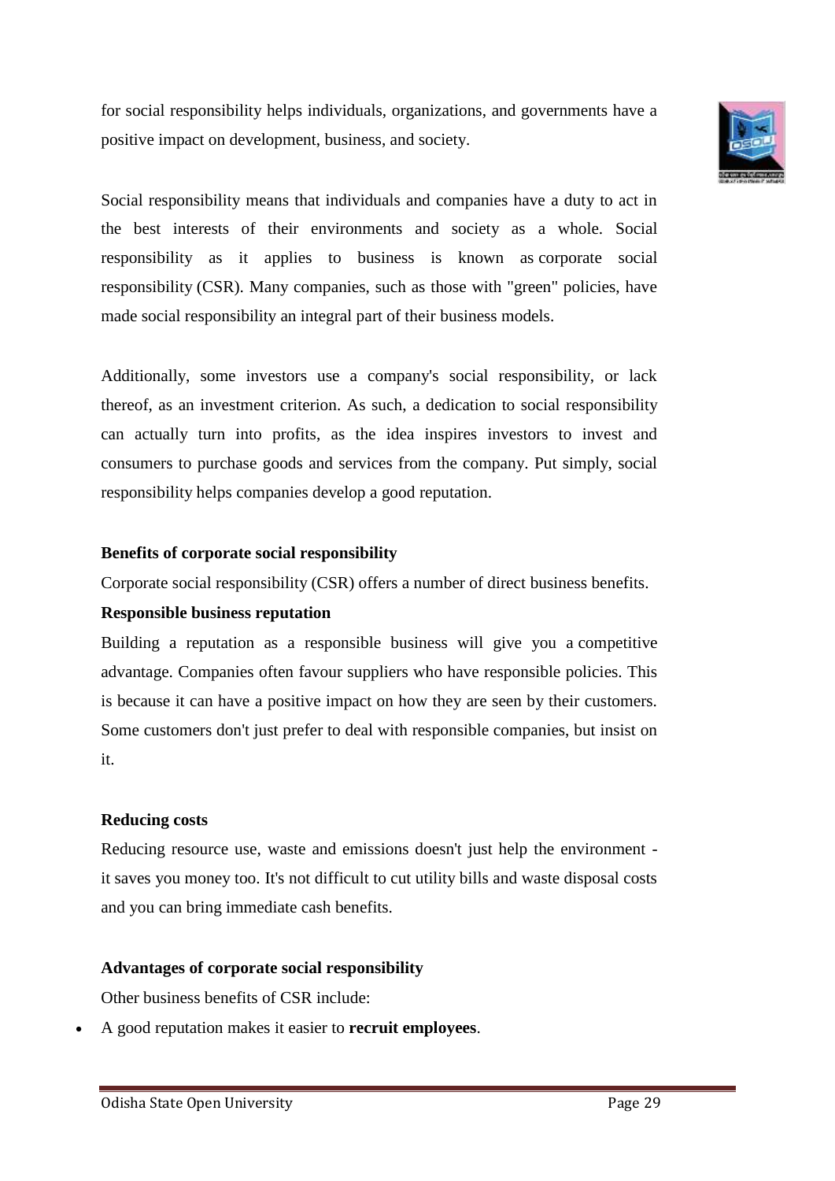for social responsibility helps individuals, organizations, and governments have a positive impact on development, business, and society.

Social responsibility means that individuals and companies have a duty to act in the best interests of their environments and society as a whole. Social responsibility as it applies to business is known as corporate social responsibility (CSR). Many companies, such as those with "green" policies, have made social responsibility an integral part of their business models.

Additionally, some investors use a company's social responsibility, or lack thereof, as an investment criterion. As such, a dedication to social responsibility can actually turn into profits, as the idea inspires investors to invest and consumers to purchase goods and services from the company. Put simply, social responsibility helps companies develop a good reputation.

**Benefits of corporate social responsibility**

Corporate social responsibility (CSR) offers a number of direct business benefits.

**Responsible business reputation**

Building a reputation as a responsible business will give you a competitive advantage. Companies often favour suppliers who have responsible policies. This is because it can have a positive impact on how they are seen by their customers. Some customers don't just prefer to deal with responsible companies, but insist on it.

**Reducing costs**

Reducing resource use, waste and emissions doesn't just help the environment - it saves you money too. It's not difficult to cut utility bills and waste disposal costs and you can bring immediate cash benefits.

**Advantages of corporate social responsibility**

Other business benefits of CSR include:

- A good reputation makes it easier to **recruit employees**.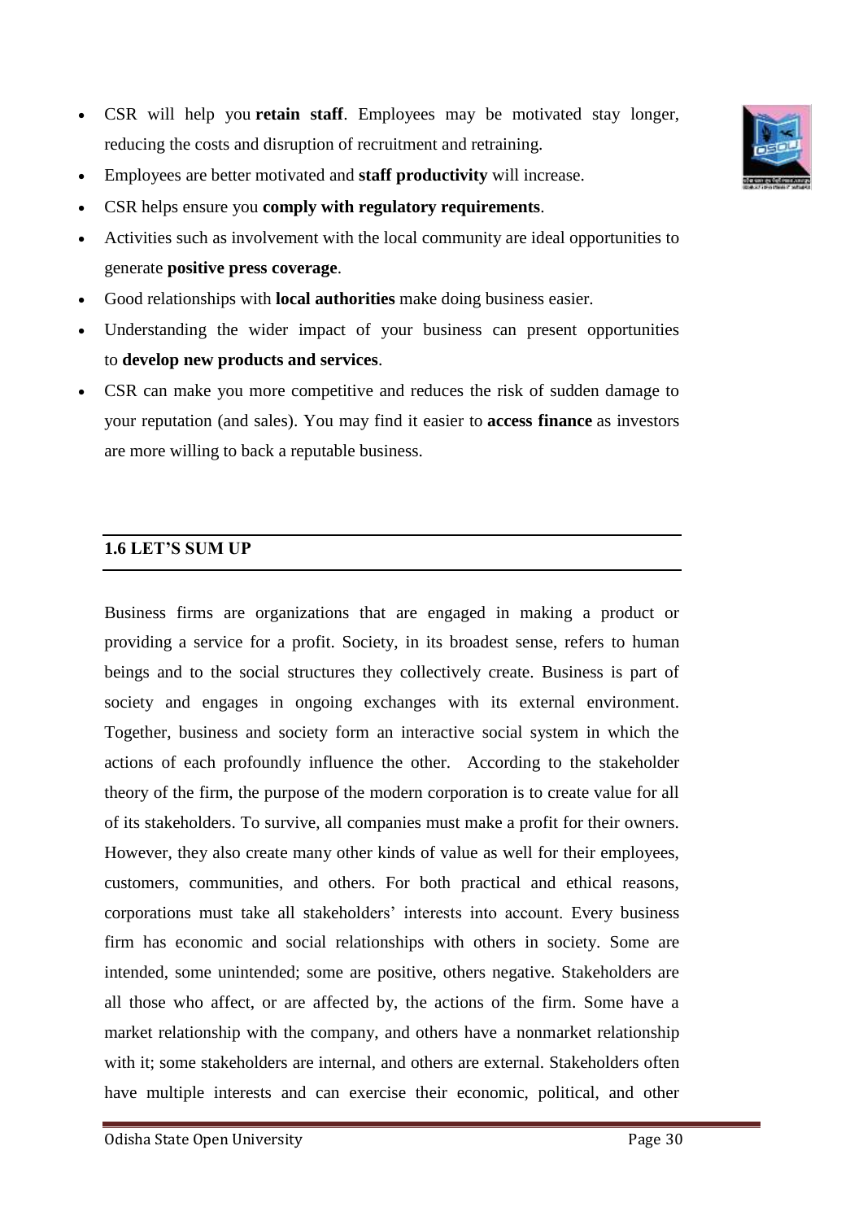- CSR will help you **retain staff**. Employees may be motivated stay longer, reducing the costs and disruption of recruitment and retraining.
- Employees are better motivated and **staff productivity** will increase.
- CSR helps ensure you **comply with regulatory requirements**.
- Activities such as involvement with the local community are ideal opportunities to generate **positive press coverage**.
- Good relationships with **local authorities** make doing business easier.
- Understanding the wider impact of your business can present opportunities to **develop new products and services**.
- CSR can make you more competitive and reduces the risk of sudden damage to your reputation (and sales). You may find it easier to **access finance** as investors are more willing to back a reputable business.

## 1.6 LET'S SUM UP

Business firms are organizations that are engaged in making a product or providing a service for a profit. Society, in its broadest sense, refers to human beings and to the social structures they collectively create. Business is part of society and engages in ongoing exchanges with its external environment. Together, business and society form an interactive social system in which the actions of each profoundly influence the other. According to the stakeholder theory of the firm, the purpose of the modern corporation is to create value for all of its stakeholders. To survive, all companies must make a profit for their owners. However, they also create many other kinds of value as well for their employees, customers, communities, and others. For both practical and ethical reasons, corporations must take all stakeholders' interests into account. Every business firm has economic and social relationships with others in society. Some are intended, some unintended; some are positive, others negative. Stakeholders are all those who affect, or are affected by, the actions of the firm. Some have a market relationship with the company, and others have a nonmarket relationship with it; some stakeholders are internal, and others are external. Stakeholders often have multiple interests and can exercise their economic, political, and other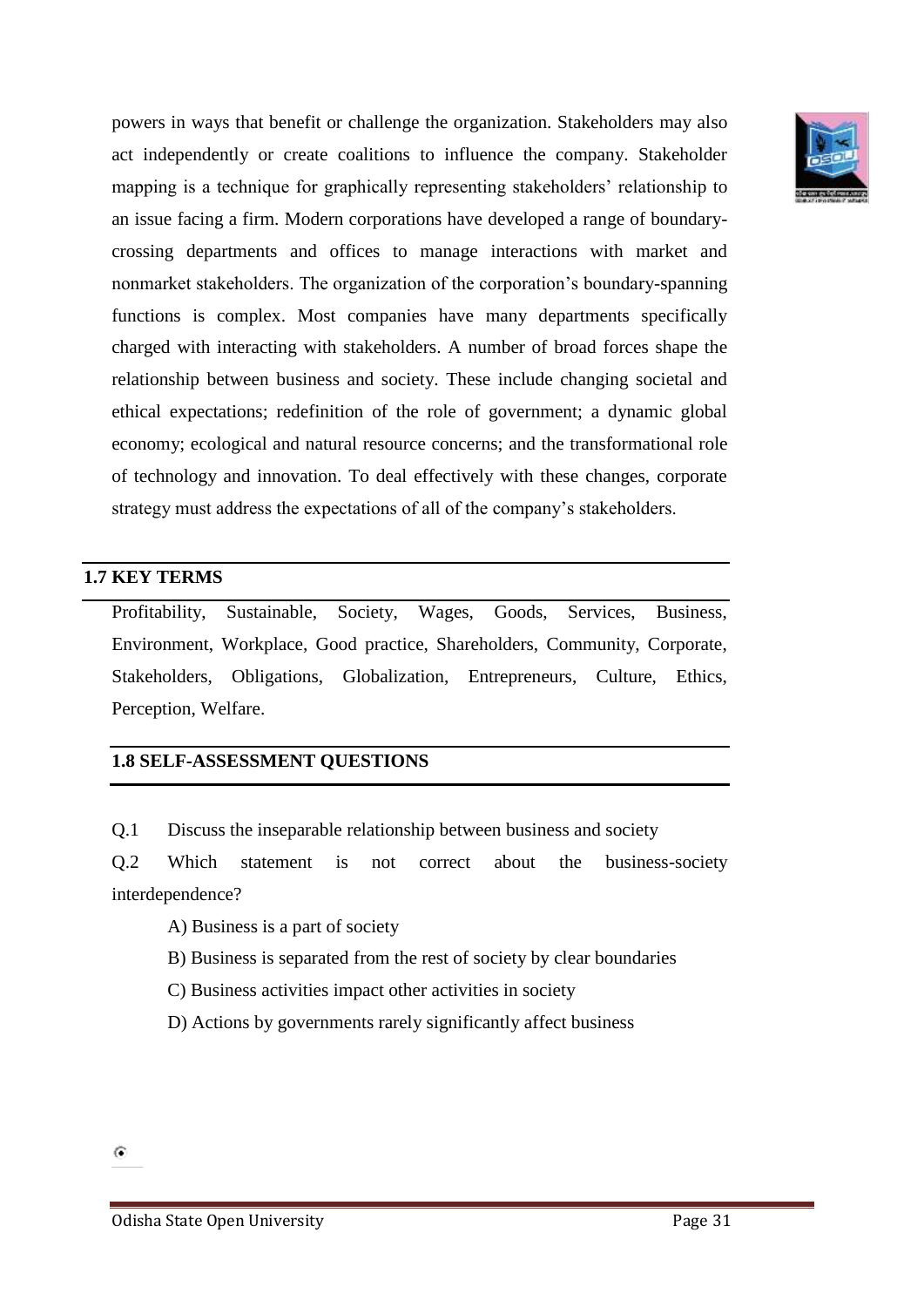powers in ways that benefit or challenge the organization. Stakeholders may also act independently or create coalitions to influence the company. Stakeholder mapping is a technique for graphically representing stakeholders' relationship to an issue facing a firm. Modern corporations have developed a range of boundary-crossing departments and offices to manage interactions with market and nonmarket stakeholders. The organization of the corporation's boundary-spanning functions is complex. Most companies have many departments specifically charged with interacting with stakeholders. A number of broad forces shape the relationship between business and society. These include changing societal and ethical expectations; redefinition of the role of government; a dynamic global economy; ecological and natural resource concerns; and the transformational role of technology and innovation. To deal effectively with these changes, corporate strategy must address the expectations of all of the company's stakeholders.

## 1.7 KEY TERMS

Profitability, Sustainable, Society, Wages, Goods, Services, Business, Environment, Workplace, Good practice, Shareholders, Community, Corporate, Stakeholders, Obligations, Globalization, Entrepreneurs, Culture, Ethics, Perception, Welfare.

## 1.8 SELF-ASSESSMENT QUESTIONS

Q.1 Discuss the inseparable relationship between business and society

Q.2 Which statement is not correct about the business-society interdependence?

A) Business is a part of society

B) Business is separated from the rest of society by clear boundaries

C) Business activities impact other activities in society

D) Actions by governments rarely significantly affect business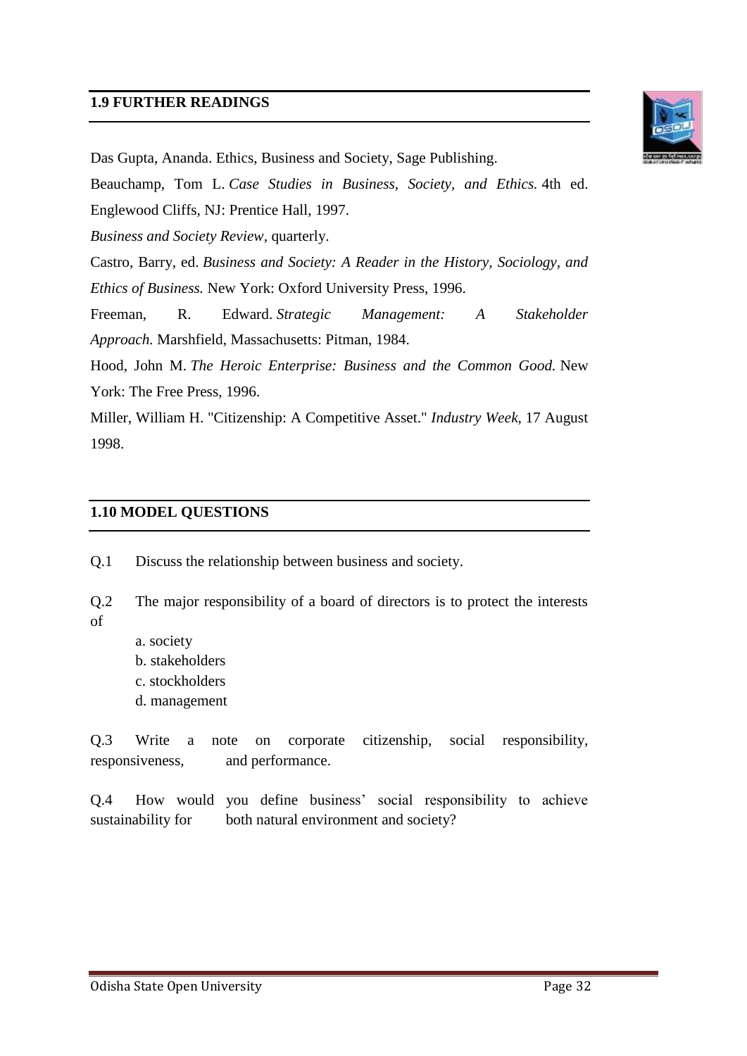## 1.9 FURTHER READINGS

Das Gupta, Ananda. Ethics, Business and Society, Sage Publishing.

Beauchamp, Tom L. *Case Studies in Business, Society, and Ethics.* 4th ed. Englewood Cliffs, NJ: Prentice Hall, 1997.

*Business and Society Review*, quarterly.

Castro, Barry, ed. *Business and Society: A Reader in the History, Sociology, and Ethics of Business.* New York: Oxford University Press, 1996.

Freeman, R. Edward. *Strategic Management: A Stakeholder Approach.* Marshfield, Massachusetts: Pitman, 1984.

Hood, John M. *The Heroic Enterprise: Business and the Common Good.* New York: The Free Press, 1996.

Miller, William H. "Citizenship: A Competitive Asset." *Industry Week*, 17 August 1998.

## 1.10 MODEL QUESTIONS

Q.1 Discuss the relationship between business and society.

Q.2 The major responsibility of a board of directors is to protect the interests of

a. society
b. stakeholders
c. stockholders
d. management

Q.3 Write a note on corporate citizenship, social responsibility, responsiveness, and performance.

Q.4 How would you define business' social responsibility to achieve sustainability for both natural environment and society?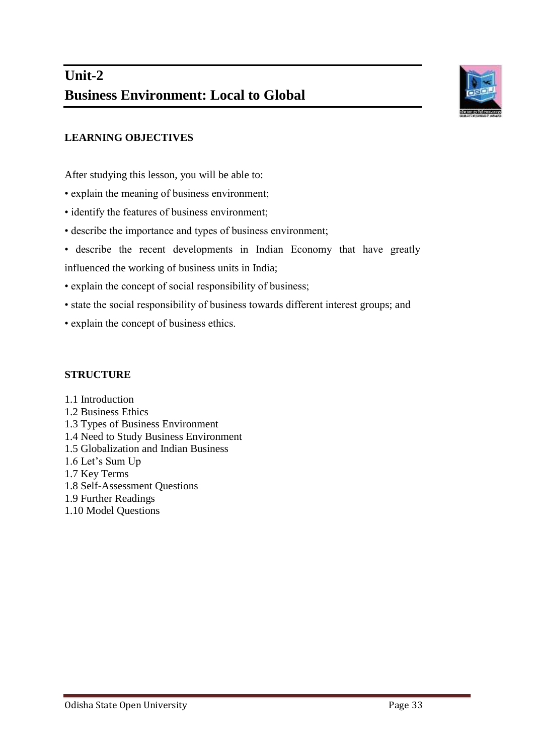# Unit-2
# Business Environment: Local to Global

**LEARNING OBJECTIVES**

After studying this lesson, you will be able to:

- explain the meaning of business environment;
- identify the features of business environment;
- describe the importance and types of business environment;
- describe the recent developments in Indian Economy that have greatly influenced the working of business units in India;
- explain the concept of social responsibility of business;
- state the social responsibility of business towards different interest groups; and
- explain the concept of business ethics.

**STRUCTURE**

1.1 Introduction
1.2 Business Ethics
1.3 Types of Business Environment
1.4 Need to Study Business Environment
1.5 Globalization and Indian Business
1.6 Let's Sum Up
1.7 Key Terms
1.8 Self-Assessment Questions
1.9 Further Readings
1.10 Model Questions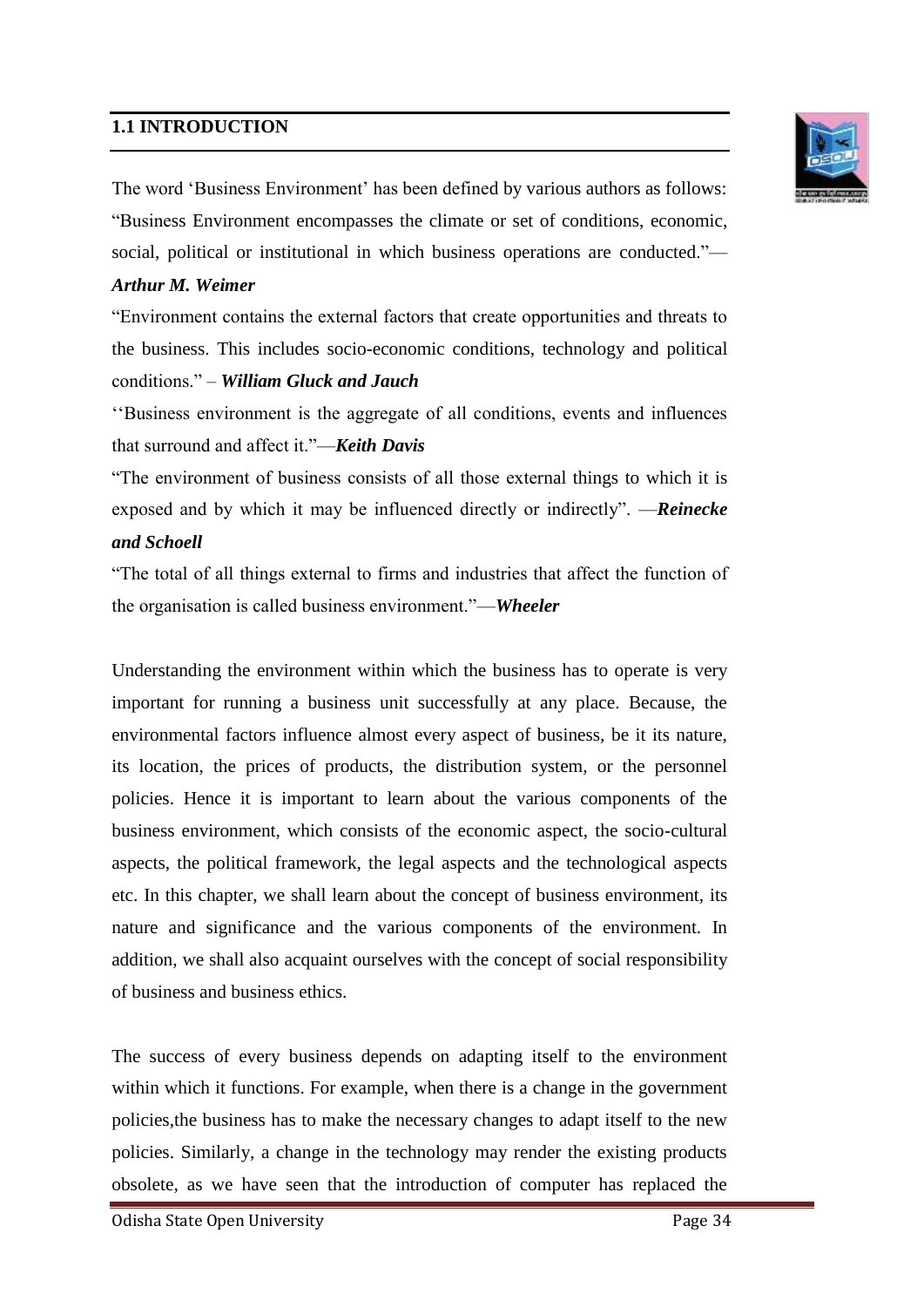## 1.1 INTRODUCTION

The word 'Business Environment' has been defined by various authors as follows: "Business Environment encompasses the climate or set of conditions, economic, social, political or institutional in which business operations are conducted."— ***Arthur M. Weimer***

"Environment contains the external factors that create opportunities and threats to the business. This includes socio-economic conditions, technology and political conditions." – ***William Gluck and Jauch***

''Business environment is the aggregate of all conditions, events and influences that surround and affect it."—***Keith Davis***

"The environment of business consists of all those external things to which it is exposed and by which it may be influenced directly or indirectly". —***Reinecke and Schoell***

"The total of all things external to firms and industries that affect the function of the organisation is called business environment."—***Wheeler***

Understanding the environment within which the business has to operate is very important for running a business unit successfully at any place. Because, the environmental factors influence almost every aspect of business, be it its nature, its location, the prices of products, the distribution system, or the personnel policies. Hence it is important to learn about the various components of the business environment, which consists of the economic aspect, the socio-cultural aspects, the political framework, the legal aspects and the technological aspects etc. In this chapter, we shall learn about the concept of business environment, its nature and significance and the various components of the environment. In addition, we shall also acquaint ourselves with the concept of social responsibility of business and business ethics.

The success of every business depends on adapting itself to the environment within which it functions. For example, when there is a change in the government policies,the business has to make the necessary changes to adapt itself to the new policies. Similarly, a change in the technology may render the existing products obsolete, as we have seen that the introduction of computer has replaced the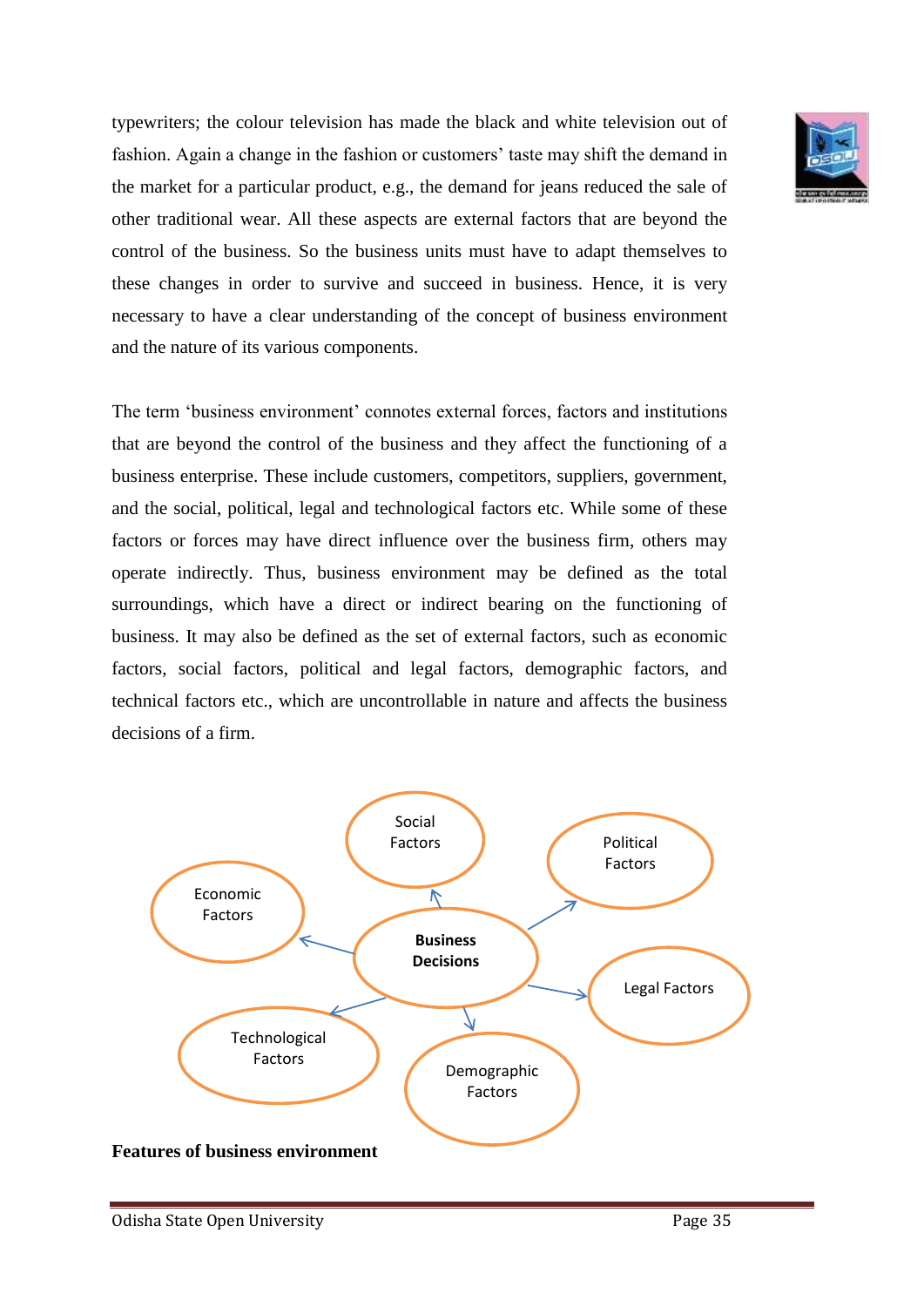typewriters; the colour television has made the black and white television out of fashion. Again a change in the fashion or customers' taste may shift the demand in the market for a particular product, e.g., the demand for jeans reduced the sale of other traditional wear. All these aspects are external factors that are beyond the control of the business. So the business units must have to adapt themselves to these changes in order to survive and succeed in business. Hence, it is very necessary to have a clear understanding of the concept of business environment and the nature of its various components.

The term 'business environment' connotes external forces, factors and institutions that are beyond the control of the business and they affect the functioning of a business enterprise. These include customers, competitors, suppliers, government, and the social, political, legal and technological factors etc. While some of these factors or forces may have direct influence over the business firm, others may operate indirectly. Thus, business environment may be defined as the total surroundings, which have a direct or indirect bearing on the functioning of business. It may also be defined as the set of external factors, such as economic factors, social factors, political and legal factors, demographic factors, and technical factors etc., which are uncontrollable in nature and affects the business decisions of a firm.

Social Factors

Political Factors

Economic Factors

**Business Decisions**

Legal Factors

Technological Factors

Demographic Factors

**Features of business environment**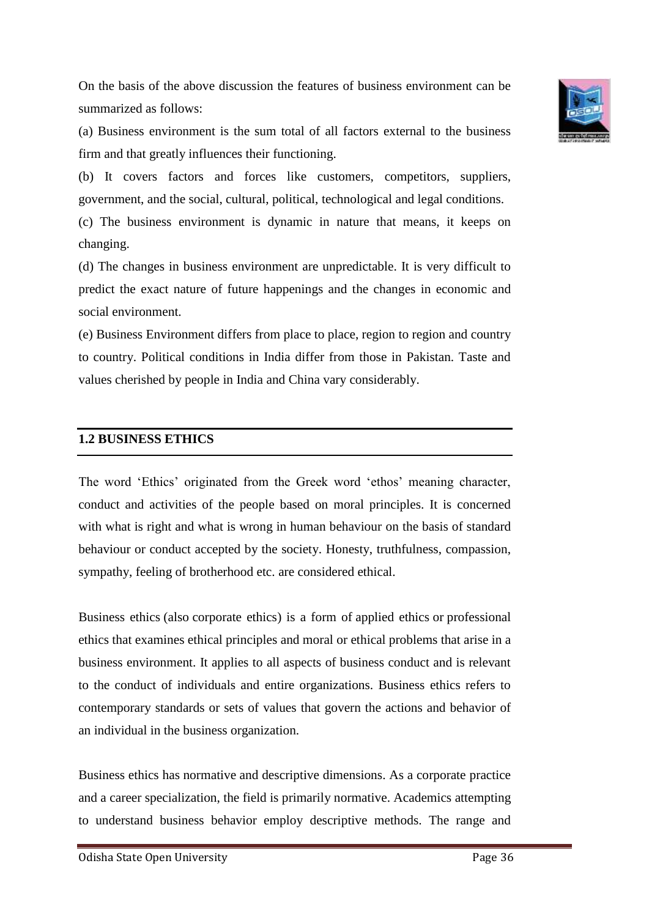On the basis of the above discussion the features of business environment can be summarized as follows:

(a) Business environment is the sum total of all factors external to the business firm and that greatly influences their functioning.

(b) It covers factors and forces like customers, competitors, suppliers, government, and the social, cultural, political, technological and legal conditions.

(c) The business environment is dynamic in nature that means, it keeps on changing.

(d) The changes in business environment are unpredictable. It is very difficult to predict the exact nature of future happenings and the changes in economic and social environment.

(e) Business Environment differs from place to place, region to region and country to country. Political conditions in India differ from those in Pakistan. Taste and values cherished by people in India and China vary considerably.

## 1.2 BUSINESS ETHICS

The word 'Ethics' originated from the Greek word 'ethos' meaning character, conduct and activities of the people based on moral principles. It is concerned with what is right and what is wrong in human behaviour on the basis of standard behaviour or conduct accepted by the society. Honesty, truthfulness, compassion, sympathy, feeling of brotherhood etc. are considered ethical.

Business ethics (also corporate ethics) is a form of applied ethics or professional ethics that examines ethical principles and moral or ethical problems that arise in a business environment. It applies to all aspects of business conduct and is relevant to the conduct of individuals and entire organizations. Business ethics refers to contemporary standards or sets of values that govern the actions and behavior of an individual in the business organization.

Business ethics has normative and descriptive dimensions. As a corporate practice and a career specialization, the field is primarily normative. Academics attempting to understand business behavior employ descriptive methods. The range and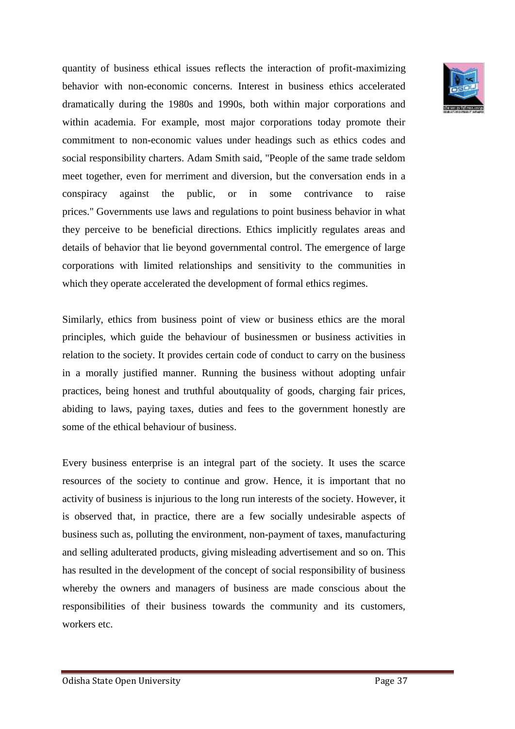quantity of business ethical issues reflects the interaction of profit-maximizing behavior with non-economic concerns. Interest in business ethics accelerated dramatically during the 1980s and 1990s, both within major corporations and within academia. For example, most major corporations today promote their commitment to non-economic values under headings such as ethics codes and social responsibility charters. Adam Smith said, "People of the same trade seldom meet together, even for merriment and diversion, but the conversation ends in a conspiracy against the public, or in some contrivance to raise prices." Governments use laws and regulations to point business behavior in what they perceive to be beneficial directions. Ethics implicitly regulates areas and details of behavior that lie beyond governmental control. The emergence of large corporations with limited relationships and sensitivity to the communities in which they operate accelerated the development of formal ethics regimes.

Similarly, ethics from business point of view or business ethics are the moral principles, which guide the behaviour of businessmen or business activities in relation to the society. It provides certain code of conduct to carry on the business in a morally justified manner. Running the business without adopting unfair practices, being honest and truthful aboutquality of goods, charging fair prices, abiding to laws, paying taxes, duties and fees to the government honestly are some of the ethical behaviour of business.

Every business enterprise is an integral part of the society. It uses the scarce resources of the society to continue and grow. Hence, it is important that no activity of business is injurious to the long run interests of the society. However, it is observed that, in practice, there are a few socially undesirable aspects of business such as, polluting the environment, non-payment of taxes, manufacturing and selling adulterated products, giving misleading advertisement and so on. This has resulted in the development of the concept of social responsibility of business whereby the owners and managers of business are made conscious about the responsibilities of their business towards the community and its customers, workers etc.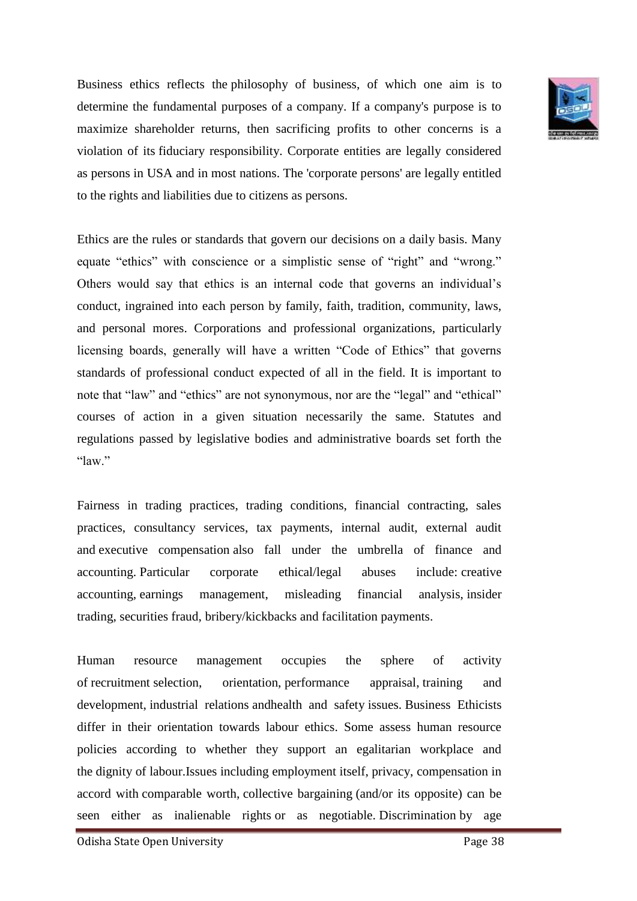Business ethics reflects the philosophy of business, of which one aim is to determine the fundamental purposes of a company. If a company's purpose is to maximize shareholder returns, then sacrificing profits to other concerns is a violation of its fiduciary responsibility. Corporate entities are legally considered as persons in USA and in most nations. The 'corporate persons' are legally entitled to the rights and liabilities due to citizens as persons.

Ethics are the rules or standards that govern our decisions on a daily basis. Many equate “ethics” with conscience or a simplistic sense of “right” and “wrong.” Others would say that ethics is an internal code that governs an individual’s conduct, ingrained into each person by family, faith, tradition, community, laws, and personal mores. Corporations and professional organizations, particularly licensing boards, generally will have a written “Code of Ethics” that governs standards of professional conduct expected of all in the field. It is important to note that “law” and “ethics” are not synonymous, nor are the “legal” and “ethical” courses of action in a given situation necessarily the same. Statutes and regulations passed by legislative bodies and administrative boards set forth the “law.”

Fairness in trading practices, trading conditions, financial contracting, sales practices, consultancy services, tax payments, internal audit, external audit and executive compensation also fall under the umbrella of finance and accounting. Particular corporate ethical/legal abuses include: creative accounting, earnings management, misleading financial analysis, insider trading, securities fraud, bribery/kickbacks and facilitation payments.

Human resource management occupies the sphere of activity of recruitment selection, orientation, performance appraisal, training and development, industrial relations andhealth and safety issues. Business Ethicists differ in their orientation towards labour ethics. Some assess human resource policies according to whether they support an egalitarian workplace and the dignity of labour.Issues including employment itself, privacy, compensation in accord with comparable worth, collective bargaining (and/or its opposite) can be seen either as inalienable rights or as negotiable. Discrimination by age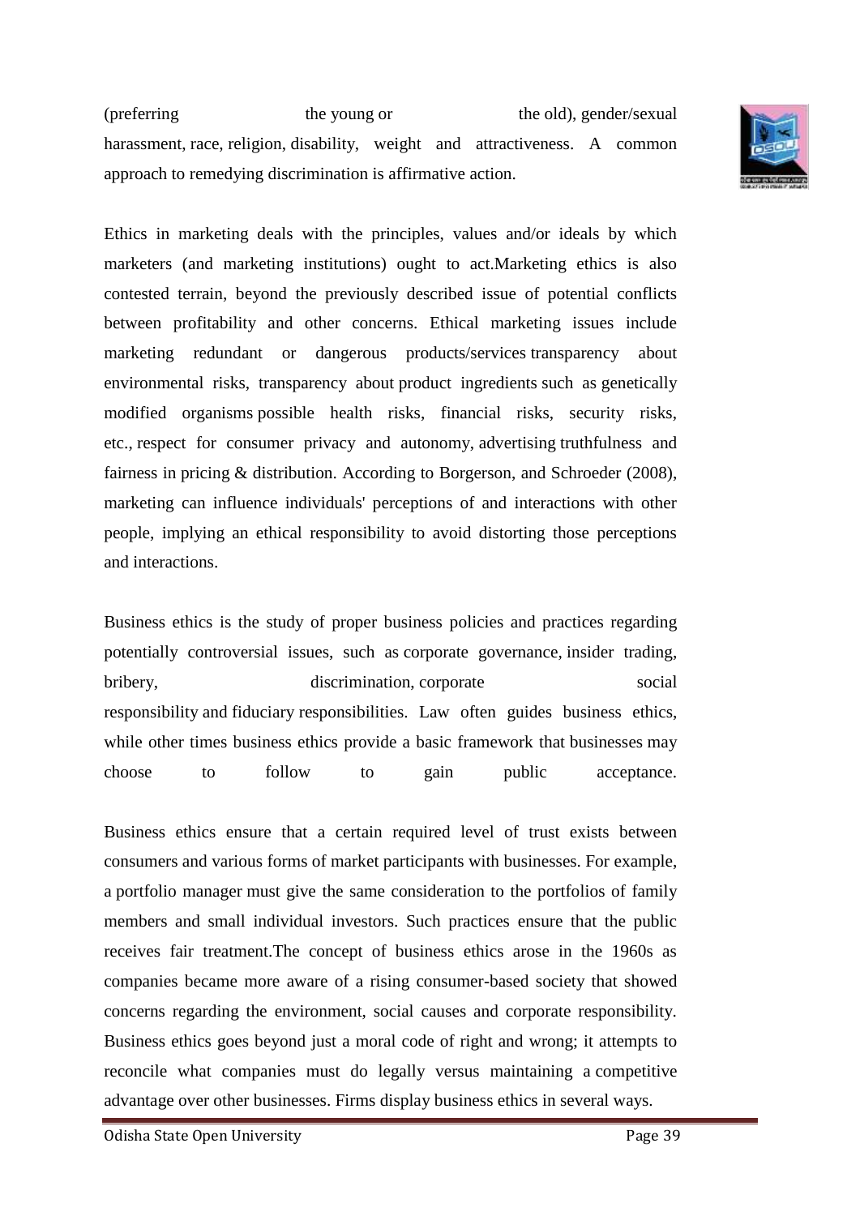(preferring the young or the old), gender/sexual harassment, race, religion, disability, weight and attractiveness. A common approach to remedying discrimination is affirmative action.

Ethics in marketing deals with the principles, values and/or ideals by which marketers (and marketing institutions) ought to act.Marketing ethics is also contested terrain, beyond the previously described issue of potential conflicts between profitability and other concerns. Ethical marketing issues include marketing redundant or dangerous products/services transparency about environmental risks, transparency about product ingredients such as genetically modified organisms possible health risks, financial risks, security risks, etc., respect for consumer privacy and autonomy, advertising truthfulness and fairness in pricing & distribution. According to Borgerson, and Schroeder (2008), marketing can influence individuals' perceptions of and interactions with other people, implying an ethical responsibility to avoid distorting those perceptions and interactions.

Business ethics is the study of proper business policies and practices regarding potentially controversial issues, such as corporate governance, insider trading, bribery, discrimination, corporate social responsibility and fiduciary responsibilities. Law often guides business ethics, while other times business ethics provide a basic framework that businesses may choose to follow to gain public acceptance.

Business ethics ensure that a certain required level of trust exists between consumers and various forms of market participants with businesses. For example, a portfolio manager must give the same consideration to the portfolios of family members and small individual investors. Such practices ensure that the public receives fair treatment.The concept of business ethics arose in the 1960s as companies became more aware of a rising consumer-based society that showed concerns regarding the environment, social causes and corporate responsibility. Business ethics goes beyond just a moral code of right and wrong; it attempts to reconcile what companies must do legally versus maintaining a competitive advantage over other businesses. Firms display business ethics in several ways.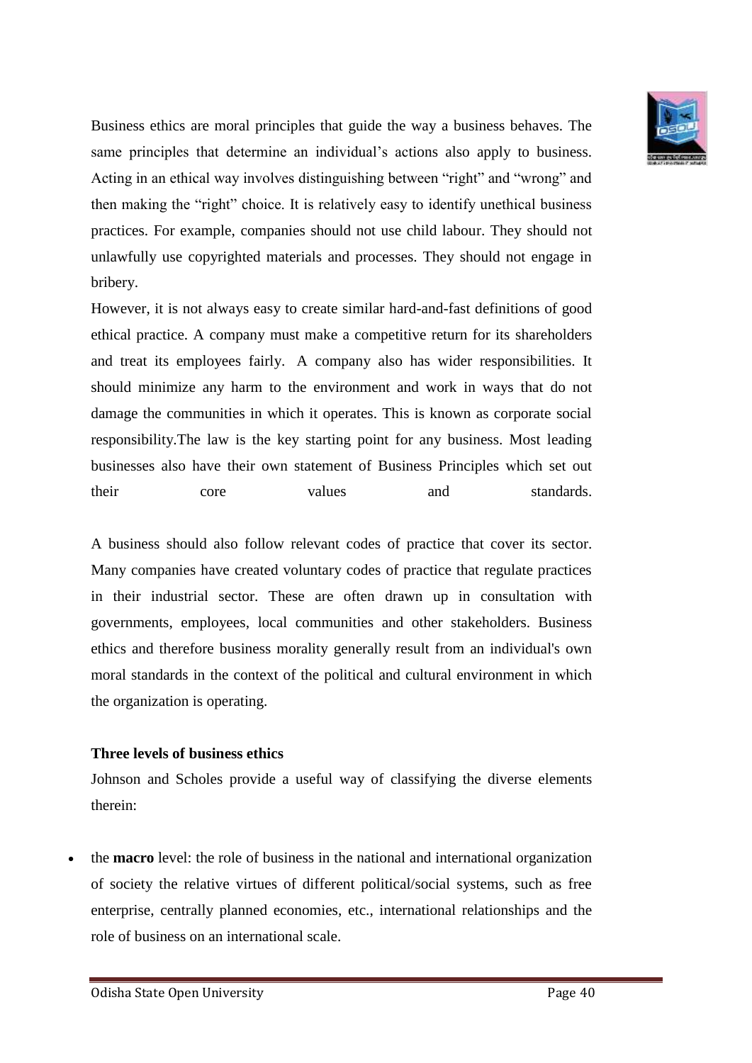Business ethics are moral principles that guide the way a business behaves. The same principles that determine an individual's actions also apply to business. Acting in an ethical way involves distinguishing between "right" and "wrong" and then making the "right" choice. It is relatively easy to identify unethical business practices. For example, companies should not use child labour. They should not unlawfully use copyrighted materials and processes. They should not engage in bribery.

However, it is not always easy to create similar hard-and-fast definitions of good ethical practice. A company must make a competitive return for its shareholders and treat its employees fairly. A company also has wider responsibilities. It should minimize any harm to the environment and work in ways that do not damage the communities in which it operates. This is known as corporate social responsibility.The law is the key starting point for any business. Most leading businesses also have their own statement of Business Principles which set out their core values and standards.

A business should also follow relevant codes of practice that cover its sector. Many companies have created voluntary codes of practice that regulate practices in their industrial sector. These are often drawn up in consultation with governments, employees, local communities and other stakeholders. Business ethics and therefore business morality generally result from an individual's own moral standards in the context of the political and cultural environment in which the organization is operating.

**Three levels of business ethics**

Johnson and Scholes provide a useful way of classifying the diverse elements therein:

- the **macro** level: the role of business in the national and international organization of society the relative virtues of different political/social systems, such as free enterprise, centrally planned economies, etc., international relationships and the role of business on an international scale.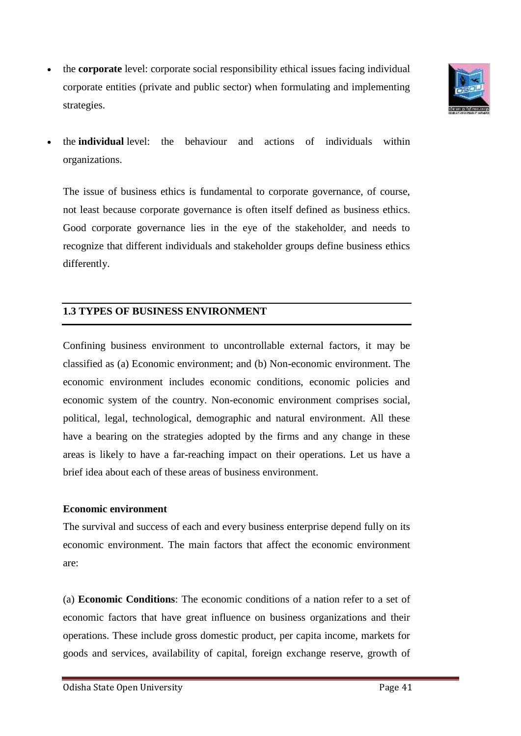- the **corporate** level: corporate social responsibility ethical issues facing individual corporate entities (private and public sector) when formulating and implementing strategies.

- the **individual** level: the behaviour and actions of individuals within organizations.

The issue of business ethics is fundamental to corporate governance, of course, not least because corporate governance is often itself defined as business ethics. Good corporate governance lies in the eye of the stakeholder, and needs to recognize that different individuals and stakeholder groups define business ethics differently.

## 1.3 TYPES OF BUSINESS ENVIRONMENT

Confining business environment to uncontrollable external factors, it may be classified as (a) Economic environment; and (b) Non-economic environment. The economic environment includes economic conditions, economic policies and economic system of the country. Non-economic environment comprises social, political, legal, technological, demographic and natural environment. All these have a bearing on the strategies adopted by the firms and any change in these areas is likely to have a far-reaching impact on their operations. Let us have a brief idea about each of these areas of business environment.

**Economic environment**

The survival and success of each and every business enterprise depend fully on its economic environment. The main factors that affect the economic environment are:

(a) **Economic Conditions**: The economic conditions of a nation refer to a set of economic factors that have great influence on business organizations and their operations. These include gross domestic product, per capita income, markets for goods and services, availability of capital, foreign exchange reserve, growth of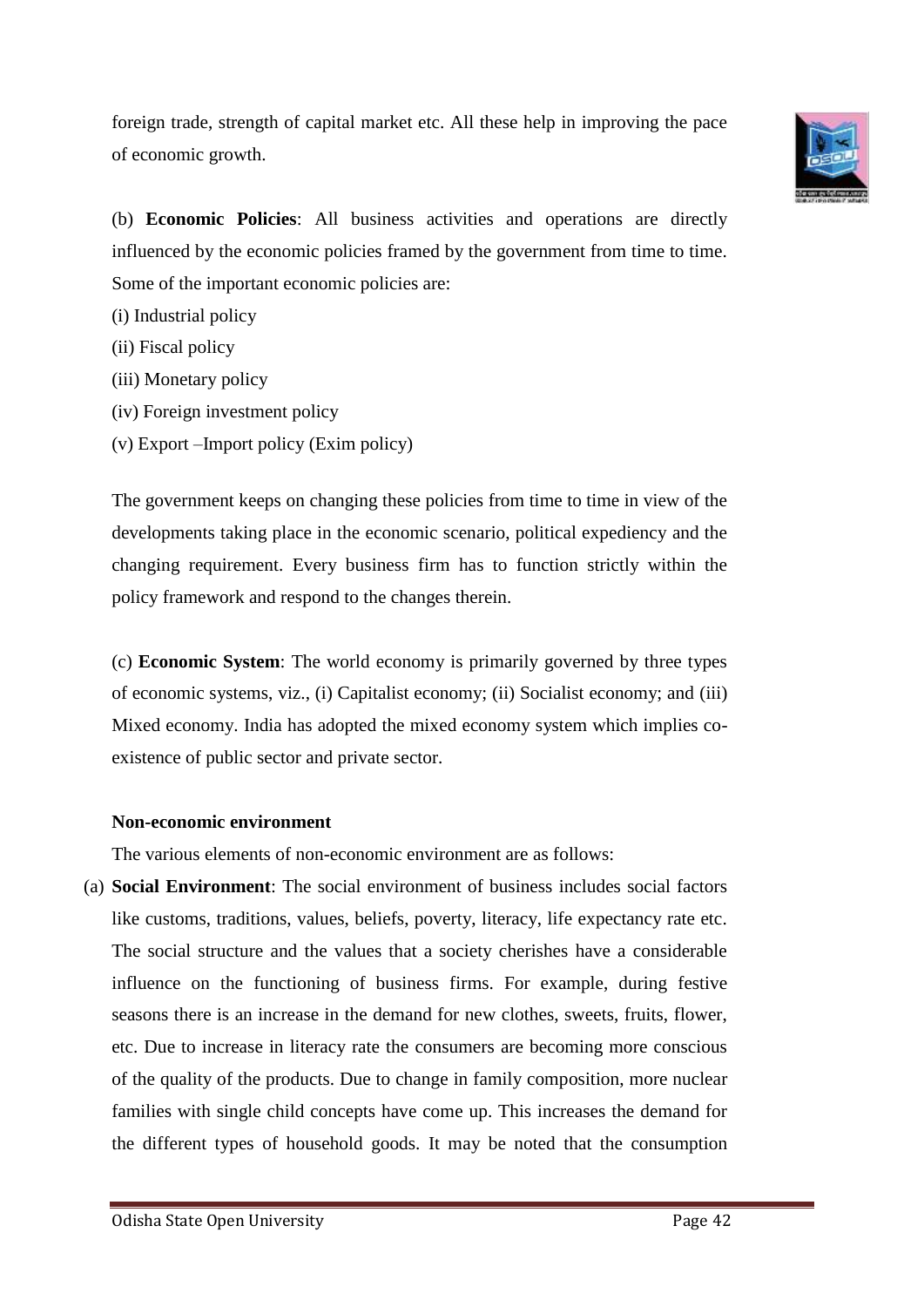foreign trade, strength of capital market etc. All these help in improving the pace of economic growth.

(b) **Economic Policies**: All business activities and operations are directly influenced by the economic policies framed by the government from time to time. Some of the important economic policies are:

(i) Industrial policy
(ii) Fiscal policy
(iii) Monetary policy
(iv) Foreign investment policy
(v) Export –Import policy (Exim policy)

The government keeps on changing these policies from time to time in view of the developments taking place in the economic scenario, political expediency and the changing requirement. Every business firm has to function strictly within the policy framework and respond to the changes therein.

(c) **Economic System**: The world economy is primarily governed by three types of economic systems, viz., (i) Capitalist economy; (ii) Socialist economy; and (iii) Mixed economy. India has adopted the mixed economy system which implies co-existence of public sector and private sector.

**Non-economic environment**

The various elements of non-economic environment are as follows:

(a) **Social Environment**: The social environment of business includes social factors like customs, traditions, values, beliefs, poverty, literacy, life expectancy rate etc. The social structure and the values that a society cherishes have a considerable influence on the functioning of business firms. For example, during festive seasons there is an increase in the demand for new clothes, sweets, fruits, flower, etc. Due to increase in literacy rate the consumers are becoming more conscious of the quality of the products. Due to change in family composition, more nuclear families with single child concepts have come up. This increases the demand for the different types of household goods. It may be noted that the consumption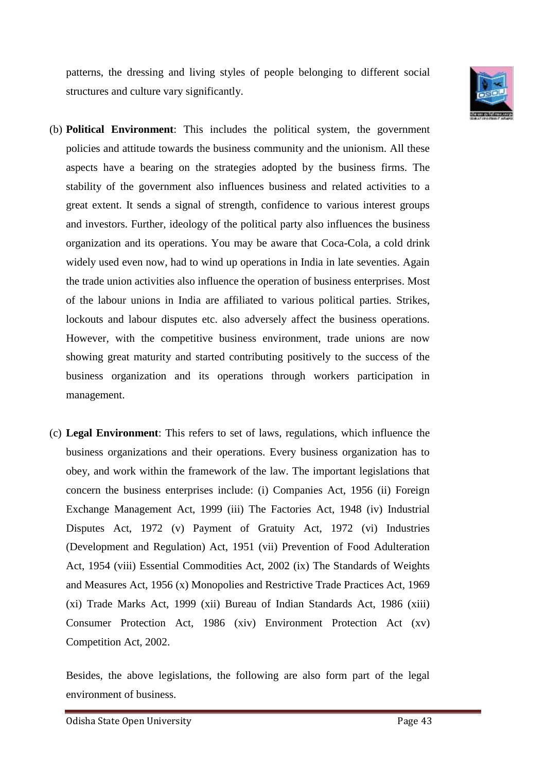patterns, the dressing and living styles of people belonging to different social structures and culture vary significantly.

(b) **Political Environment**: This includes the political system, the government policies and attitude towards the business community and the unionism. All these aspects have a bearing on the strategies adopted by the business firms. The stability of the government also influences business and related activities to a great extent. It sends a signal of strength, confidence to various interest groups and investors. Further, ideology of the political party also influences the business organization and its operations. You may be aware that Coca-Cola, a cold drink widely used even now, had to wind up operations in India in late seventies. Again the trade union activities also influence the operation of business enterprises. Most of the labour unions in India are affiliated to various political parties. Strikes, lockouts and labour disputes etc. also adversely affect the business operations. However, with the competitive business environment, trade unions are now showing great maturity and started contributing positively to the success of the business organization and its operations through workers participation in management.

(c) **Legal Environment**: This refers to set of laws, regulations, which influence the business organizations and their operations. Every business organization has to obey, and work within the framework of the law. The important legislations that concern the business enterprises include: (i) Companies Act, 1956 (ii) Foreign Exchange Management Act, 1999 (iii) The Factories Act, 1948 (iv) Industrial Disputes Act, 1972 (v) Payment of Gratuity Act, 1972 (vi) Industries (Development and Regulation) Act, 1951 (vii) Prevention of Food Adulteration Act, 1954 (viii) Essential Commodities Act, 2002 (ix) The Standards of Weights and Measures Act, 1956 (x) Monopolies and Restrictive Trade Practices Act, 1969 (xi) Trade Marks Act, 1999 (xii) Bureau of Indian Standards Act, 1986 (xiii) Consumer Protection Act, 1986 (xiv) Environment Protection Act (xv) Competition Act, 2002.

Besides, the above legislations, the following are also form part of the legal environment of business.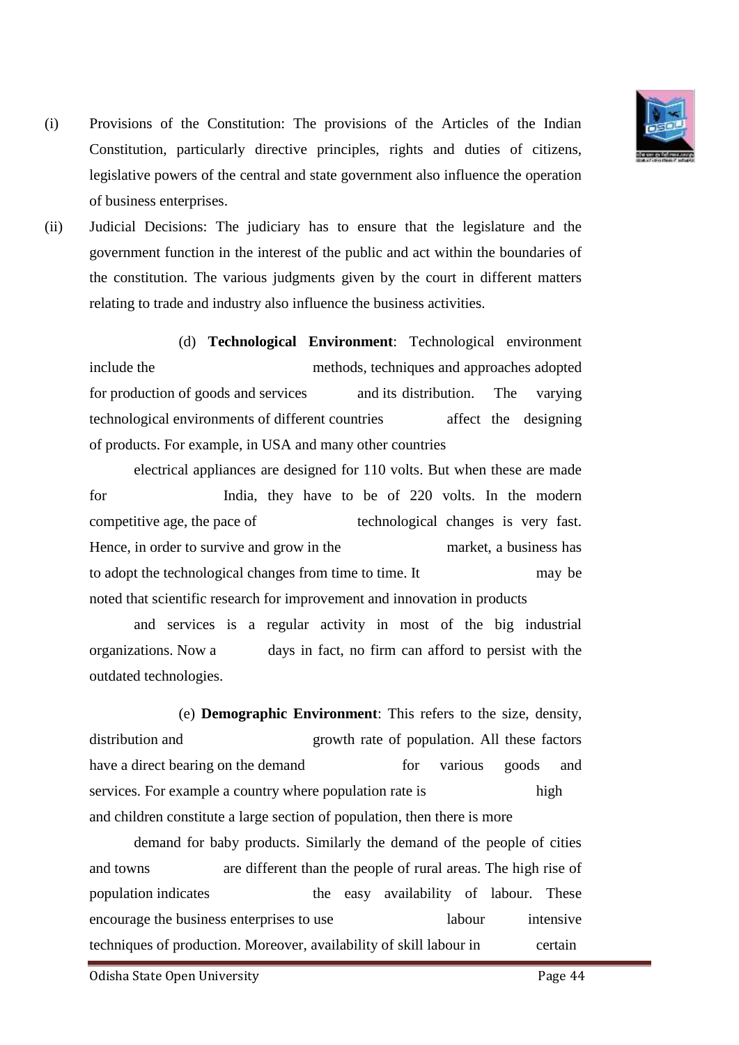(i) Provisions of the Constitution: The provisions of the Articles of the Indian Constitution, particularly directive principles, rights and duties of citizens, legislative powers of the central and state government also influence the operation of business enterprises.

(ii) Judicial Decisions: The judiciary has to ensure that the legislature and the government function in the interest of the public and act within the boundaries of the constitution. The various judgments given by the court in different matters relating to trade and industry also influence the business activities.

(d) **Technological Environment**: Technological environment include the methods, techniques and approaches adopted for production of goods and services and its distribution. The varying technological environments of different countries affect the designing of products. For example, in USA and many other countries electrical appliances are designed for 110 volts. But when these are made for India, they have to be of 220 volts. In the modern competitive age, the pace of technological changes is very fast. Hence, in order to survive and grow in the market, a business has to adopt the technological changes from time to time. It may be noted that scientific research for improvement and innovation in products and services is a regular activity in most of the big industrial organizations. Now a days in fact, no firm can afford to persist with the outdated technologies.

(e) **Demographic Environment**: This refers to the size, density, distribution and growth rate of population. All these factors have a direct bearing on the demand for various goods and services. For example a country where population rate is high and children constitute a large section of population, then there is more demand for baby products. Similarly the demand of the people of cities and towns are different than the people of rural areas. The high rise of population indicates the easy availability of labour. These encourage the business enterprises to use labour intensive techniques of production. Moreover, availability of skill labour in certain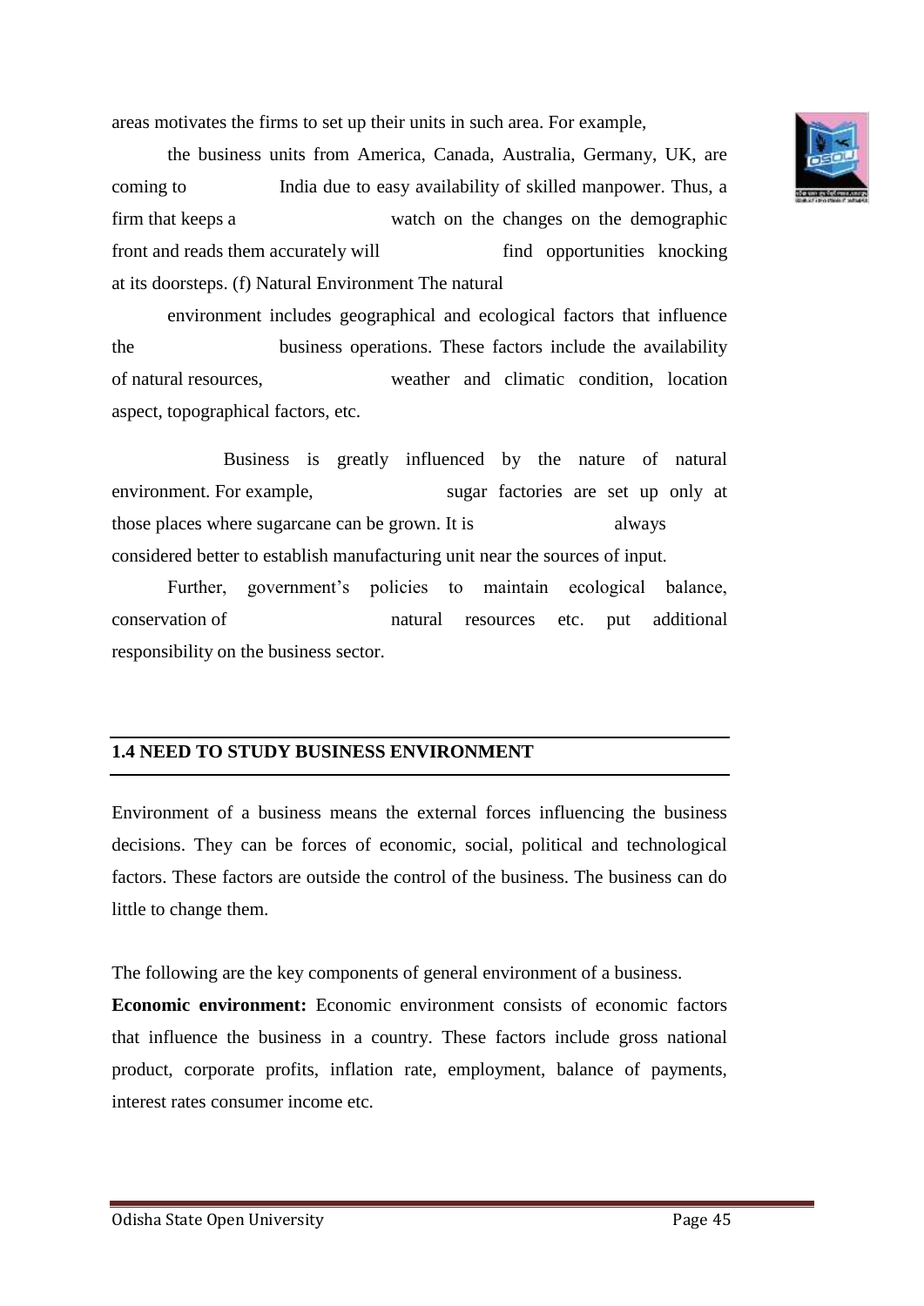areas motivates the firms to set up their units in such area. For example, the business units from America, Canada, Australia, Germany, UK, are coming to India due to easy availability of skilled manpower. Thus, a firm that keeps a watch on the changes on the demographic front and reads them accurately will find opportunities knocking at its doorsteps. (f) Natural Environment The natural environment includes geographical and ecological factors that influence the business operations. These factors include the availability of natural resources, weather and climatic condition, location aspect, topographical factors, etc.

Business is greatly influenced by the nature of natural environment. For example, sugar factories are set up only at those places where sugarcane can be grown. It is always considered better to establish manufacturing unit near the sources of input.

Further, government's policies to maintain ecological balance, conservation of natural resources etc. put additional responsibility on the business sector.

## 1.4 NEED TO STUDY BUSINESS ENVIRONMENT

Environment of a business means the external forces influencing the business decisions. They can be forces of economic, social, political and technological factors. These factors are outside the control of the business. The business can do little to change them.

The following are the key components of general environment of a business.

**Economic environment:** Economic environment consists of economic factors that influence the business in a country. These factors include gross national product, corporate profits, inflation rate, employment, balance of payments, interest rates consumer income etc.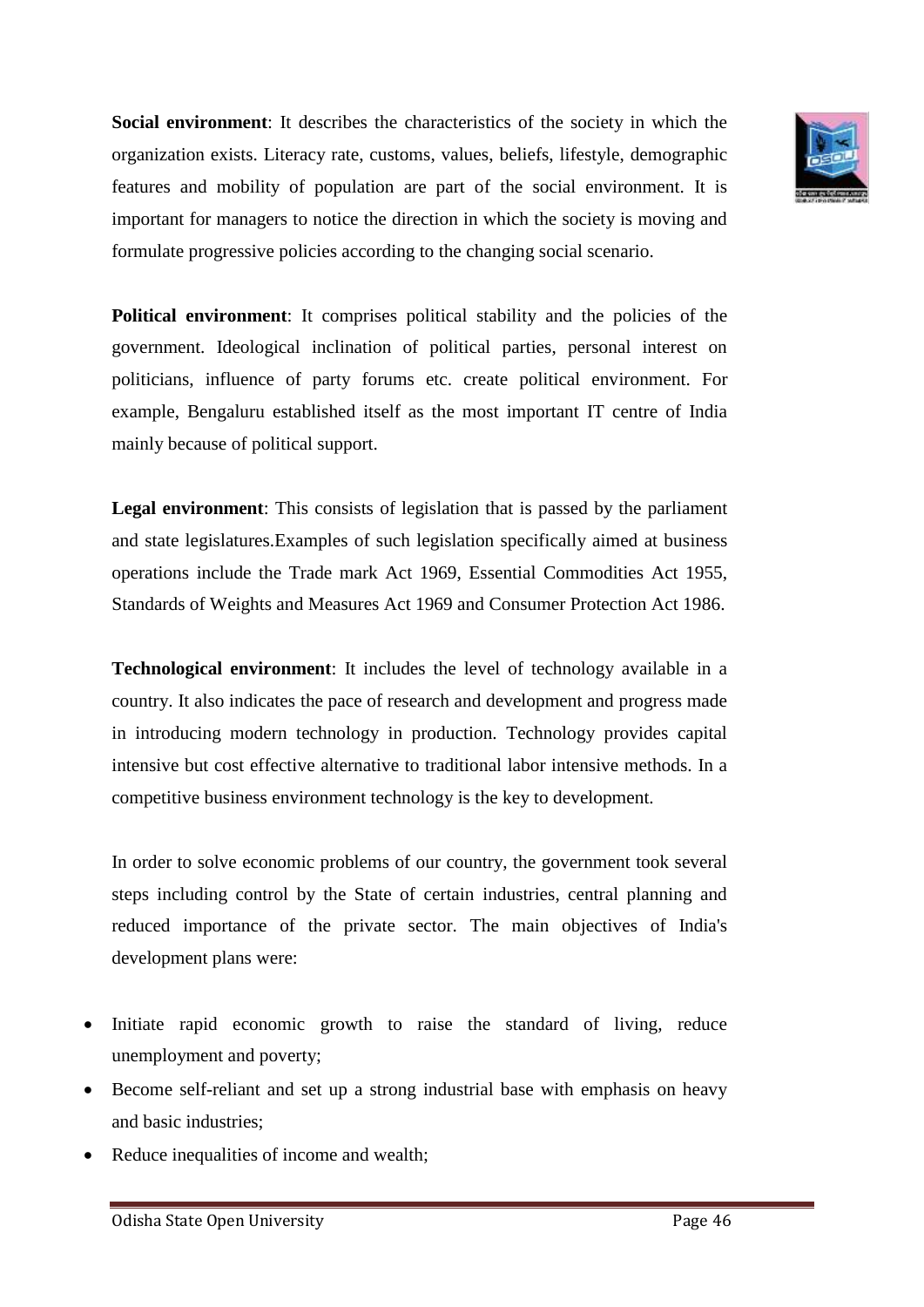**Social environment**: It describes the characteristics of the society in which the organization exists. Literacy rate, customs, values, beliefs, lifestyle, demographic features and mobility of population are part of the social environment. It is important for managers to notice the direction in which the society is moving and formulate progressive policies according to the changing social scenario.

**Political environment**: It comprises political stability and the policies of the government. Ideological inclination of political parties, personal interest on politicians, influence of party forums etc. create political environment. For example, Bengaluru established itself as the most important IT centre of India mainly because of political support.

**Legal environment**: This consists of legislation that is passed by the parliament and state legislatures.Examples of such legislation specifically aimed at business operations include the Trade mark Act 1969, Essential Commodities Act 1955, Standards of Weights and Measures Act 1969 and Consumer Protection Act 1986.

**Technological environment**: It includes the level of technology available in a country. It also indicates the pace of research and development and progress made in introducing modern technology in production. Technology provides capital intensive but cost effective alternative to traditional labor intensive methods. In a competitive business environment technology is the key to development.

In order to solve economic problems of our country, the government took several steps including control by the State of certain industries, central planning and reduced importance of the private sector. The main objectives of India's development plans were:

- Initiate rapid economic growth to raise the standard of living, reduce unemployment and poverty;
- Become self-reliant and set up a strong industrial base with emphasis on heavy and basic industries;
- Reduce inequalities of income and wealth;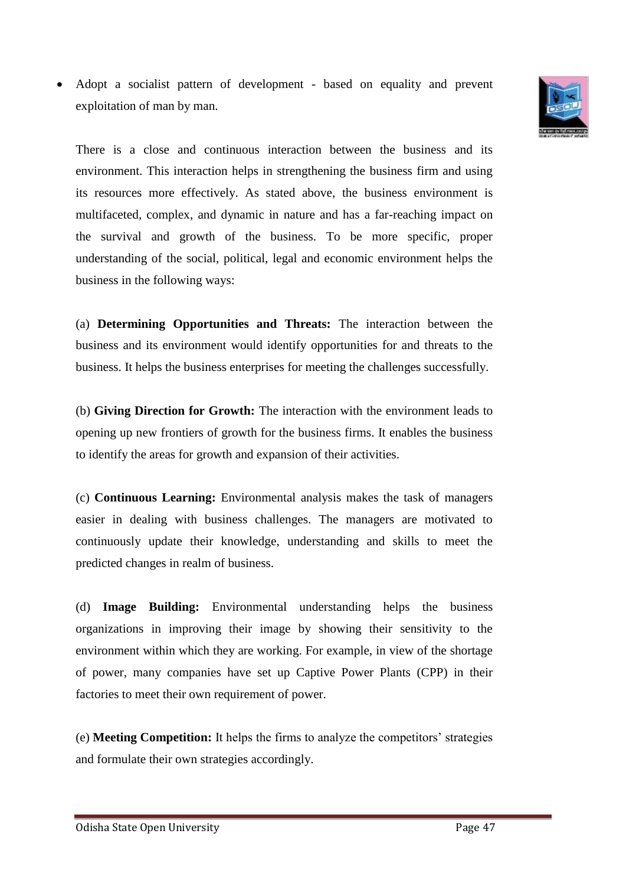- Adopt a socialist pattern of development - based on equality and prevent exploitation of man by man.

There is a close and continuous interaction between the business and its environment. This interaction helps in strengthening the business firm and using its resources more effectively. As stated above, the business environment is multifaceted, complex, and dynamic in nature and has a far-reaching impact on the survival and growth of the business. To be more specific, proper understanding of the social, political, legal and economic environment helps the business in the following ways:

(a) **Determining Opportunities and Threats:** The interaction between the business and its environment would identify opportunities for and threats to the business. It helps the business enterprises for meeting the challenges successfully.

(b) **Giving Direction for Growth:** The interaction with the environment leads to opening up new frontiers of growth for the business firms. It enables the business to identify the areas for growth and expansion of their activities.

(c) **Continuous Learning:** Environmental analysis makes the task of managers easier in dealing with business challenges. The managers are motivated to continuously update their knowledge, understanding and skills to meet the predicted changes in realm of business.

(d) **Image Building:** Environmental understanding helps the business organizations in improving their image by showing their sensitivity to the environment within which they are working. For example, in view of the shortage of power, many companies have set up Captive Power Plants (CPP) in their factories to meet their own requirement of power.

(e) **Meeting Competition:** It helps the firms to analyze the competitors' strategies and formulate their own strategies accordingly.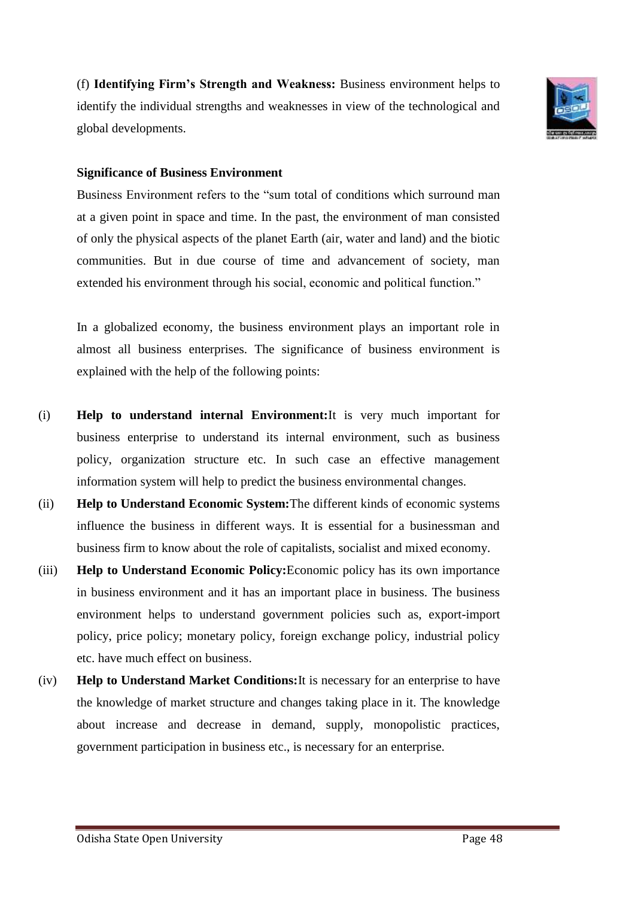(f) **Identifying Firm's Strength and Weakness:** Business environment helps to identify the individual strengths and weaknesses in view of the technological and global developments.

**Significance of Business Environment**

Business Environment refers to the "sum total of conditions which surround man at a given point in space and time. In the past, the environment of man consisted of only the physical aspects of the planet Earth (air, water and land) and the biotic communities. But in due course of time and advancement of society, man extended his environment through his social, economic and political function."

In a globalized economy, the business environment plays an important role in almost all business enterprises. The significance of business environment is explained with the help of the following points:

(i) **Help to understand internal Environment:**It is very much important for business enterprise to understand its internal environment, such as business policy, organization structure etc. In such case an effective management information system will help to predict the business environmental changes.

(ii) **Help to Understand Economic System:**The different kinds of economic systems influence the business in different ways. It is essential for a businessman and business firm to know about the role of capitalists, socialist and mixed economy.

(iii) **Help to Understand Economic Policy:**Economic policy has its own importance in business environment and it has an important place in business. The business environment helps to understand government policies such as, export-import policy, price policy; monetary policy, foreign exchange policy, industrial policy etc. have much effect on business.

(iv) **Help to Understand Market Conditions:**It is necessary for an enterprise to have the knowledge of market structure and changes taking place in it. The knowledge about increase and decrease in demand, supply, monopolistic practices, government participation in business etc., is necessary for an enterprise.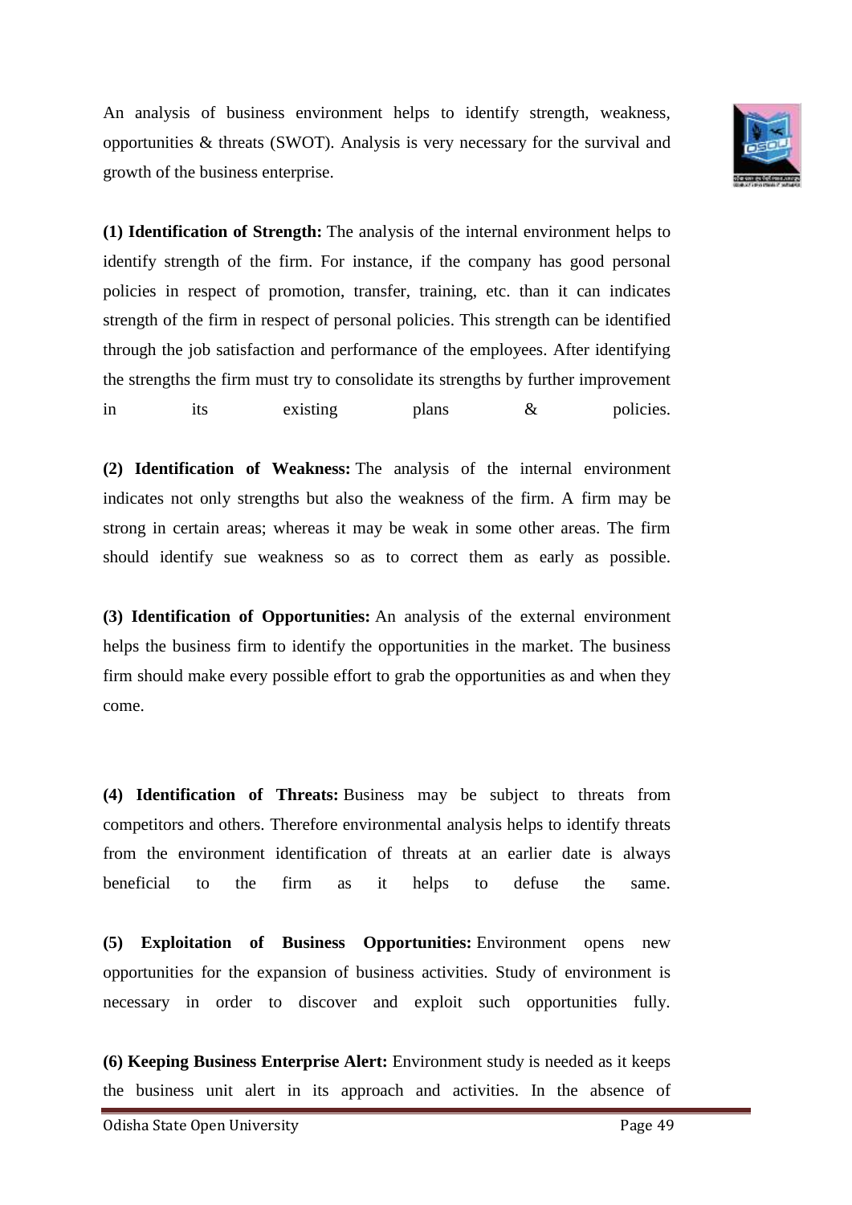An analysis of business environment helps to identify strength, weakness, opportunities & threats (SWOT). Analysis is very necessary for the survival and growth of the business enterprise.

**(1) Identification of Strength:** The analysis of the internal environment helps to identify strength of the firm. For instance, if the company has good personal policies in respect of promotion, transfer, training, etc. than it can indicates strength of the firm in respect of personal policies. This strength can be identified through the job satisfaction and performance of the employees. After identifying the strengths the firm must try to consolidate its strengths by further improvement in its existing plans & policies.

**(2) Identification of Weakness:** The analysis of the internal environment indicates not only strengths but also the weakness of the firm. A firm may be strong in certain areas; whereas it may be weak in some other areas. The firm should identify sue weakness so as to correct them as early as possible.

**(3) Identification of Opportunities:** An analysis of the external environment helps the business firm to identify the opportunities in the market. The business firm should make every possible effort to grab the opportunities as and when they come.

**(4) Identification of Threats:** Business may be subject to threats from competitors and others. Therefore environmental analysis helps to identify threats from the environment identification of threats at an earlier date is always beneficial to the firm as it helps to defuse the same.

**(5) Exploitation of Business Opportunities:** Environment opens new opportunities for the expansion of business activities. Study of environment is necessary in order to discover and exploit such opportunities fully.

**(6) Keeping Business Enterprise Alert:** Environment study is needed as it keeps the business unit alert in its approach and activities. In the absence of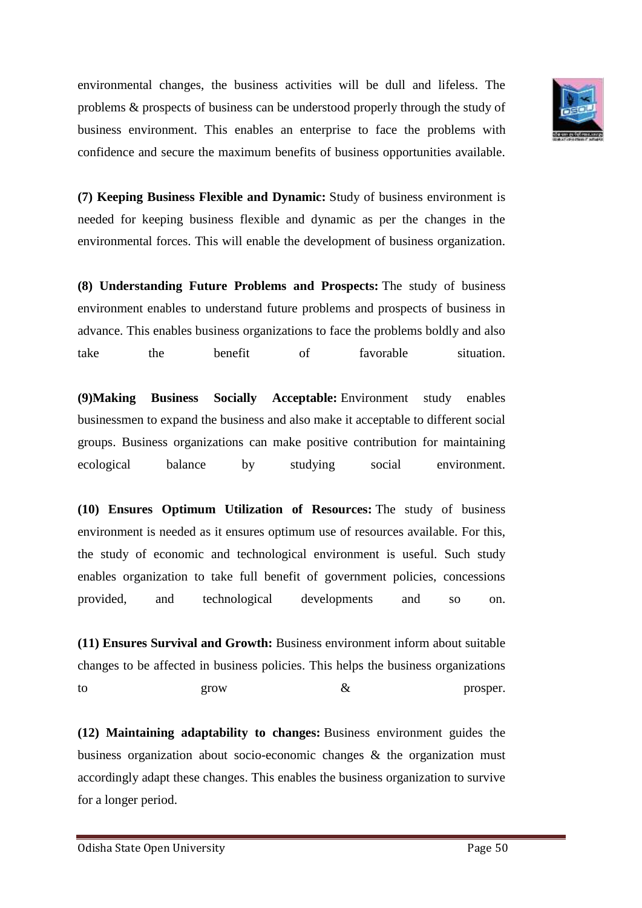environmental changes, the business activities will be dull and lifeless. The problems & prospects of business can be understood properly through the study of business environment. This enables an enterprise to face the problems with confidence and secure the maximum benefits of business opportunities available.

**(7) Keeping Business Flexible and Dynamic:** Study of business environment is needed for keeping business flexible and dynamic as per the changes in the environmental forces. This will enable the development of business organization.

**(8) Understanding Future Problems and Prospects:** The study of business environment enables to understand future problems and prospects of business in advance. This enables business organizations to face the problems boldly and also take the benefit of favorable situation.

**(9)Making Business Socially Acceptable:** Environment study enables businessmen to expand the business and also make it acceptable to different social groups. Business organizations can make positive contribution for maintaining ecological balance by studying social environment.

**(10) Ensures Optimum Utilization of Resources:** The study of business environment is needed as it ensures optimum use of resources available. For this, the study of economic and technological environment is useful. Such study enables organization to take full benefit of government policies, concessions provided, and technological developments and so on.

**(11) Ensures Survival and Growth:** Business environment inform about suitable changes to be affected in business policies. This helps the business organizations to grow & prosper.

**(12) Maintaining adaptability to changes:** Business environment guides the business organization about socio-economic changes & the organization must accordingly adapt these changes. This enables the business organization to survive for a longer period.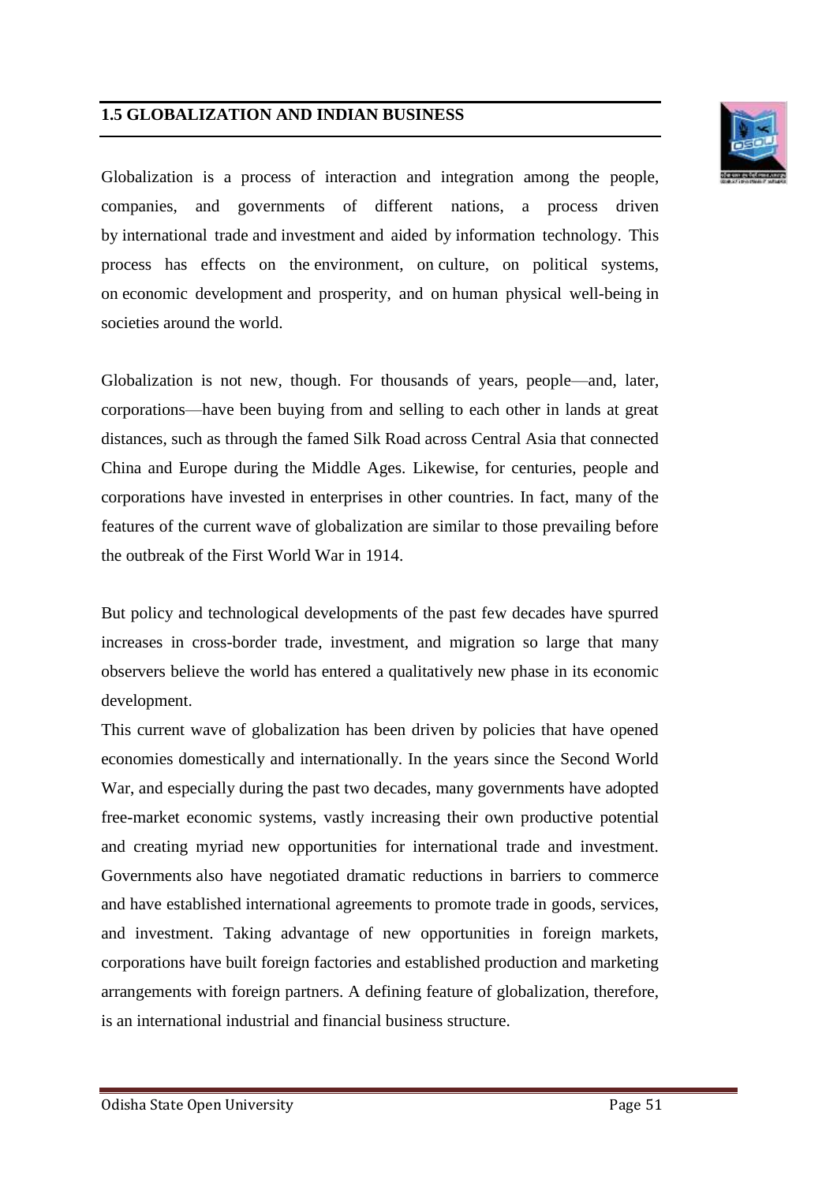## 1.5 GLOBALIZATION AND INDIAN BUSINESS

Globalization is a process of interaction and integration among the people, companies, and governments of different nations, a process driven by international trade and investment and aided by information technology. This process has effects on the environment, on culture, on political systems, on economic development and prosperity, and on human physical well-being in societies around the world.

Globalization is not new, though. For thousands of years, people—and, later, corporations—have been buying from and selling to each other in lands at great distances, such as through the famed Silk Road across Central Asia that connected China and Europe during the Middle Ages. Likewise, for centuries, people and corporations have invested in enterprises in other countries. In fact, many of the features of the current wave of globalization are similar to those prevailing before the outbreak of the First World War in 1914.

But policy and technological developments of the past few decades have spurred increases in cross-border trade, investment, and migration so large that many observers believe the world has entered a qualitatively new phase in its economic development.

This current wave of globalization has been driven by policies that have opened economies domestically and internationally. In the years since the Second World War, and especially during the past two decades, many governments have adopted free-market economic systems, vastly increasing their own productive potential and creating myriad new opportunities for international trade and investment. Governments also have negotiated dramatic reductions in barriers to commerce and have established international agreements to promote trade in goods, services, and investment. Taking advantage of new opportunities in foreign markets, corporations have built foreign factories and established production and marketing arrangements with foreign partners. A defining feature of globalization, therefore, is an international industrial and financial business structure.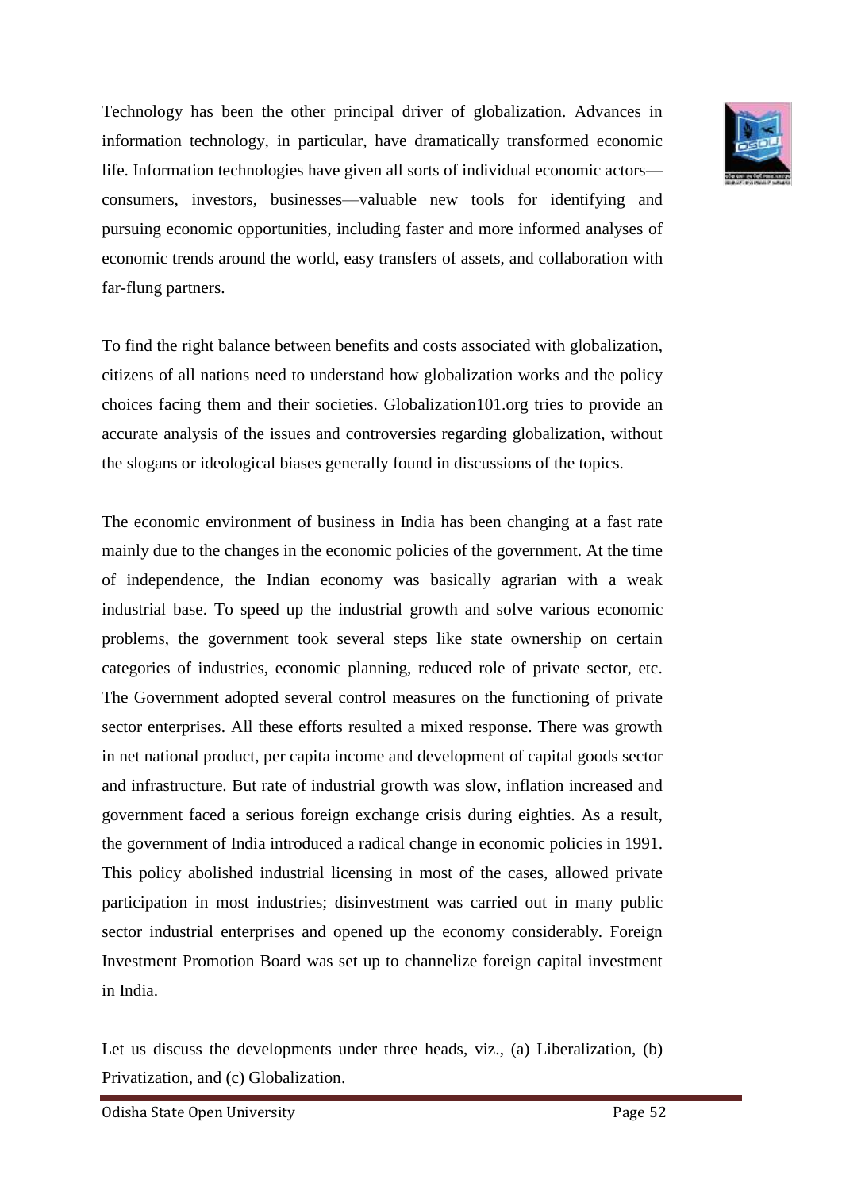Technology has been the other principal driver of globalization. Advances in information technology, in particular, have dramatically transformed economic life. Information technologies have given all sorts of individual economic actors—consumers, investors, businesses—valuable new tools for identifying and pursuing economic opportunities, including faster and more informed analyses of economic trends around the world, easy transfers of assets, and collaboration with far-flung partners.

To find the right balance between benefits and costs associated with globalization, citizens of all nations need to understand how globalization works and the policy choices facing them and their societies. Globalization101.org tries to provide an accurate analysis of the issues and controversies regarding globalization, without the slogans or ideological biases generally found in discussions of the topics.

The economic environment of business in India has been changing at a fast rate mainly due to the changes in the economic policies of the government. At the time of independence, the Indian economy was basically agrarian with a weak industrial base. To speed up the industrial growth and solve various economic problems, the government took several steps like state ownership on certain categories of industries, economic planning, reduced role of private sector, etc. The Government adopted several control measures on the functioning of private sector enterprises. All these efforts resulted a mixed response. There was growth in net national product, per capita income and development of capital goods sector and infrastructure. But rate of industrial growth was slow, inflation increased and government faced a serious foreign exchange crisis during eighties. As a result, the government of India introduced a radical change in economic policies in 1991. This policy abolished industrial licensing in most of the cases, allowed private participation in most industries; disinvestment was carried out in many public sector industrial enterprises and opened up the economy considerably. Foreign Investment Promotion Board was set up to channelize foreign capital investment in India.

Let us discuss the developments under three heads, viz., (a) Liberalization, (b) Privatization, and (c) Globalization.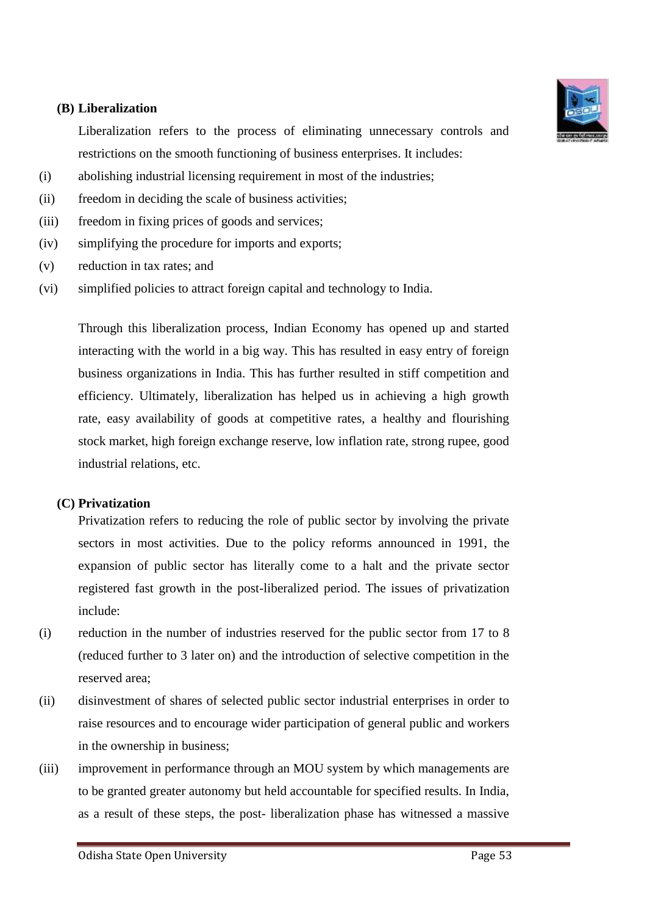**(B) Liberalization**

Liberalization refers to the process of eliminating unnecessary controls and restrictions on the smooth functioning of business enterprises. It includes:

(i) abolishing industrial licensing requirement in most of the industries;

(ii) freedom in deciding the scale of business activities;

(iii) freedom in fixing prices of goods and services;

(iv) simplifying the procedure for imports and exports;

(v) reduction in tax rates; and

(vi) simplified policies to attract foreign capital and technology to India.

Through this liberalization process, Indian Economy has opened up and started interacting with the world in a big way. This has resulted in easy entry of foreign business organizations in India. This has further resulted in stiff competition and efficiency. Ultimately, liberalization has helped us in achieving a high growth rate, easy availability of goods at competitive rates, a healthy and flourishing stock market, high foreign exchange reserve, low inflation rate, strong rupee, good industrial relations, etc.

**(C) Privatization**

Privatization refers to reducing the role of public sector by involving the private sectors in most activities. Due to the policy reforms announced in 1991, the expansion of public sector has literally come to a halt and the private sector registered fast growth in the post-liberalized period. The issues of privatization include:

(i) reduction in the number of industries reserved for the public sector from 17 to 8 (reduced further to 3 later on) and the introduction of selective competition in the reserved area;

(ii) disinvestment of shares of selected public sector industrial enterprises in order to raise resources and to encourage wider participation of general public and workers in the ownership in business;

(iii) improvement in performance through an MOU system by which managements are to be granted greater autonomy but held accountable for specified results. In India, as a result of these steps, the post- liberalization phase has witnessed a massive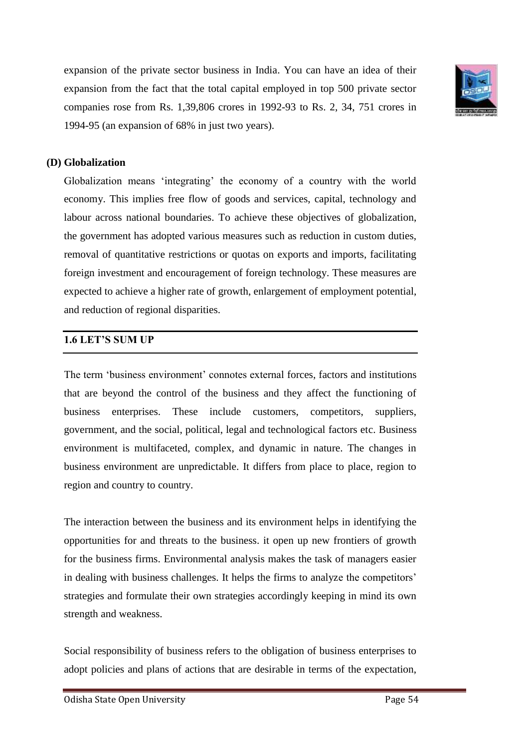expansion of the private sector business in India. You can have an idea of their expansion from the fact that the total capital employed in top 500 private sector companies rose from Rs. 1,39,806 crores in 1992-93 to Rs. 2, 34, 751 crores in 1994-95 (an expansion of 68% in just two years).

**(D) Globalization**

Globalization means 'integrating' the economy of a country with the world economy. This implies free flow of goods and services, capital, technology and labour across national boundaries. To achieve these objectives of globalization, the government has adopted various measures such as reduction in custom duties, removal of quantitative restrictions or quotas on exports and imports, facilitating foreign investment and encouragement of foreign technology. These measures are expected to achieve a higher rate of growth, enlargement of employment potential, and reduction of regional disparities.

## 1.6 LET'S SUM UP

The term 'business environment' connotes external forces, factors and institutions that are beyond the control of the business and they affect the functioning of business enterprises. These include customers, competitors, suppliers, government, and the social, political, legal and technological factors etc. Business environment is multifaceted, complex, and dynamic in nature. The changes in business environment are unpredictable. It differs from place to place, region to region and country to country.

The interaction between the business and its environment helps in identifying the opportunities for and threats to the business. it open up new frontiers of growth for the business firms. Environmental analysis makes the task of managers easier in dealing with business challenges. It helps the firms to analyze the competitors' strategies and formulate their own strategies accordingly keeping in mind its own strength and weakness.

Social responsibility of business refers to the obligation of business enterprises to adopt policies and plans of actions that are desirable in terms of the expectation,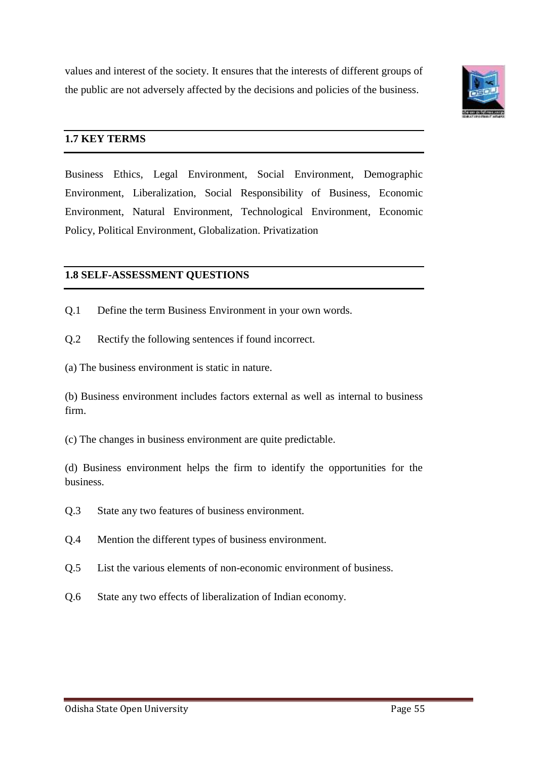values and interest of the society. It ensures that the interests of different groups of the public are not adversely affected by the decisions and policies of the business.

## 1.7 KEY TERMS

Business Ethics, Legal Environment, Social Environment, Demographic Environment, Liberalization, Social Responsibility of Business, Economic Environment, Natural Environment, Technological Environment, Economic Policy, Political Environment, Globalization. Privatization

## 1.8 SELF-ASSESSMENT QUESTIONS

Q.1 Define the term Business Environment in your own words.

Q.2 Rectify the following sentences if found incorrect.

(a) The business environment is static in nature.

(b) Business environment includes factors external as well as internal to business firm.

(c) The changes in business environment are quite predictable.

(d) Business environment helps the firm to identify the opportunities for the business.

Q.3 State any two features of business environment.

Q.4 Mention the different types of business environment.

Q.5 List the various elements of non-economic environment of business.

Q.6 State any two effects of liberalization of Indian economy.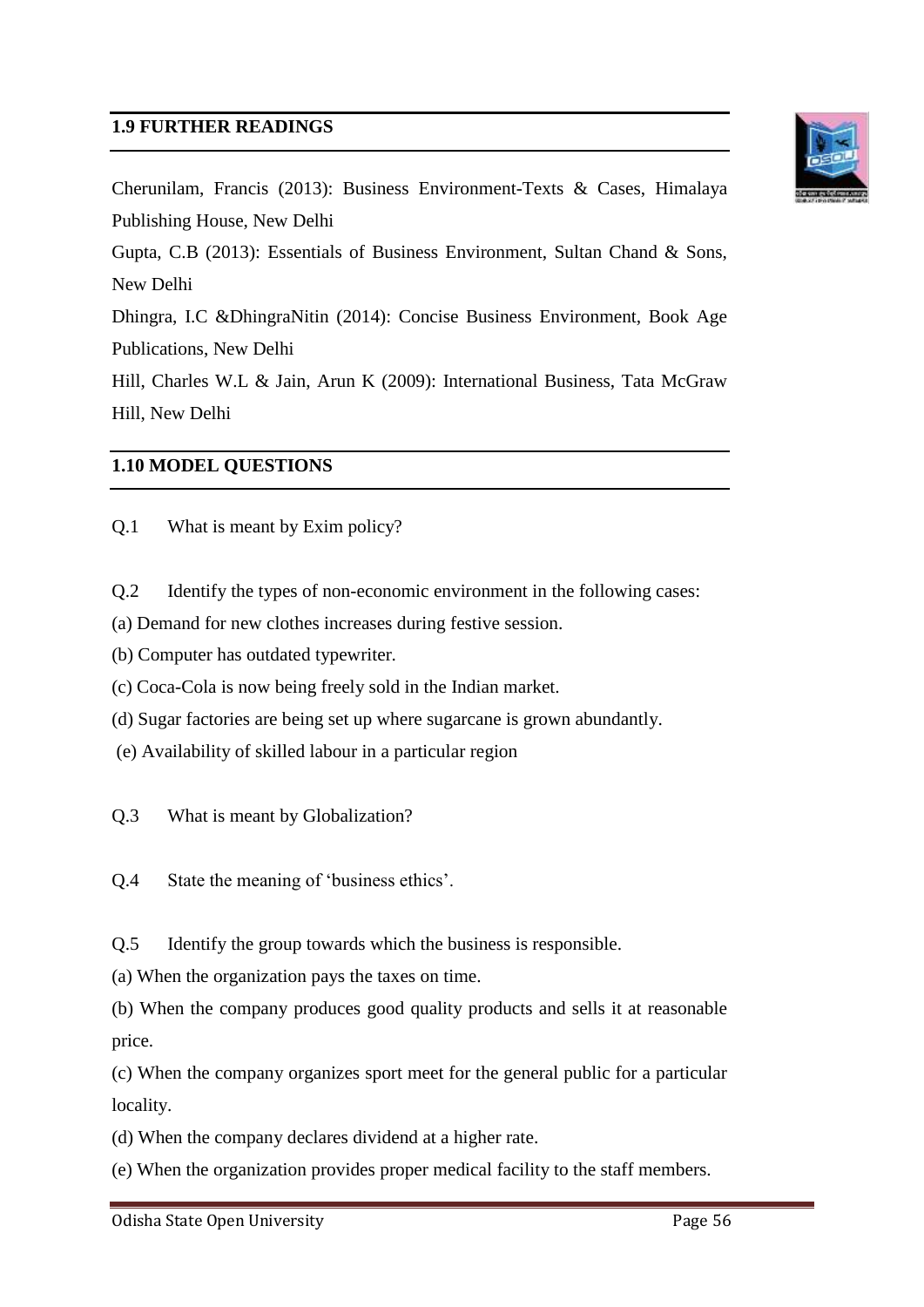## 1.9 FURTHER READINGS

Cherunilam, Francis (2013): Business Environment-Texts & Cases, Himalaya Publishing House, New Delhi

Gupta, C.B (2013): Essentials of Business Environment, Sultan Chand & Sons, New Delhi

Dhingra, I.C &DhingraNitin (2014): Concise Business Environment, Book Age Publications, New Delhi

Hill, Charles W.L & Jain, Arun K (2009): International Business, Tata McGraw Hill, New Delhi

## 1.10 MODEL QUESTIONS

Q.1 What is meant by Exim policy?

Q.2 Identify the types of non-economic environment in the following cases:

(a) Demand for new clothes increases during festive session.

(b) Computer has outdated typewriter.

(c) Coca-Cola is now being freely sold in the Indian market.

(d) Sugar factories are being set up where sugarcane is grown abundantly.

(e) Availability of skilled labour in a particular region

Q.3 What is meant by Globalization?

Q.4 State the meaning of 'business ethics'.

Q.5 Identify the group towards which the business is responsible.

(a) When the organization pays the taxes on time.

(b) When the company produces good quality products and sells it at reasonable price.

(c) When the company organizes sport meet for the general public for a particular locality.

(d) When the company declares dividend at a higher rate.

(e) When the organization provides proper medical facility to the staff members.